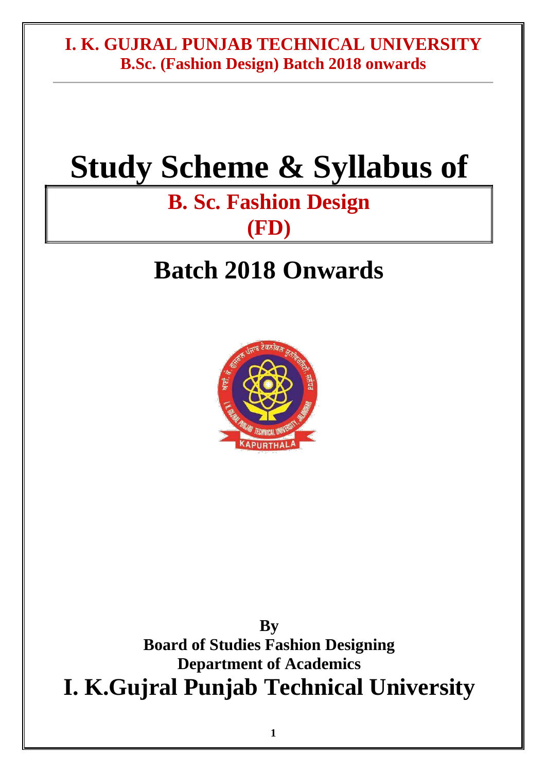**I. K. GUJRAL PUNJAB TECHNICAL UNIVERSITY**
**B.Sc. (Fashion Design) Batch 2018 onwards**

# Study Scheme & Syllabus of

## B. Sc. Fashion Design (FD)

# Batch 2018 Onwards

**By**
**Board of Studies Fashion Designing**
**Department of Academics**

## I. K.Gujral Punjab Technical University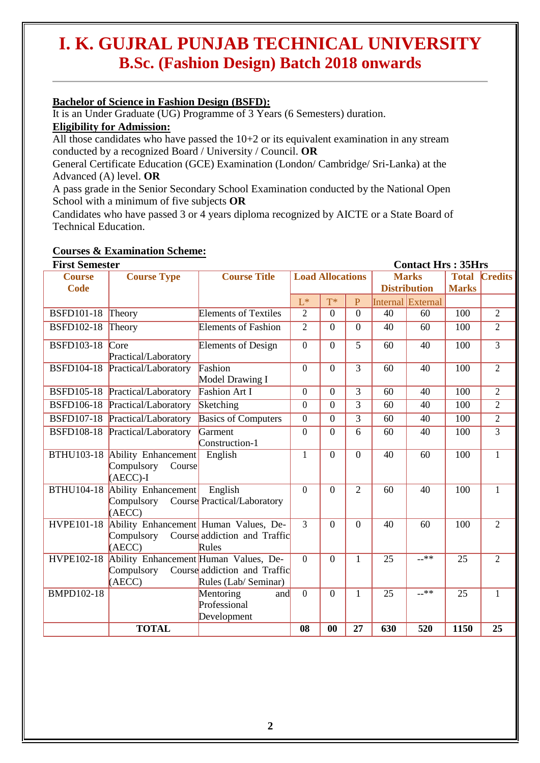# I. K. GUJRAL PUNJAB TECHNICAL UNIVERSITY
## B.Sc. (Fashion Design) Batch 2018 onwards

**Bachelor of Science in Fashion Design (BSFD):**

It is an Under Graduate (UG) Programme of 3 Years (6 Semesters) duration.

**Eligibility for Admission:**

All those candidates who have passed the 10+2 or its equivalent examination in any stream conducted by a recognized Board / University / Council. **OR**

General Certificate Education (GCE) Examination (London/ Cambridge/ Sri-Lanka) at the Advanced (A) level. **OR**

A pass grade in the Senior Secondary School Examination conducted by the National Open School with a minimum of five subjects **OR**

Candidates who have passed 3 or 4 years diploma recognized by AICTE or a State Board of Technical Education.

**Courses & Examination Scheme:**

**First Semester** **Contact Hrs : 35Hrs**

| Course Code | Course Type | Course Title | Load Allocations | | | Marks Distribution | | Total Marks | Credits |
|---|---|---|---|---|---|---|---|---|---|
| | | | L* | T* | P | Internal | External | | |
| BSFD101-18 | Theory | Elements of Textiles | 2 | 0 | 0 | 40 | 60 | 100 | 2 |
| BSFD102-18 | Theory | Elements of Fashion | 2 | 0 | 0 | 40 | 60 | 100 | 2 |
| BSFD103-18 | Core Practical/Laboratory | Elements of Design | 0 | 0 | 5 | 60 | 40 | 100 | 3 |
| BSFD104-18 | Practical/Laboratory | Fashion Model Drawing I | 0 | 0 | 3 | 60 | 40 | 100 | 2 |
| BSFD105-18 | Practical/Laboratory | Fashion Art I | 0 | 0 | 3 | 60 | 40 | 100 | 2 |
| BSFD106-18 | Practical/Laboratory | Sketching | 0 | 0 | 3 | 60 | 40 | 100 | 2 |
| BSFD107-18 | Practical/Laboratory | Basics of Computers | 0 | 0 | 3 | 60 | 40 | 100 | 2 |
| BSFD108-18 | Practical/Laboratory | Garment Construction-1 | 0 | 0 | 6 | 60 | 40 | 100 | 3 |
| BTHU103-18 | Ability Enhancement Compulsory Course (AECC)-I | English | 1 | 0 | 0 | 40 | 60 | 100 | 1 |
| BTHU104-18 | Ability Enhancement Compulsory Course (AECC) | English Practical/Laboratory | 0 | 0 | 2 | 60 | 40 | 100 | 1 |
| HVPE101-18 | Ability Enhancement Compulsory Course (AECC) | Human Values, De-addiction and Traffic Rules | 3 | 0 | 0 | 40 | 60 | 100 | 2 |
| HVPE102-18 | Ability Enhancement Compulsory Course (AECC) | Human Values, De-addiction and Traffic Rules (Lab/ Seminar) | 0 | 0 | 1 | 25 | --** | 25 | 2 |
| BMPD102-18 | | Mentoring and Professional Development | 0 | 0 | 1 | 25 | --** | 25 | 1 |
| | **TOTAL** | | **08** | **00** | **27** | **630** | **520** | **1150** | **25** |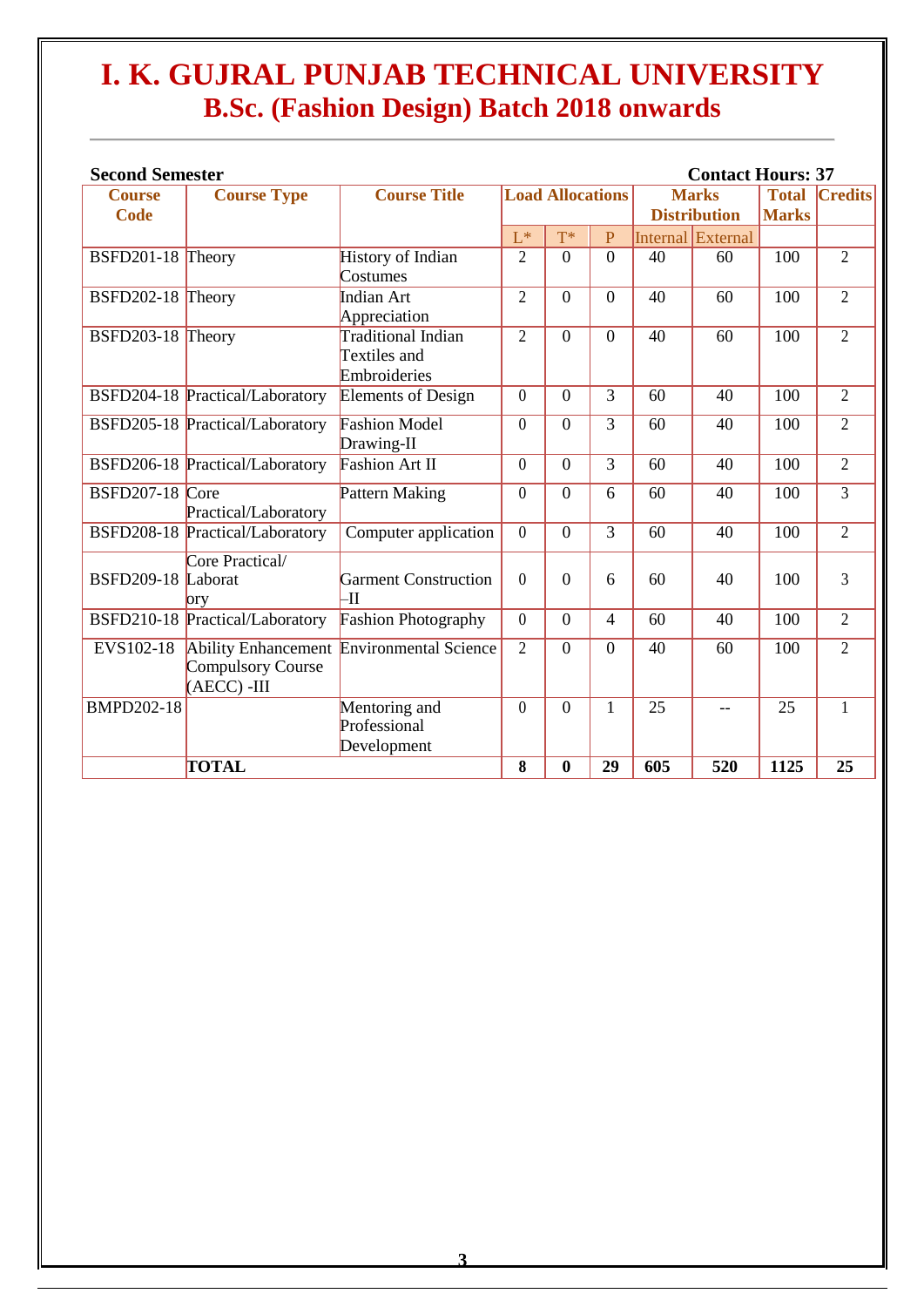# I. K. GUJRAL PUNJAB TECHNICAL UNIVERSITY
## B.Sc. (Fashion Design) Batch 2018 onwards

**Second Semester** **Contact Hours: 37**

| Course Code | Course Type | Course Title | Load Allocations | | | Marks Distribution | | Total Marks | Credits |
|---|---|---|---|---|---|---|---|---|---|
| | | | L* | T* | P | Internal | External | | |
| BSFD201-18 | Theory | History of Indian Costumes | 2 | 0 | 0 | 40 | 60 | 100 | 2 |
| BSFD202-18 | Theory | Indian Art Appreciation | 2 | 0 | 0 | 40 | 60 | 100 | 2 |
| BSFD203-18 | Theory | Traditional Indian Textiles and Embroideries | 2 | 0 | 0 | 40 | 60 | 100 | 2 |
| BSFD204-18 | Practical/Laboratory | Elements of Design | 0 | 0 | 3 | 60 | 40 | 100 | 2 |
| BSFD205-18 | Practical/Laboratory | Fashion Model Drawing-II | 0 | 0 | 3 | 60 | 40 | 100 | 2 |
| BSFD206-18 | Practical/Laboratory | Fashion Art II | 0 | 0 | 3 | 60 | 40 | 100 | 2 |
| BSFD207-18 | Core Practical/Laboratory | Pattern Making | 0 | 0 | 6 | 60 | 40 | 100 | 3 |
| BSFD208-18 | Practical/Laboratory | Computer application | 0 | 0 | 3 | 60 | 40 | 100 | 2 |
| BSFD209-18 | Core Practical/ Laborat ory | Garment Construction –II | 0 | 0 | 6 | 60 | 40 | 100 | 3 |
| BSFD210-18 | Practical/Laboratory | Fashion Photography | 0 | 0 | 4 | 60 | 40 | 100 | 2 |
| EVS102-18 | Ability Enhancement Compulsory Course (AECC) -III | Environmental Science | 2 | 0 | 0 | 40 | 60 | 100 | 2 |
| BMPD202-18 | | Mentoring and Professional Development | 0 | 0 | 1 | 25 | -- | 25 | 1 |
| | **TOTAL** | | **8** | **0** | **29** | **605** | **520** | **1125** | **25** |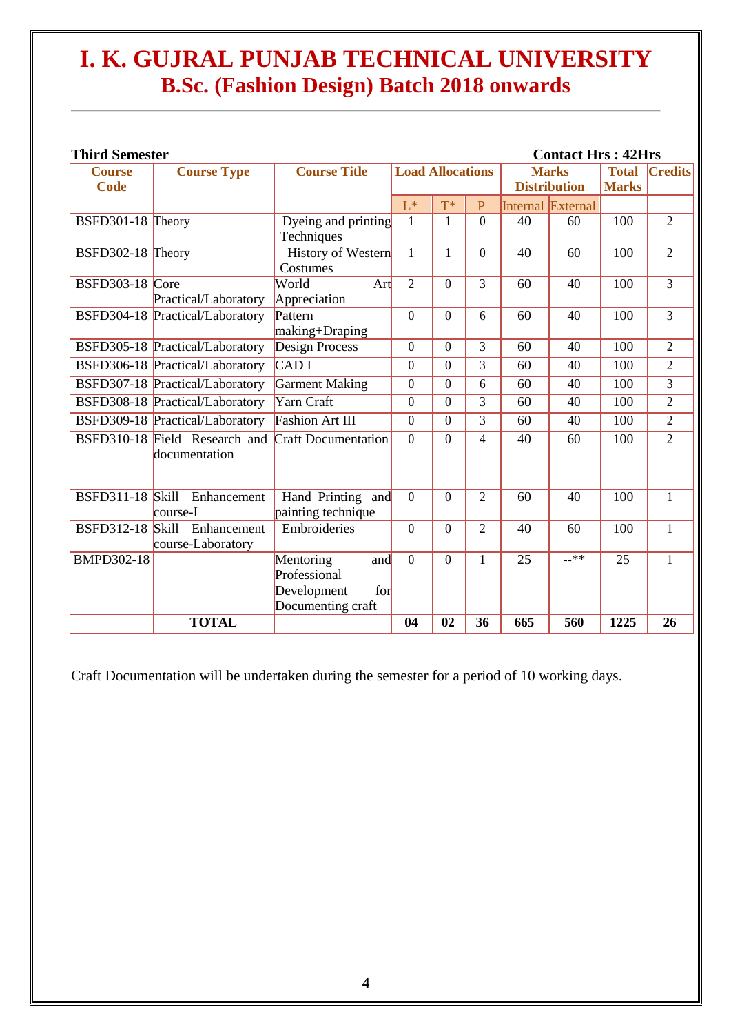# I. K. GUJRAL PUNJAB TECHNICAL UNIVERSITY
## B.Sc. (Fashion Design) Batch 2018 onwards

**Third Semester** **Contact Hrs : 42Hrs**

| Course Code | Course Type | Course Title | Load Allocations | | | Marks Distribution | | Total Marks | Credits |
|---|---|---|---|---|---|---|---|---|---|
| | | | L* | T* | P | Internal | External | | |
| BSFD301-18 | Theory | Dyeing and printing Techniques | 1 | 1 | 0 | 40 | 60 | 100 | 2 |
| BSFD302-18 | Theory | History of Western Costumes | 1 | 1 | 0 | 40 | 60 | 100 | 2 |
| BSFD303-18 | Core Practical/Laboratory | World Art Appreciation | 2 | 0 | 3 | 60 | 40 | 100 | 3 |
| BSFD304-18 | Practical/Laboratory | Pattern making+Draping | 0 | 0 | 6 | 60 | 40 | 100 | 3 |
| BSFD305-18 | Practical/Laboratory | Design Process | 0 | 0 | 3 | 60 | 40 | 100 | 2 |
| BSFD306-18 | Practical/Laboratory | CAD I | 0 | 0 | 3 | 60 | 40 | 100 | 2 |
| BSFD307-18 | Practical/Laboratory | Garment Making | 0 | 0 | 6 | 60 | 40 | 100 | 3 |
| BSFD308-18 | Practical/Laboratory | Yarn Craft | 0 | 0 | 3 | 60 | 40 | 100 | 2 |
| BSFD309-18 | Practical/Laboratory | Fashion Art III | 0 | 0 | 3 | 60 | 40 | 100 | 2 |
| BSFD310-18 | Field Research and documentation | Craft Documentation | 0 | 0 | 4 | 40 | 60 | 100 | 2 |
| BSFD311-18 | Skill Enhancement course-I | Hand Printing and painting technique | 0 | 0 | 2 | 60 | 40 | 100 | 1 |
| BSFD312-18 | Skill Enhancement course-Laboratory | Embroideries | 0 | 0 | 2 | 40 | 60 | 100 | 1 |
| BMPD302-18 | | Mentoring and Professional Development for Documenting craft | 0 | 0 | 1 | 25 | --** | 25 | 1 |
| | **TOTAL** | | **04** | **02** | **36** | **665** | **560** | **1225** | **26** |

Craft Documentation will be undertaken during the semester for a period of 10 working days.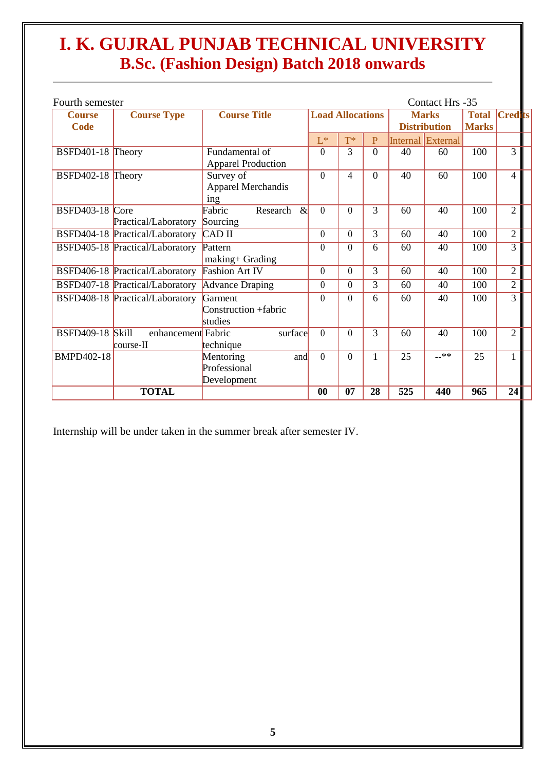# I. K. GUJRAL PUNJAB TECHNICAL UNIVERSITY
## B.Sc. (Fashion Design) Batch 2018 onwards

Fourth semester | Contact Hrs -35

| Course Code | Course Type | Course Title | Load Allocations | | | Marks Distribution | | Total Marks | Credits |
|---|---|---|---|---|---|---|---|---|---|
| | | | L* | T* | P | Internal | External | | |
| BSFD401-18 | Theory | Fundamental of Apparel Production | 0 | 3 | 0 | 40 | 60 | 100 | 3 |
| BSFD402-18 | Theory | Survey of Apparel Merchandising | 0 | 4 | 0 | 40 | 60 | 100 | 4 |
| BSFD403-18 | Core Practical/Laboratory | Fabric Research & Sourcing | 0 | 0 | 3 | 60 | 40 | 100 | 2 |
| BSFD404-18 | Practical/Laboratory | CAD II | 0 | 0 | 3 | 60 | 40 | 100 | 2 |
| BSFD405-18 | Practical/Laboratory | Pattern making+ Grading | 0 | 0 | 6 | 60 | 40 | 100 | 3 |
| BSFD406-18 | Practical/Laboratory | Fashion Art IV | 0 | 0 | 3 | 60 | 40 | 100 | 2 |
| BSFD407-18 | Practical/Laboratory | Advance Draping | 0 | 0 | 3 | 60 | 40 | 100 | 2 |
| BSFD408-18 | Practical/Laboratory | Garment Construction +fabric studies | 0 | 0 | 6 | 60 | 40 | 100 | 3 |
| BSFD409-18 | Skill enhancement course-II | Fabric surface technique | 0 | 0 | 3 | 60 | 40 | 100 | 2 |
| BMPD402-18 | | Mentoring and Professional Development | 0 | 0 | 1 | 25 | --** | 25 | 1 |
| | **TOTAL** | | **00** | **07** | **28** | **525** | **440** | **965** | **24** |

Internship will be under taken in the summer break after semester IV.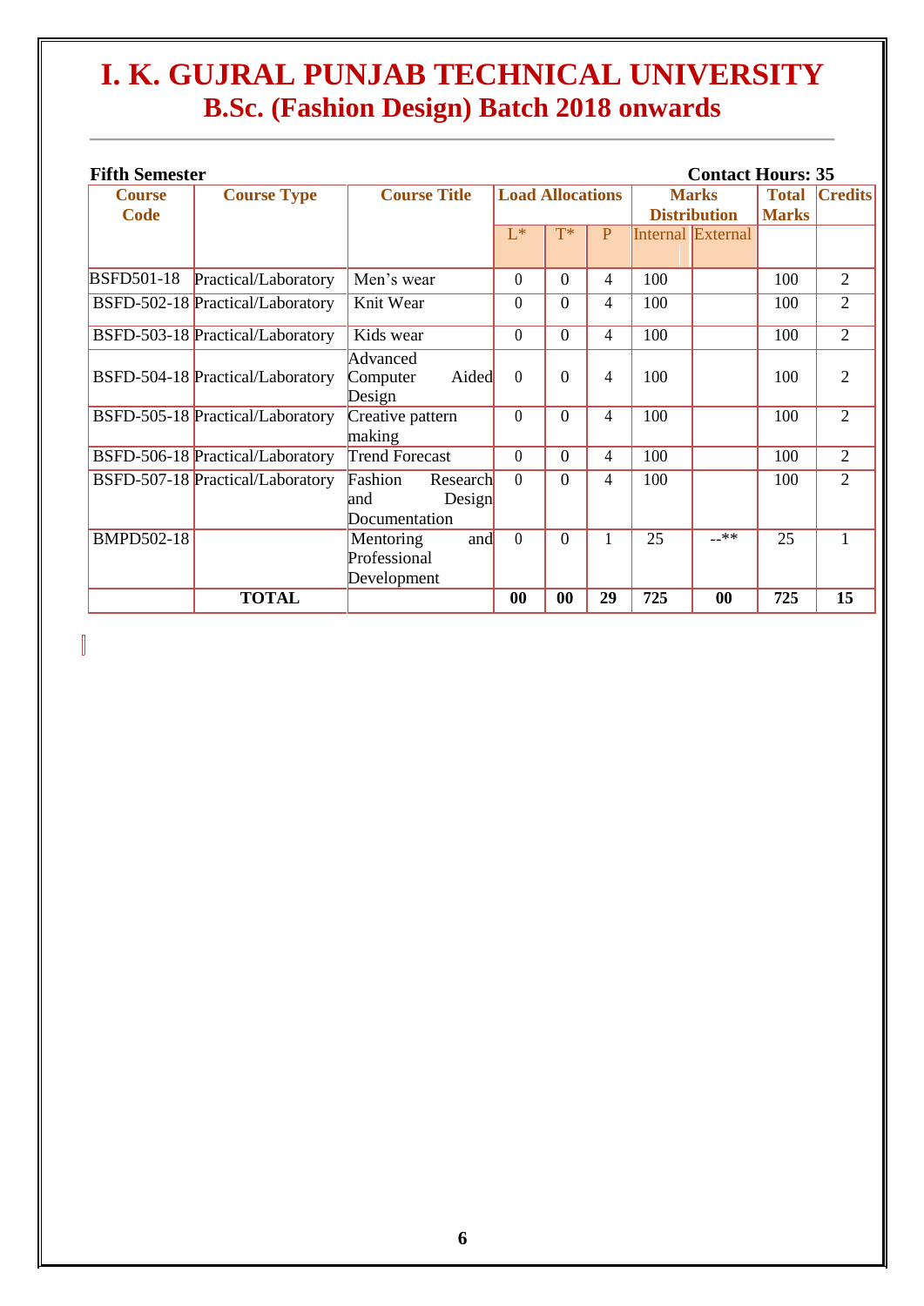# I. K. GUJRAL PUNJAB TECHNICAL UNIVERSITY
## B.Sc. (Fashion Design) Batch 2018 onwards

**Fifth Semester** **Contact Hours: 35**

| Course Code | Course Type | Course Title | Load Allocations | | | Marks Distribution | | Total Marks | Credits |
|---|---|---|---|---|---|---|---|---|---|
| | | | L* | T* | P | Internal | External | | |
| BSFD501-18 | Practical/Laboratory | Men's wear | 0 | 0 | 4 | 100 | | 100 | 2 |
| BSFD-502-18 | Practical/Laboratory | Knit Wear | 0 | 0 | 4 | 100 | | 100 | 2 |
| BSFD-503-18 | Practical/Laboratory | Kids wear | 0 | 0 | 4 | 100 | | 100 | 2 |
| BSFD-504-18 | Practical/Laboratory | Advanced Computer Aided Design | 0 | 0 | 4 | 100 | | 100 | 2 |
| BSFD-505-18 | Practical/Laboratory | Creative pattern making | 0 | 0 | 4 | 100 | | 100 | 2 |
| BSFD-506-18 | Practical/Laboratory | Trend Forecast | 0 | 0 | 4 | 100 | | 100 | 2 |
| BSFD-507-18 | Practical/Laboratory | Fashion Research and Design Documentation | 0 | 0 | 4 | 100 | | 100 | 2 |
| BMPD502-18 | | Mentoring and Professional Development | 0 | 0 | 1 | 25 | --** | 25 | 1 |
| | **TOTAL** | | **00** | **00** | **29** | **725** | **00** | **725** | **15** |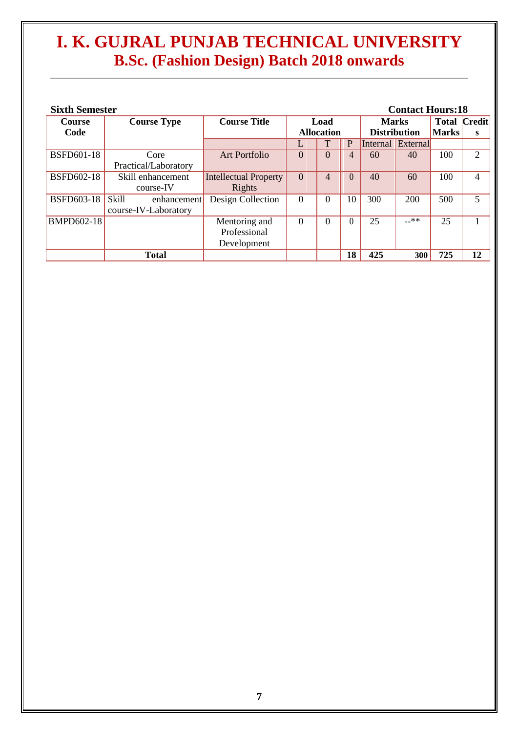# I. K. GUJRAL PUNJAB TECHNICAL UNIVERSITY
## B.Sc. (Fashion Design) Batch 2018 onwards

**Sixth Semester** **Contact Hours:18**

| Course Code | Course Type | Course Title | Load Allocation | | | Marks Distribution | | Total Marks | Credits |
|---|---|---|---|---|---|---|---|---|---|
| | | | L | T | P | Internal | External | | |
| BSFD601-18 | Core Practical/Laboratory | Art Portfolio | 0 | 0 | 4 | 60 | 40 | 100 | 2 |
| BSFD602-18 | Skill enhancement course-IV | Intellectual Property Rights | 0 | 4 | 0 | 40 | 60 | 100 | 4 |
| BSFD603-18 | Skill enhancement course-IV-Laboratory | Design Collection | 0 | 0 | 10 | 300 | 200 | 500 | 5 |
| BMPD602-18 | | Mentoring and Professional Development | 0 | 0 | 0 | 25 | --** | 25 | 1 |
| | **Total** | | | | **18** | **425** | **300** | **725** | **12** |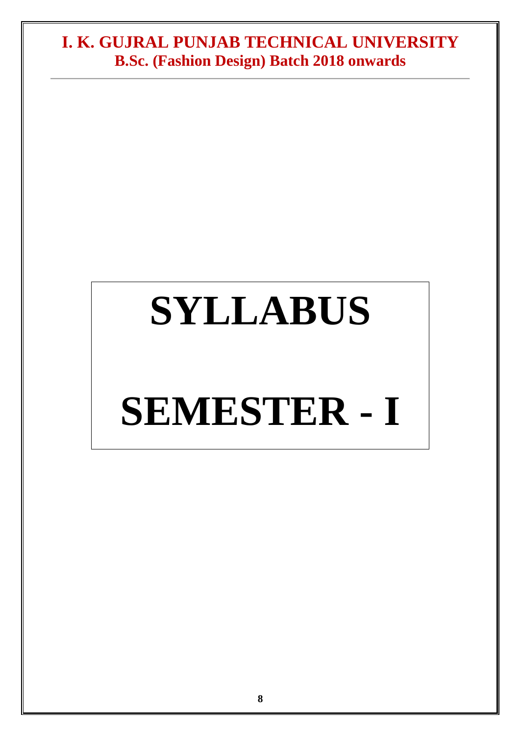# SYLLABUS

# SEMESTER - I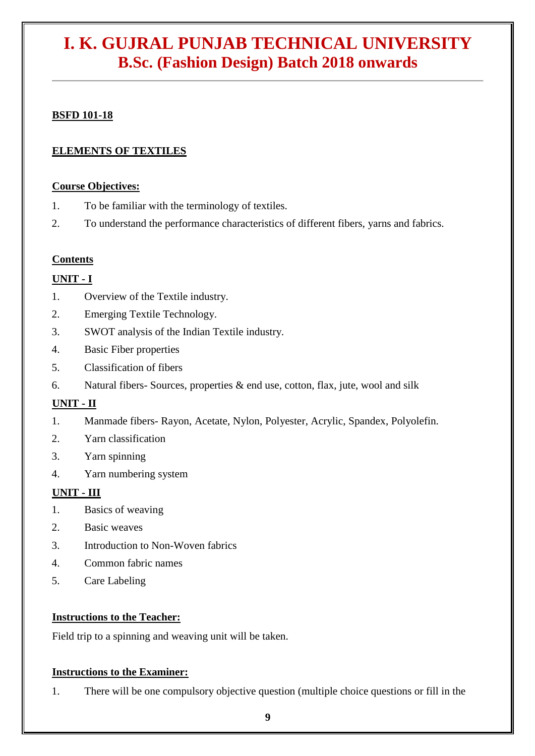# I. K. GUJRAL PUNJAB TECHNICAL UNIVERSITY
## B.Sc. (Fashion Design) Batch 2018 onwards

**BSFD 101-18**

**ELEMENTS OF TEXTILES**

**Course Objectives:**

1. To be familiar with the terminology of textiles.
2. To understand the performance characteristics of different fibers, yarns and fabrics.

**Contents**

**UNIT - I**

1. Overview of the Textile industry.
2. Emerging Textile Technology.
3. SWOT analysis of the Indian Textile industry.
4. Basic Fiber properties
5. Classification of fibers
6. Natural fibers- Sources, properties & end use, cotton, flax, jute, wool and silk

**UNIT - II**

1. Manmade fibers- Rayon, Acetate, Nylon, Polyester, Acrylic, Spandex, Polyolefin.
2. Yarn classification
3. Yarn spinning
4. Yarn numbering system

**UNIT - III**

1. Basics of weaving
2. Basic weaves
3. Introduction to Non-Woven fabrics
4. Common fabric names
5. Care Labeling

**Instructions to the Teacher:**

Field trip to a spinning and weaving unit will be taken.

**Instructions to the Examiner:**

1. There will be one compulsory objective question (multiple choice questions or fill in the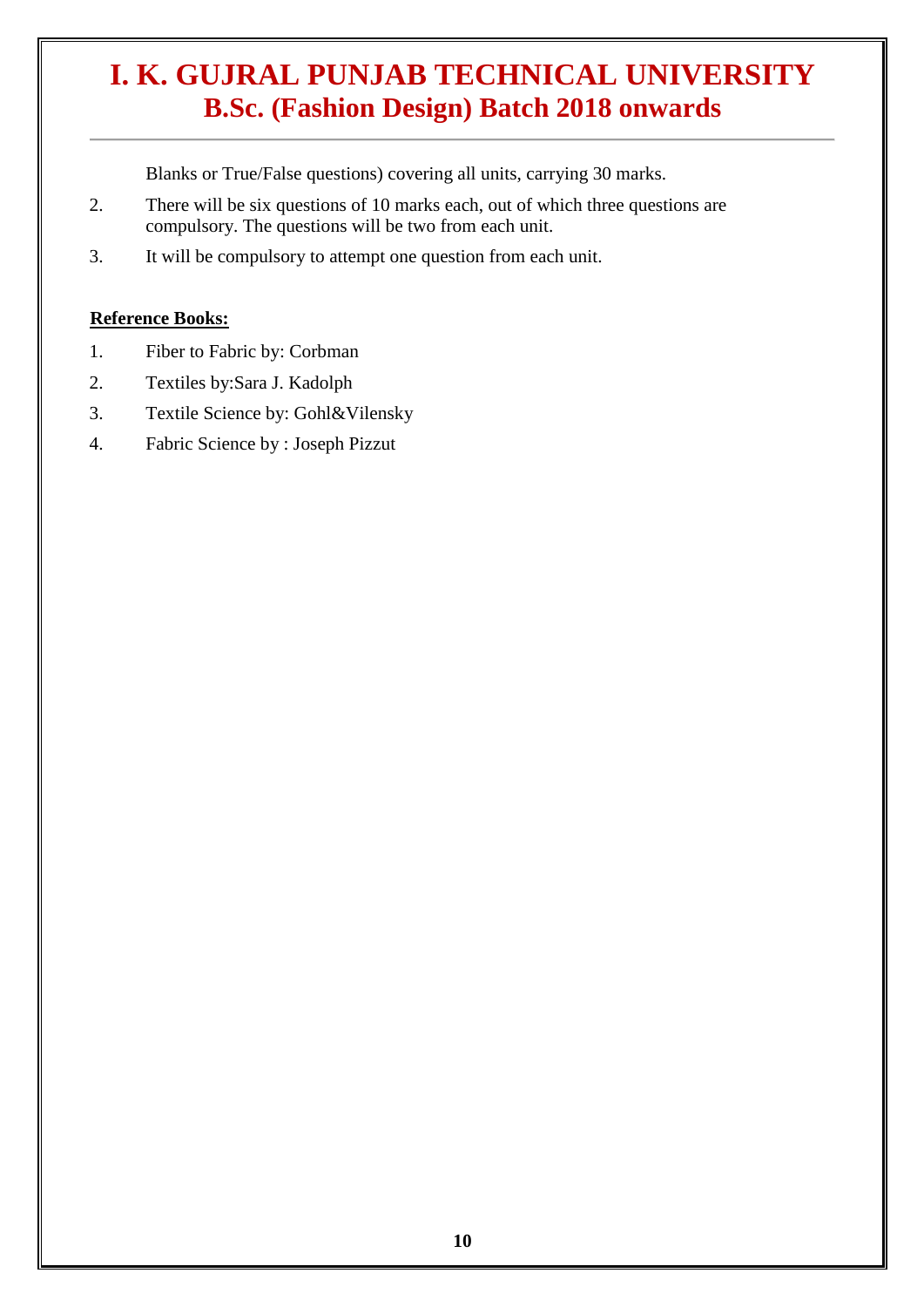Blanks or True/False questions) covering all units, carrying 30 marks.

2. There will be six questions of 10 marks each, out of which three questions are compulsory. The questions will be two from each unit.
3. It will be compulsory to attempt one question from each unit.

**Reference Books:**

1. Fiber to Fabric by: Corbman
2. Textiles by:Sara J. Kadolph
3. Textile Science by: Gohl&Vilensky
4. Fabric Science by : Joseph Pizzut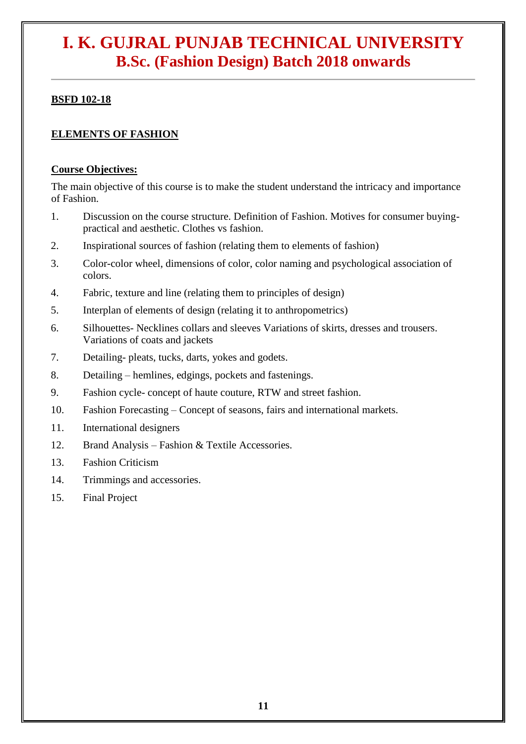# I. K. GUJRAL PUNJAB TECHNICAL UNIVERSITY
## B.Sc. (Fashion Design) Batch 2018 onwards

**BSFD 102-18**

**ELEMENTS OF FASHION**

**Course Objectives:**

The main objective of this course is to make the student understand the intricacy and importance of Fashion.

1. Discussion on the course structure. Definition of Fashion. Motives for consumer buying-practical and aesthetic. Clothes vs fashion.
2. Inspirational sources of fashion (relating them to elements of fashion)
3. Color-color wheel, dimensions of color, color naming and psychological association of colors.
4. Fabric, texture and line (relating them to principles of design)
5. Interplan of elements of design (relating it to anthropometrics)
6. Silhouettes- Necklines collars and sleeves Variations of skirts, dresses and trousers. Variations of coats and jackets
7. Detailing- pleats, tucks, darts, yokes and godets.
8. Detailing – hemlines, edgings, pockets and fastenings.
9. Fashion cycle- concept of haute couture, RTW and street fashion.
10. Fashion Forecasting – Concept of seasons, fairs and international markets.
11. International designers
12. Brand Analysis – Fashion & Textile Accessories.
13. Fashion Criticism
14. Trimmings and accessories.
15. Final Project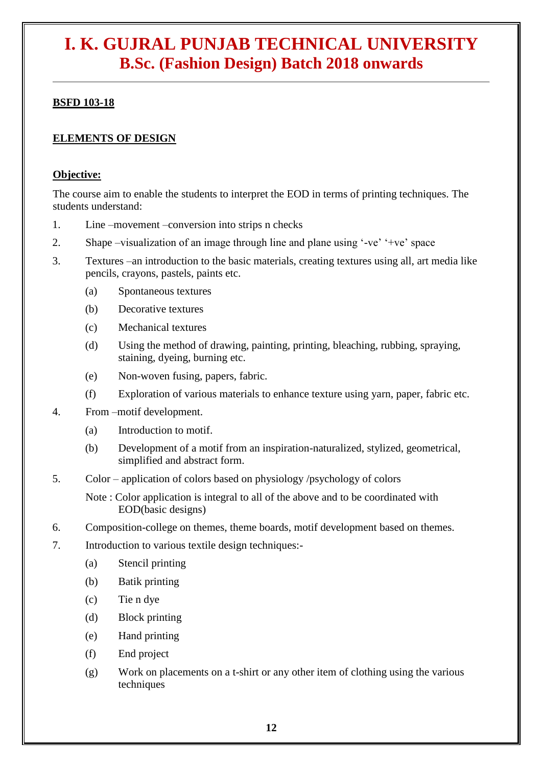# I. K. GUJRAL PUNJAB TECHNICAL UNIVERSITY
## B.Sc. (Fashion Design) Batch 2018 onwards

---

**BSFD 103-18**

**ELEMENTS OF DESIGN**

**Objective:**

The course aim to enable the students to interpret the EOD in terms of printing techniques. The students understand:

1. Line –movement –conversion into strips n checks
2. Shape –visualization of an image through line and plane using '-ve' '+ve' space
3. Textures –an introduction to the basic materials, creating textures using all, art media like pencils, crayons, pastels, paints etc.
   - (a) Spontaneous textures
   - (b) Decorative textures
   - (c) Mechanical textures
   - (d) Using the method of drawing, painting, printing, bleaching, rubbing, spraying, staining, dyeing, burning etc.
   - (e) Non-woven fusing, papers, fabric.
   - (f) Exploration of various materials to enhance texture using yarn, paper, fabric etc.
4. From –motif development.
   - (a) Introduction to motif.
   - (b) Development of a motif from an inspiration-naturalized, stylized, geometrical, simplified and abstract form.
5. Color – application of colors based on physiology /psychology of colors

   Note : Color application is integral to all of the above and to be coordinated with EOD(basic designs)
6. Composition-college on themes, theme boards, motif development based on themes.
7. Introduction to various textile design techniques:-
   - (a) Stencil printing
   - (b) Batik printing
   - (c) Tie n dye
   - (d) Block printing
   - (e) Hand printing
   - (f) End project
   - (g) Work on placements on a t-shirt or any other item of clothing using the various techniques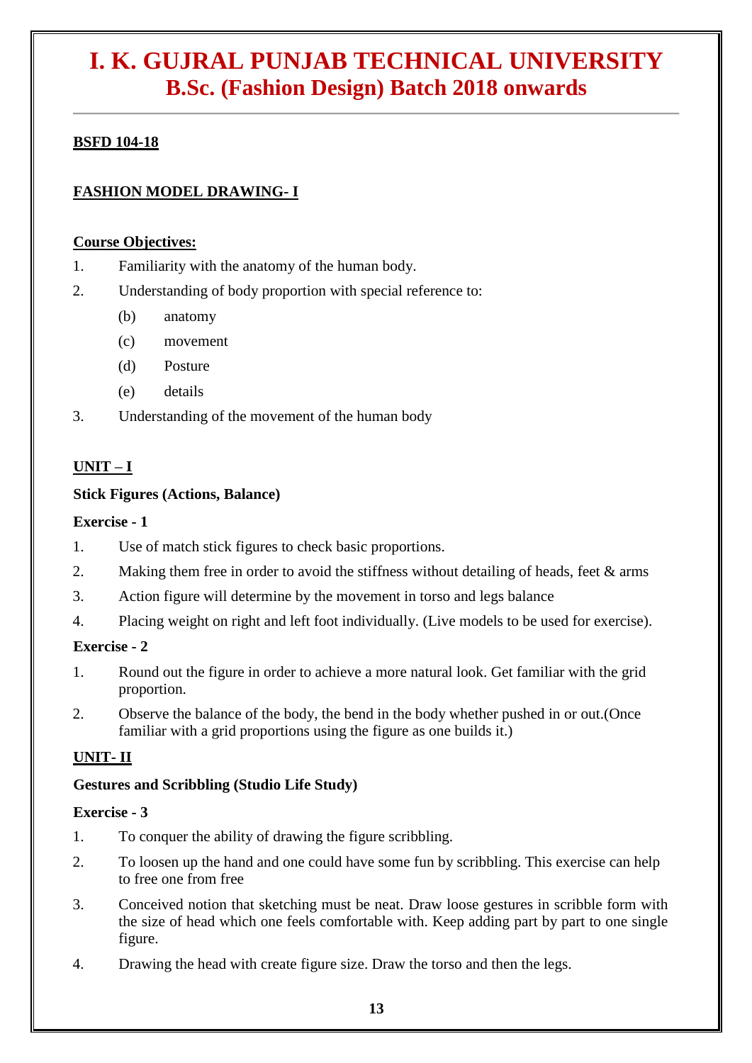# I. K. GUJRAL PUNJAB TECHNICAL UNIVERSITY
## B.Sc. (Fashion Design) Batch 2018 onwards

**BSFD 104-18**

**FASHION MODEL DRAWING- I**

**Course Objectives:**

1. Familiarity with the anatomy of the human body.
2. Understanding of body proportion with special reference to:
   - (b) anatomy
   - (c) movement
   - (d) Posture
   - (e) details
3. Understanding of the movement of the human body

**UNIT – I**

**Stick Figures (Actions, Balance)**

**Exercise - 1**

1. Use of match stick figures to check basic proportions.
2. Making them free in order to avoid the stiffness without detailing of heads, feet & arms
3. Action figure will determine by the movement in torso and legs balance
4. Placing weight on right and left foot individually. (Live models to be used for exercise).

**Exercise - 2**

1. Round out the figure in order to achieve a more natural look. Get familiar with the grid proportion.
2. Observe the balance of the body, the bend in the body whether pushed in or out.(Once familiar with a grid proportions using the figure as one builds it.)

**UNIT- II**

**Gestures and Scribbling (Studio Life Study)**

**Exercise - 3**

1. To conquer the ability of drawing the figure scribbling.
2. To loosen up the hand and one could have some fun by scribbling. This exercise can help to free one from free
3. Conceived notion that sketching must be neat. Draw loose gestures in scribble form with the size of head which one feels comfortable with. Keep adding part by part to one single figure.
4. Drawing the head with create figure size. Draw the torso and then the legs.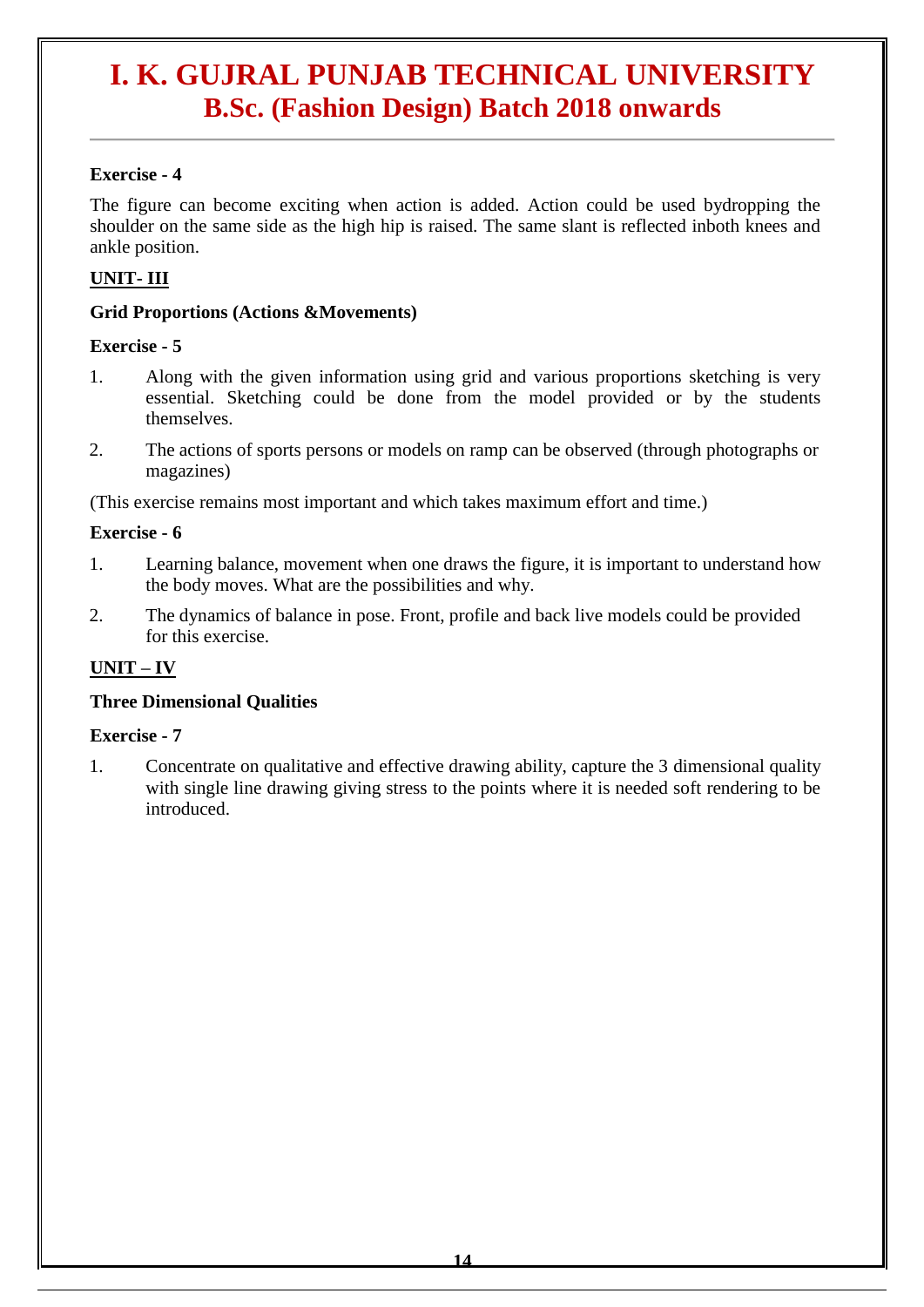**Exercise - 4**

The figure can become exciting when action is added. Action could be used bydropping the shoulder on the same side as the high hip is raised. The same slant is reflected inboth knees and ankle position.

**UNIT- III**

**Grid Proportions (Actions &Movements)**

**Exercise - 5**

1. Along with the given information using grid and various proportions sketching is very essential. Sketching could be done from the model provided or by the students themselves.
2. The actions of sports persons or models on ramp can be observed (through photographs or magazines)

(This exercise remains most important and which takes maximum effort and time.)

**Exercise - 6**

1. Learning balance, movement when one draws the figure, it is important to understand how the body moves. What are the possibilities and why.
2. The dynamics of balance in pose. Front, profile and back live models could be provided for this exercise.

**UNIT – IV**

**Three Dimensional Qualities**

**Exercise - 7**

1. Concentrate on qualitative and effective drawing ability, capture the 3 dimensional quality with single line drawing giving stress to the points where it is needed soft rendering to be introduced.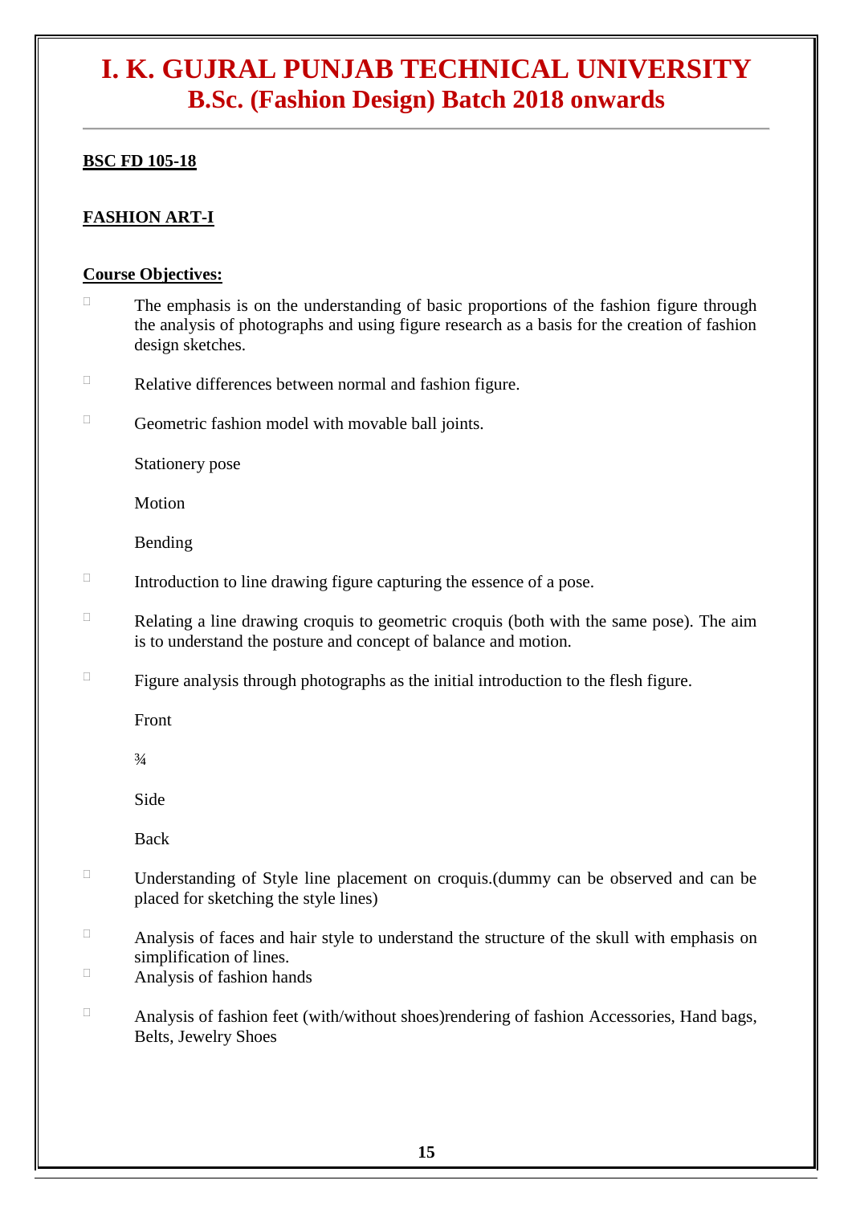# I. K. GUJRAL PUNJAB TECHNICAL UNIVERSITY
## B.Sc. (Fashion Design) Batch 2018 onwards

**BSC FD 105-18**

**FASHION ART-I**

**Course Objectives:**

- The emphasis is on the understanding of basic proportions of the fashion figure through the analysis of photographs and using figure research as a basis for the creation of fashion design sketches.
- Relative differences between normal and fashion figure.
- Geometric fashion model with movable ball joints.

  Stationery pose

  Motion

  Bending
- Introduction to line drawing figure capturing the essence of a pose.
- Relating a line drawing croquis to geometric croquis (both with the same pose). The aim is to understand the posture and concept of balance and motion.
- Figure analysis through photographs as the initial introduction to the flesh figure.

  Front

  ¾

  Side

  Back
- Understanding of Style line placement on croquis.(dummy can be observed and can be placed for sketching the style lines)
- Analysis of faces and hair style to understand the structure of the skull with emphasis on simplification of lines.
- Analysis of fashion hands
- Analysis of fashion feet (with/without shoes)rendering of fashion Accessories, Hand bags, Belts, Jewelry Shoes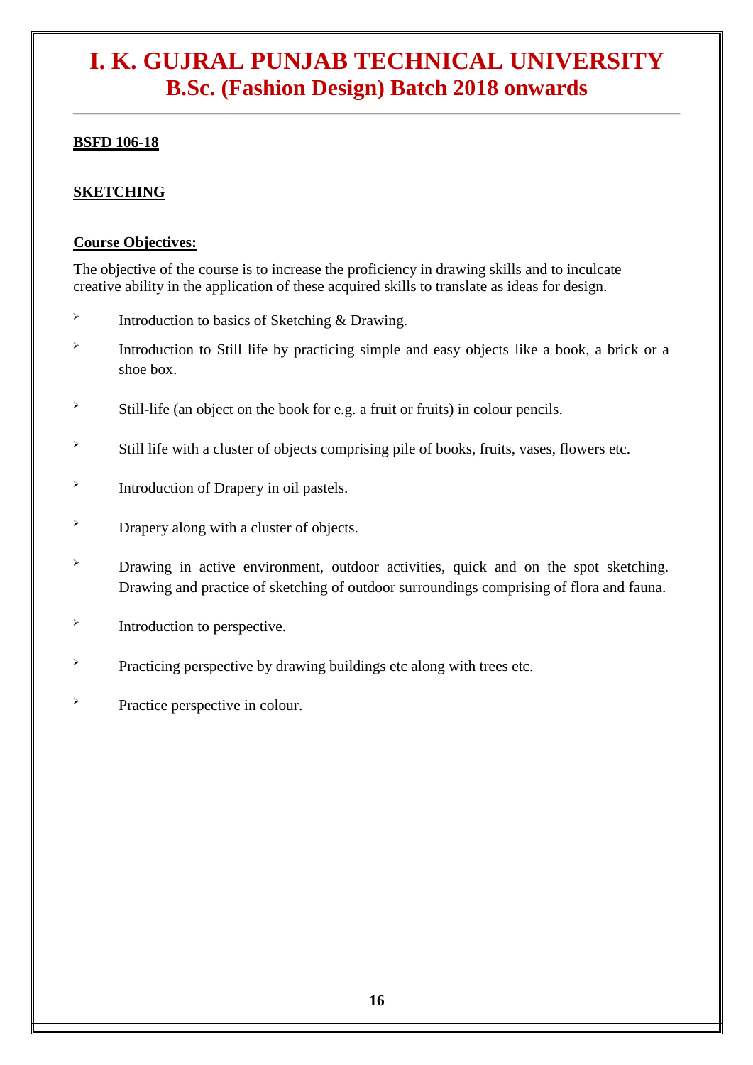**BSFD 106-18**

**SKETCHING**

**Course Objectives:**

The objective of the course is to increase the proficiency in drawing skills and to inculcate creative ability in the application of these acquired skills to translate as ideas for design.

- Introduction to basics of Sketching & Drawing.
- Introduction to Still life by practicing simple and easy objects like a book, a brick or a shoe box.
- Still-life (an object on the book for e.g. a fruit or fruits) in colour pencils.
- Still life with a cluster of objects comprising pile of books, fruits, vases, flowers etc.
- Introduction of Drapery in oil pastels.
- Drapery along with a cluster of objects.
- Drawing in active environment, outdoor activities, quick and on the spot sketching. Drawing and practice of sketching of outdoor surroundings comprising of flora and fauna.
- Introduction to perspective.
- Practicing perspective by drawing buildings etc along with trees etc.
- Practice perspective in colour.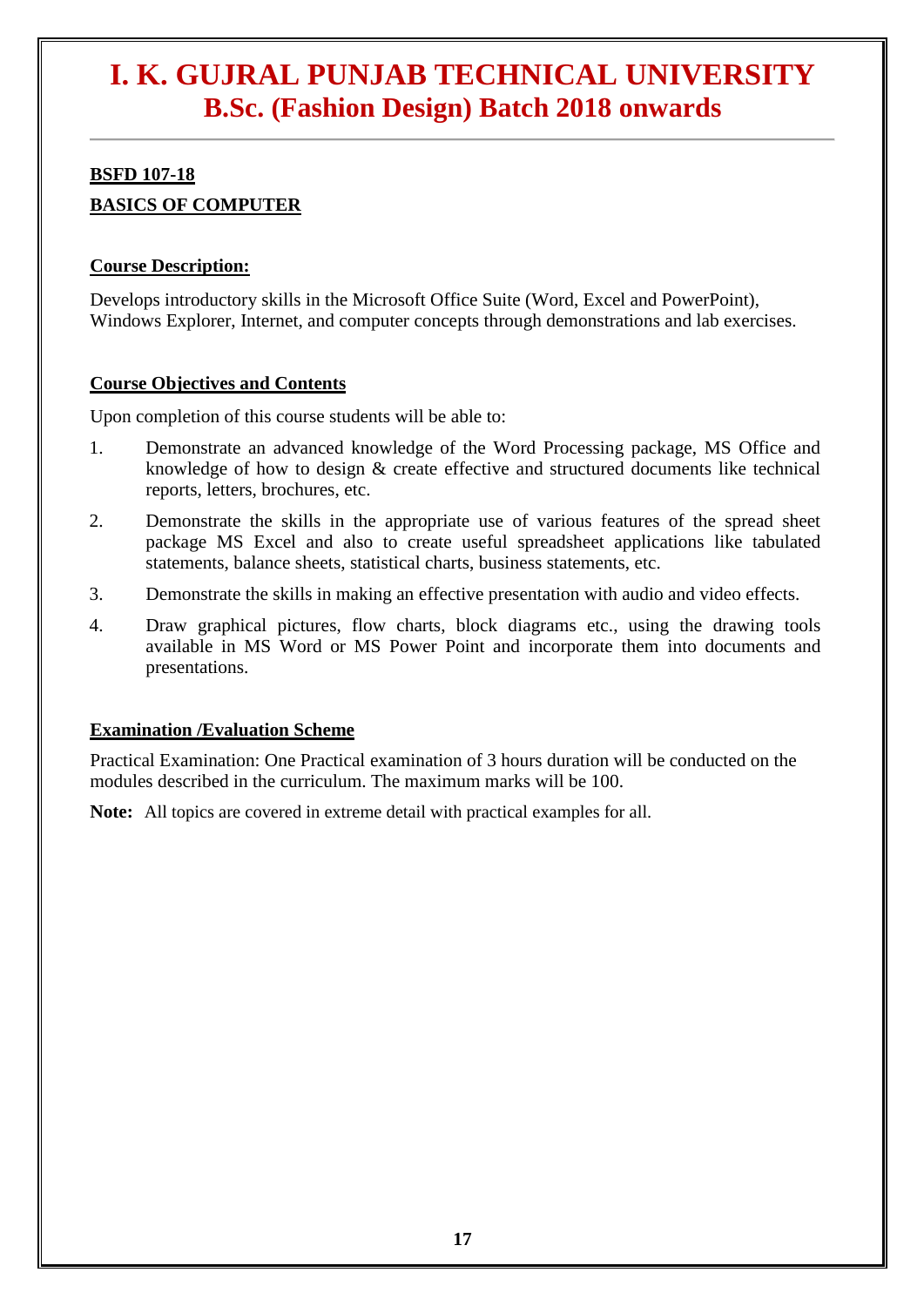# I. K. GUJRAL PUNJAB TECHNICAL UNIVERSITY
## B.Sc. (Fashion Design) Batch 2018 onwards

---

**BSFD 107-18**

**BASICS OF COMPUTER**

**Course Description:**

Develops introductory skills in the Microsoft Office Suite (Word, Excel and PowerPoint), Windows Explorer, Internet, and computer concepts through demonstrations and lab exercises.

**Course Objectives and Contents**

Upon completion of this course students will be able to:

1. Demonstrate an advanced knowledge of the Word Processing package, MS Office and knowledge of how to design & create effective and structured documents like technical reports, letters, brochures, etc.
2. Demonstrate the skills in the appropriate use of various features of the spread sheet package MS Excel and also to create useful spreadsheet applications like tabulated statements, balance sheets, statistical charts, business statements, etc.
3. Demonstrate the skills in making an effective presentation with audio and video effects.
4. Draw graphical pictures, flow charts, block diagrams etc., using the drawing tools available in MS Word or MS Power Point and incorporate them into documents and presentations.

**Examination /Evaluation Scheme**

Practical Examination: One Practical examination of 3 hours duration will be conducted on the modules described in the curriculum. The maximum marks will be 100.

**Note:** All topics are covered in extreme detail with practical examples for all.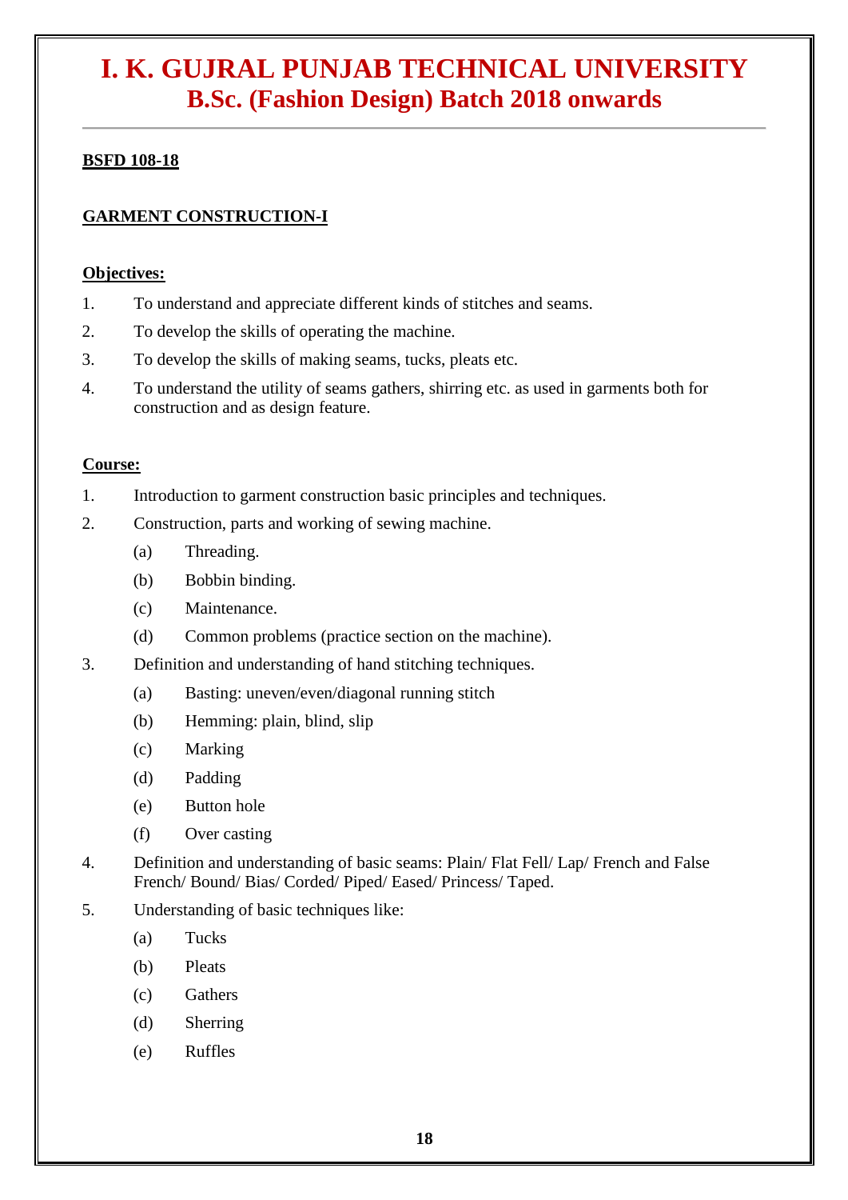# I. K. GUJRAL PUNJAB TECHNICAL UNIVERSITY
## B.Sc. (Fashion Design) Batch 2018 onwards

**BSFD 108-18**

**GARMENT CONSTRUCTION-I**

**Objectives:**

1. To understand and appreciate different kinds of stitches and seams.
2. To develop the skills of operating the machine.
3. To develop the skills of making seams, tucks, pleats etc.
4. To understand the utility of seams gathers, shirring etc. as used in garments both for construction and as design feature.

**Course:**

1. Introduction to garment construction basic principles and techniques.
2. Construction, parts and working of sewing machine.
   - (a) Threading.
   - (b) Bobbin binding.
   - (c) Maintenance.
   - (d) Common problems (practice section on the machine).
3. Definition and understanding of hand stitching techniques.
   - (a) Basting: uneven/even/diagonal running stitch
   - (b) Hemming: plain, blind, slip
   - (c) Marking
   - (d) Padding
   - (e) Button hole
   - (f) Over casting
4. Definition and understanding of basic seams: Plain/ Flat Fell/ Lap/ French and False French/ Bound/ Bias/ Corded/ Piped/ Eased/ Princess/ Taped.
5. Understanding of basic techniques like:
   - (a) Tucks
   - (b) Pleats
   - (c) Gathers
   - (d) Sherring
   - (e) Ruffles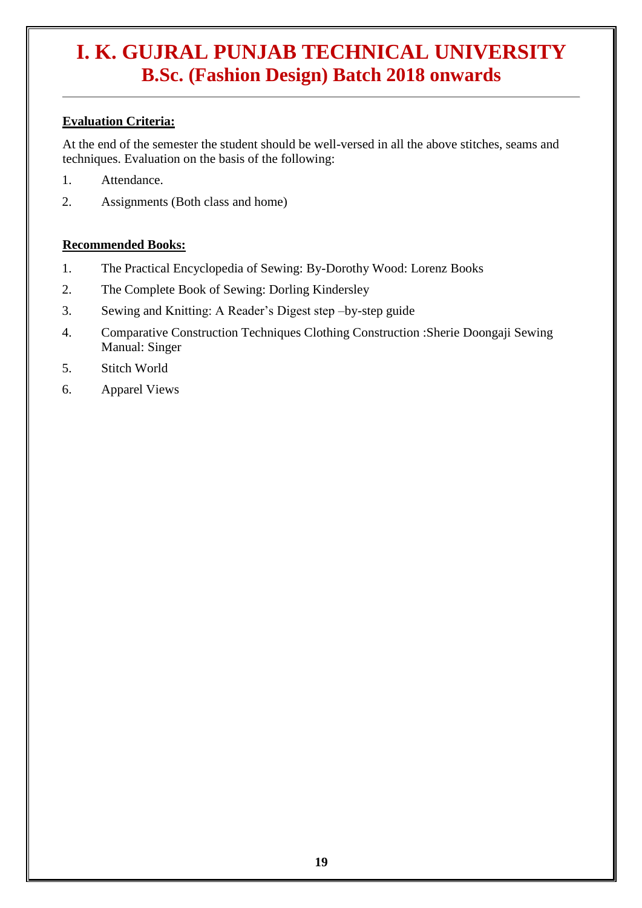**Evaluation Criteria:**

At the end of the semester the student should be well-versed in all the above stitches, seams and techniques. Evaluation on the basis of the following:

1. Attendance.
2. Assignments (Both class and home)

**Recommended Books:**

1. The Practical Encyclopedia of Sewing: By-Dorothy Wood: Lorenz Books
2. The Complete Book of Sewing: Dorling Kindersley
3. Sewing and Knitting: A Reader's Digest step –by-step guide
4. Comparative Construction Techniques Clothing Construction :Sherie Doongaji Sewing Manual: Singer
5. Stitch World
6. Apparel Views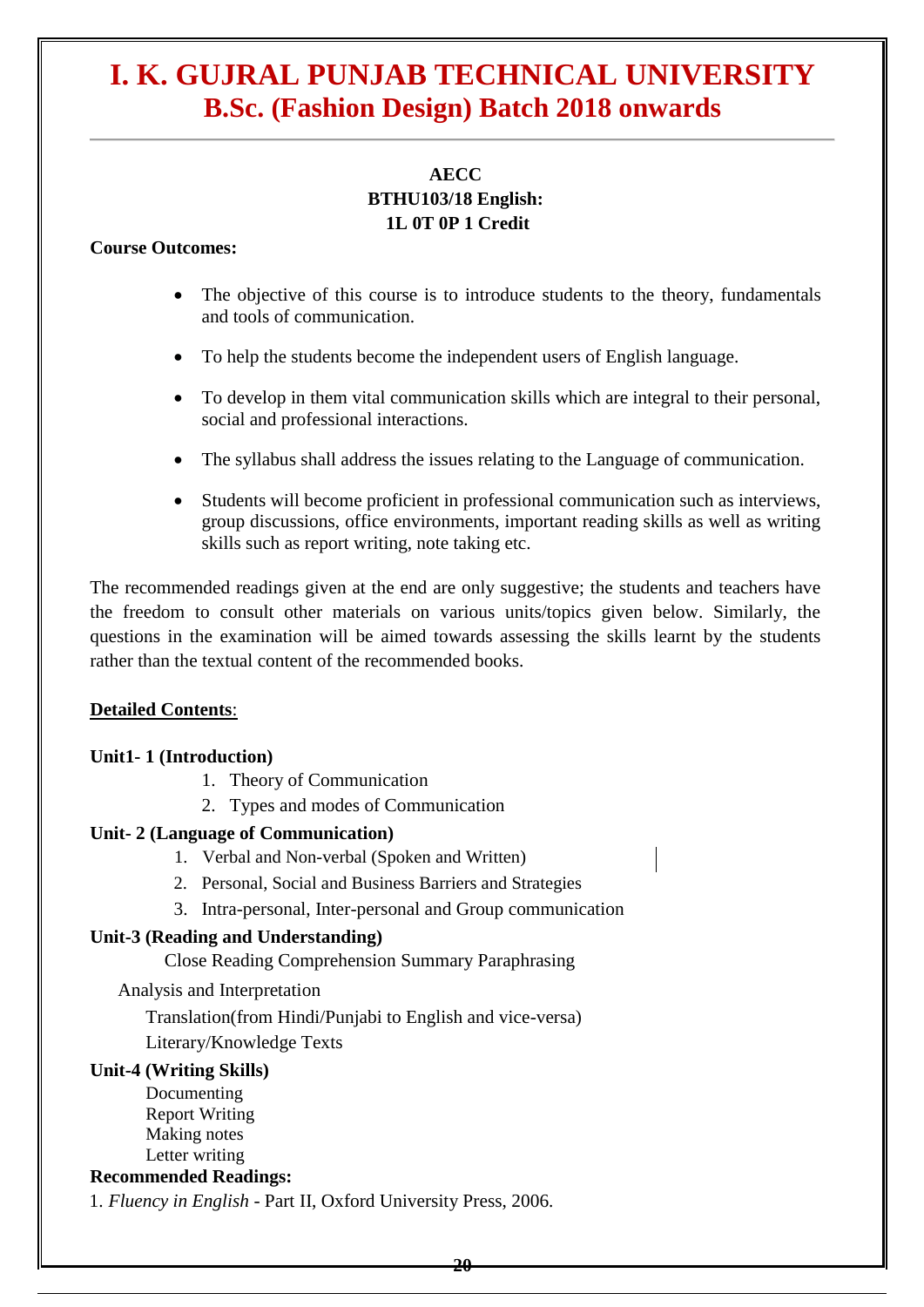# I. K. GUJRAL PUNJAB TECHNICAL UNIVERSITY
## B.Sc. (Fashion Design) Batch 2018 onwards

**AECC**
**BTHU103/18 English:**
**1L 0T 0P 1 Credit**

**Course Outcomes:**

- The objective of this course is to introduce students to the theory, fundamentals and tools of communication.
- To help the students become the independent users of English language.
- To develop in them vital communication skills which are integral to their personal, social and professional interactions.
- The syllabus shall address the issues relating to the Language of communication.
- Students will become proficient in professional communication such as interviews, group discussions, office environments, important reading skills as well as writing skills such as report writing, note taking etc.

The recommended readings given at the end are only suggestive; the students and teachers have the freedom to consult other materials on various units/topics given below. Similarly, the questions in the examination will be aimed towards assessing the skills learnt by the students rather than the textual content of the recommended books.

**Detailed Contents**:

**Unit1- 1 (Introduction)**

1. Theory of Communication
2. Types and modes of Communication

**Unit- 2 (Language of Communication)**

1. Verbal and Non-verbal (Spoken and Written)
2. Personal, Social and Business Barriers and Strategies
3. Intra-personal, Inter-personal and Group communication

**Unit-3 (Reading and Understanding)**

Close Reading Comprehension Summary Paraphrasing

Analysis and Interpretation

Translation(from Hindi/Punjabi to English and vice-versa)

Literary/Knowledge Texts

**Unit-4 (Writing Skills)**

Documenting
Report Writing
Making notes
Letter writing

**Recommended Readings:**

1. *Fluency in English* - Part II, Oxford University Press, 2006.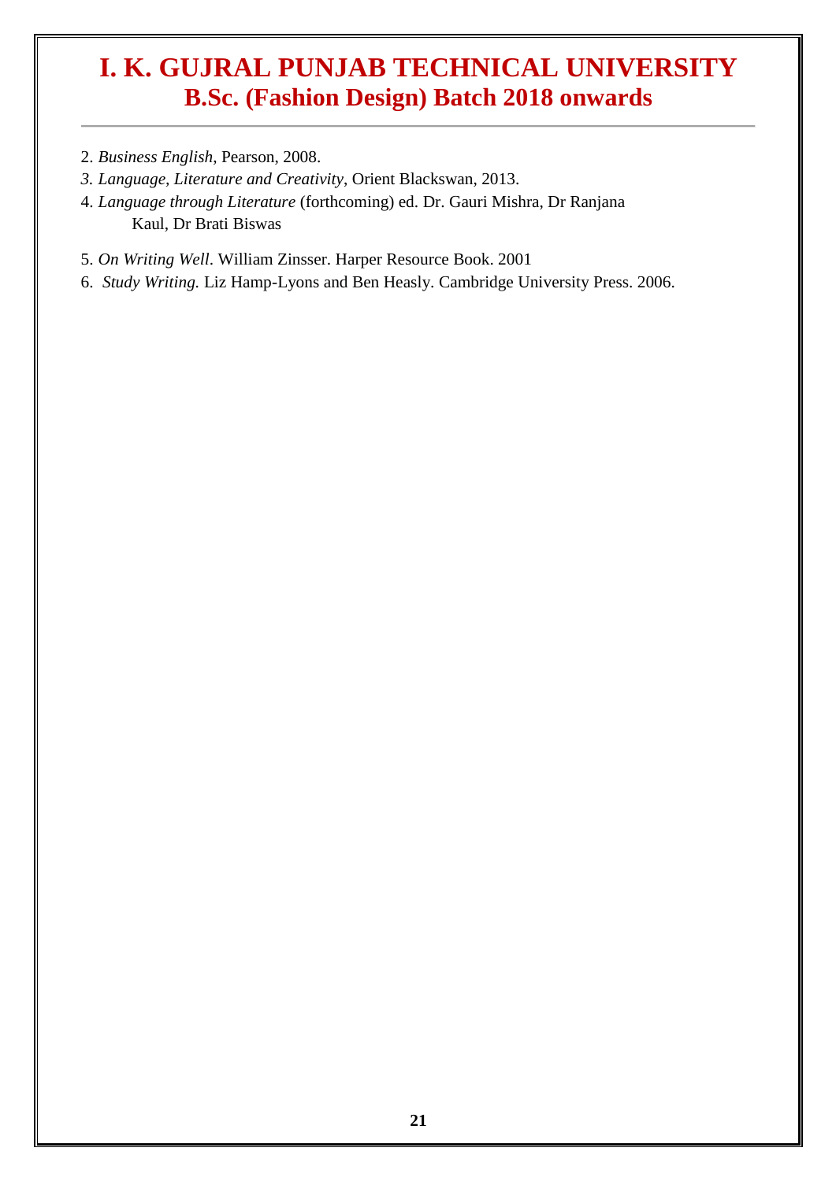2. *Business English*, Pearson, 2008.
3. *Language, Literature and Creativity*, Orient Blackswan, 2013.
4. *Language through Literature* (forthcoming) ed. Dr. Gauri Mishra, Dr Ranjana Kaul, Dr Brati Biswas
5. *On Writing Well*. William Zinsser. Harper Resource Book. 2001
6. *Study Writing.* Liz Hamp-Lyons and Ben Heasly. Cambridge University Press. 2006.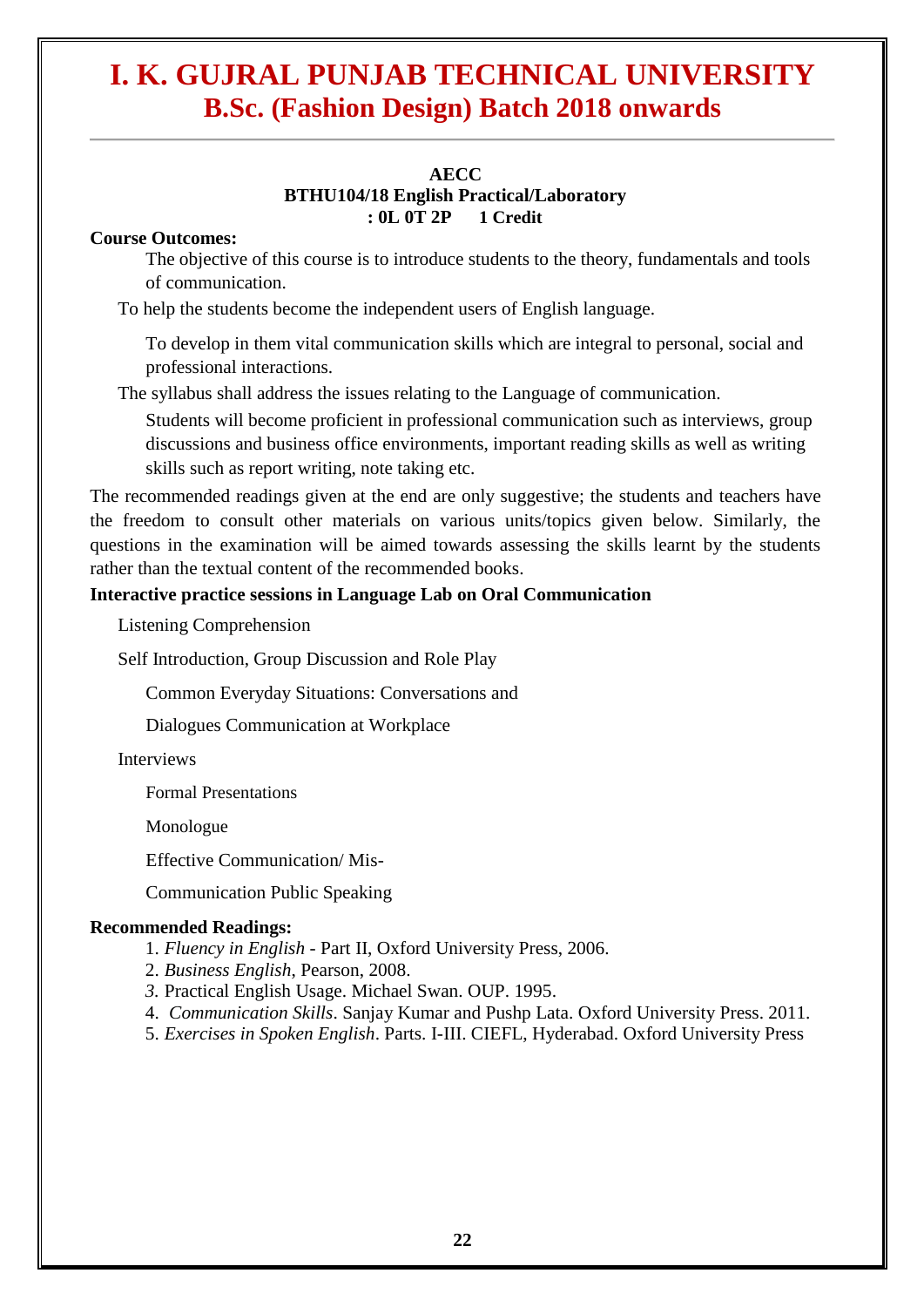# I. K. GUJRAL PUNJAB TECHNICAL UNIVERSITY
## B.Sc. (Fashion Design) Batch 2018 onwards

**AECC**
**BTHU104/18 English Practical/Laboratory**
**: 0L 0T 2P 1 Credit**

**Course Outcomes:**

The objective of this course is to introduce students to the theory, fundamentals and tools of communication.

To help the students become the independent users of English language.

To develop in them vital communication skills which are integral to personal, social and professional interactions.

The syllabus shall address the issues relating to the Language of communication.

Students will become proficient in professional communication such as interviews, group discussions and business office environments, important reading skills as well as writing skills such as report writing, note taking etc.

The recommended readings given at the end are only suggestive; the students and teachers have the freedom to consult other materials on various units/topics given below. Similarly, the questions in the examination will be aimed towards assessing the skills learnt by the students rather than the textual content of the recommended books.

**Interactive practice sessions in Language Lab on Oral Communication**

Listening Comprehension

Self Introduction, Group Discussion and Role Play

Common Everyday Situations: Conversations and

Dialogues Communication at Workplace

Interviews

Formal Presentations

Monologue

Effective Communication/ Mis-

Communication Public Speaking

**Recommended Readings:**

1. *Fluency in English* - Part II, Oxford University Press, 2006.
2. *Business English*, Pearson, 2008.
3. Practical English Usage. Michael Swan. OUP. 1995.
4. *Communication Skills*. Sanjay Kumar and Pushp Lata. Oxford University Press. 2011.
5. *Exercises in Spoken English*. Parts. I-III. CIEFL, Hyderabad. Oxford University Press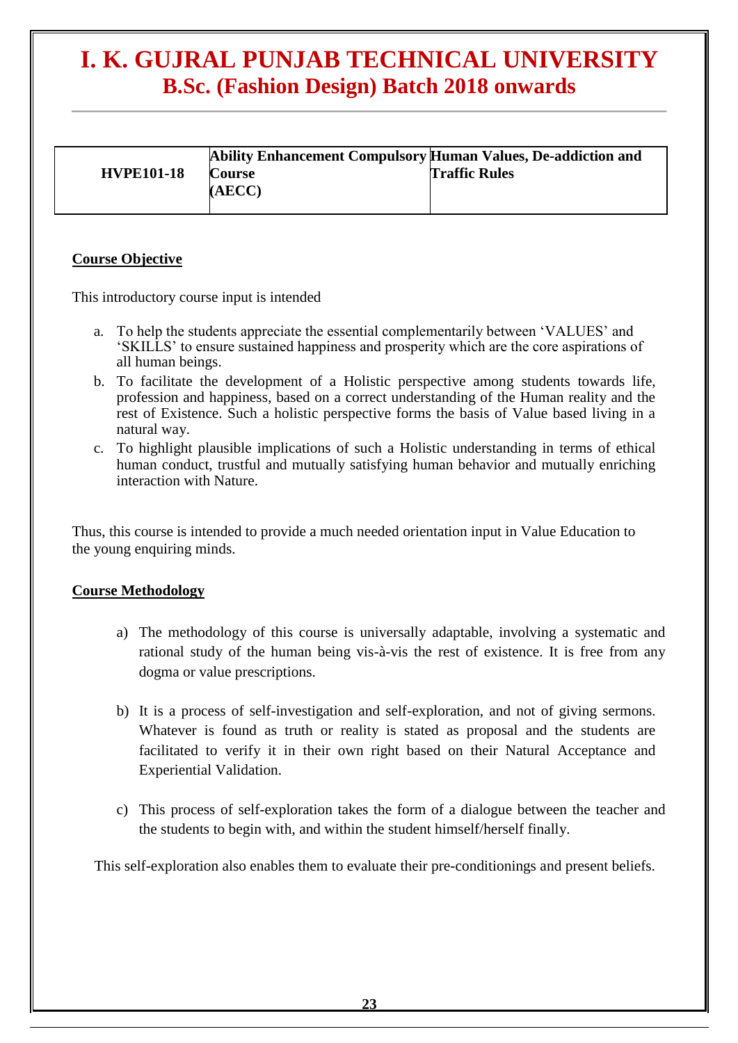| HVPE101-18 | Ability Enhancement Compulsory Course (AECC) | Human Values, De-addiction and Traffic Rules |
|---|---|---|

**Course Objective**

This introductory course input is intended

a. To help the students appreciate the essential complementarily between 'VALUES' and 'SKILLS' to ensure sustained happiness and prosperity which are the core aspirations of all human beings.
b. To facilitate the development of a Holistic perspective among students towards life, profession and happiness, based on a correct understanding of the Human reality and the rest of Existence. Such a holistic perspective forms the basis of Value based living in a natural way.
c. To highlight plausible implications of such a Holistic understanding in terms of ethical human conduct, trustful and mutually satisfying human behavior and mutually enriching interaction with Nature.

Thus, this course is intended to provide a much needed orientation input in Value Education to the young enquiring minds.

**Course Methodology**

a) The methodology of this course is universally adaptable, involving a systematic and rational study of the human being vis-à-vis the rest of existence. It is free from any dogma or value prescriptions.

b) It is a process of self-investigation and self-exploration, and not of giving sermons. Whatever is found as truth or reality is stated as proposal and the students are facilitated to verify it in their own right based on their Natural Acceptance and Experiential Validation.

c) This process of self-exploration takes the form of a dialogue between the teacher and the students to begin with, and within the student himself/herself finally.

This self-exploration also enables them to evaluate their pre-conditionings and present beliefs.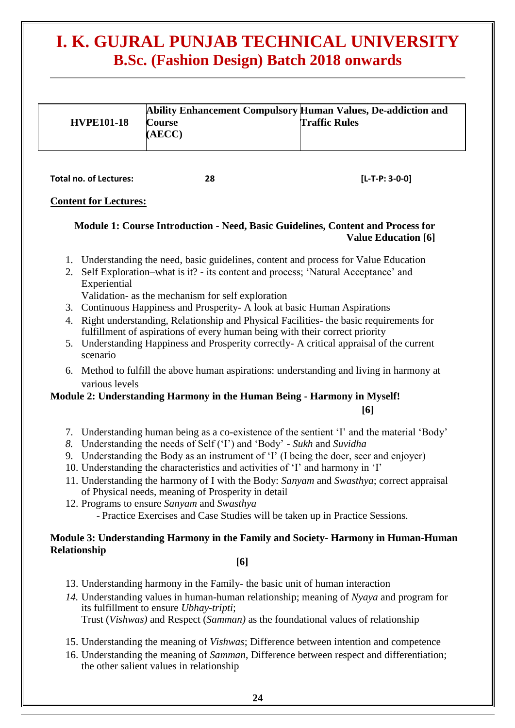# I. K. GUJRAL PUNJAB TECHNICAL UNIVERSITY
## B.Sc. (Fashion Design) Batch 2018 onwards

| HVPE101-18 | Ability Enhancement Compulsory Course (AECC) | Human Values, De-addiction and Traffic Rules |
|---|---|---|

**Total no. of Lectures:** **28** **[L-T-P: 3-0-0]**

**Content for Lectures:**

### Module 1: Course Introduction - Need, Basic Guidelines, Content and Process for Value Education [6]

1. Understanding the need, basic guidelines, content and process for Value Education
2. Self Exploration–what is it? - its content and process; 'Natural Acceptance' and Experiential Validation- as the mechanism for self exploration
3. Continuous Happiness and Prosperity- A look at basic Human Aspirations
4. Right understanding, Relationship and Physical Facilities- the basic requirements for fulfillment of aspirations of every human being with their correct priority
5. Understanding Happiness and Prosperity correctly- A critical appraisal of the current scenario
6. Method to fulfill the above human aspirations: understanding and living in harmony at various levels

### Module 2: Understanding Harmony in the Human Being - Harmony in Myself! [6]

7. Understanding human being as a co-existence of the sentient 'I' and the material 'Body'
8. Understanding the needs of Self ('I') and 'Body' - *Sukh* and *Suvidha*
9. Understanding the Body as an instrument of 'I' (I being the doer, seer and enjoyer)
10. Understanding the characteristics and activities of 'I' and harmony in 'I'
11. Understanding the harmony of I with the Body: *Sanyam* and *Swasthya*; correct appraisal of Physical needs, meaning of Prosperity in detail
12. Programs to ensure *Sanyam* and *Swasthya*
    - Practice Exercises and Case Studies will be taken up in Practice Sessions.

### Module 3: Understanding Harmony in the Family and Society- Harmony in Human-Human Relationship [6]

13. Understanding harmony in the Family- the basic unit of human interaction
14. Understanding values in human-human relationship; meaning of *Nyaya* and program for its fulfillment to ensure *Ubhay-tripti*;
    Trust (*Vishwas)* and Respect (*Samman)* as the foundational values of relationship
15. Understanding the meaning of *Vishwas*; Difference between intention and competence
16. Understanding the meaning of *Samman*, Difference between respect and differentiation; the other salient values in relationship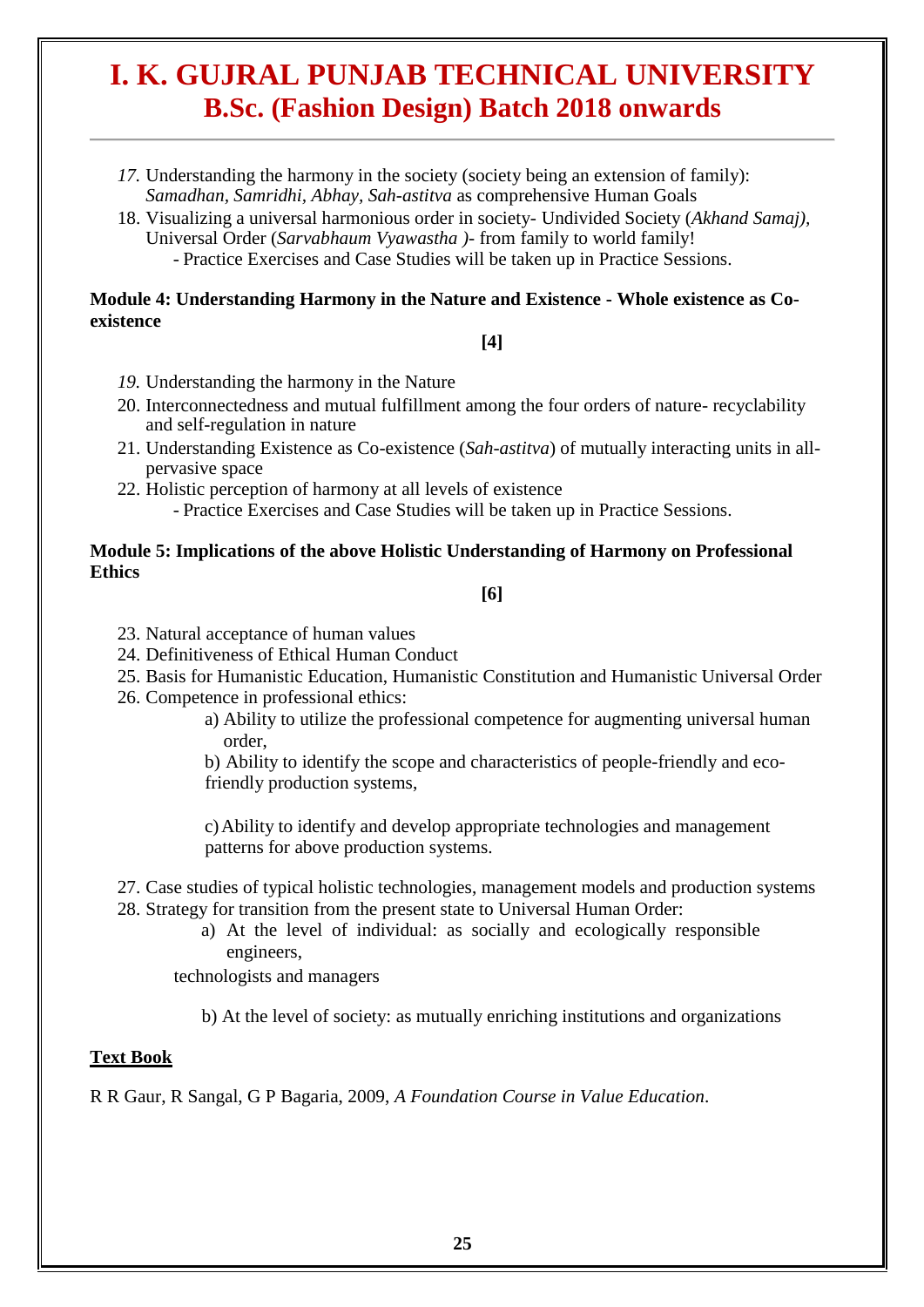17. Understanding the harmony in the society (society being an extension of family): *Samadhan, Samridhi, Abhay, Sah-astitva* as comprehensive Human Goals
18. Visualizing a universal harmonious order in society- Undivided Society (*Akhand Samaj),* Universal Order (*Sarvabhaum Vyawastha* )- from family to world family!
    - Practice Exercises and Case Studies will be taken up in Practice Sessions.

**Module 4: Understanding Harmony in the Nature and Existence - Whole existence as Co-existence**

**[4]**

19. Understanding the harmony in the Nature
20. Interconnectedness and mutual fulfillment among the four orders of nature- recyclability and self-regulation in nature
21. Understanding Existence as Co-existence (*Sah-astitva*) of mutually interacting units in all-pervasive space
22. Holistic perception of harmony at all levels of existence
    - Practice Exercises and Case Studies will be taken up in Practice Sessions.

**Module 5: Implications of the above Holistic Understanding of Harmony on Professional Ethics**

**[6]**

23. Natural acceptance of human values
24. Definitiveness of Ethical Human Conduct
25. Basis for Humanistic Education, Humanistic Constitution and Humanistic Universal Order
26. Competence in professional ethics:
    a) Ability to utilize the professional competence for augmenting universal human order,
    b) Ability to identify the scope and characteristics of people-friendly and eco-friendly production systems,
    c) Ability to identify and develop appropriate technologies and management patterns for above production systems.
27. Case studies of typical holistic technologies, management models and production systems
28. Strategy for transition from the present state to Universal Human Order:
    a) At the level of individual: as socially and ecologically responsible engineers, technologists and managers
    b) At the level of society: as mutually enriching institutions and organizations

**Text Book**

R R Gaur, R Sangal, G P Bagaria, 2009, *A Foundation Course in Value Education*.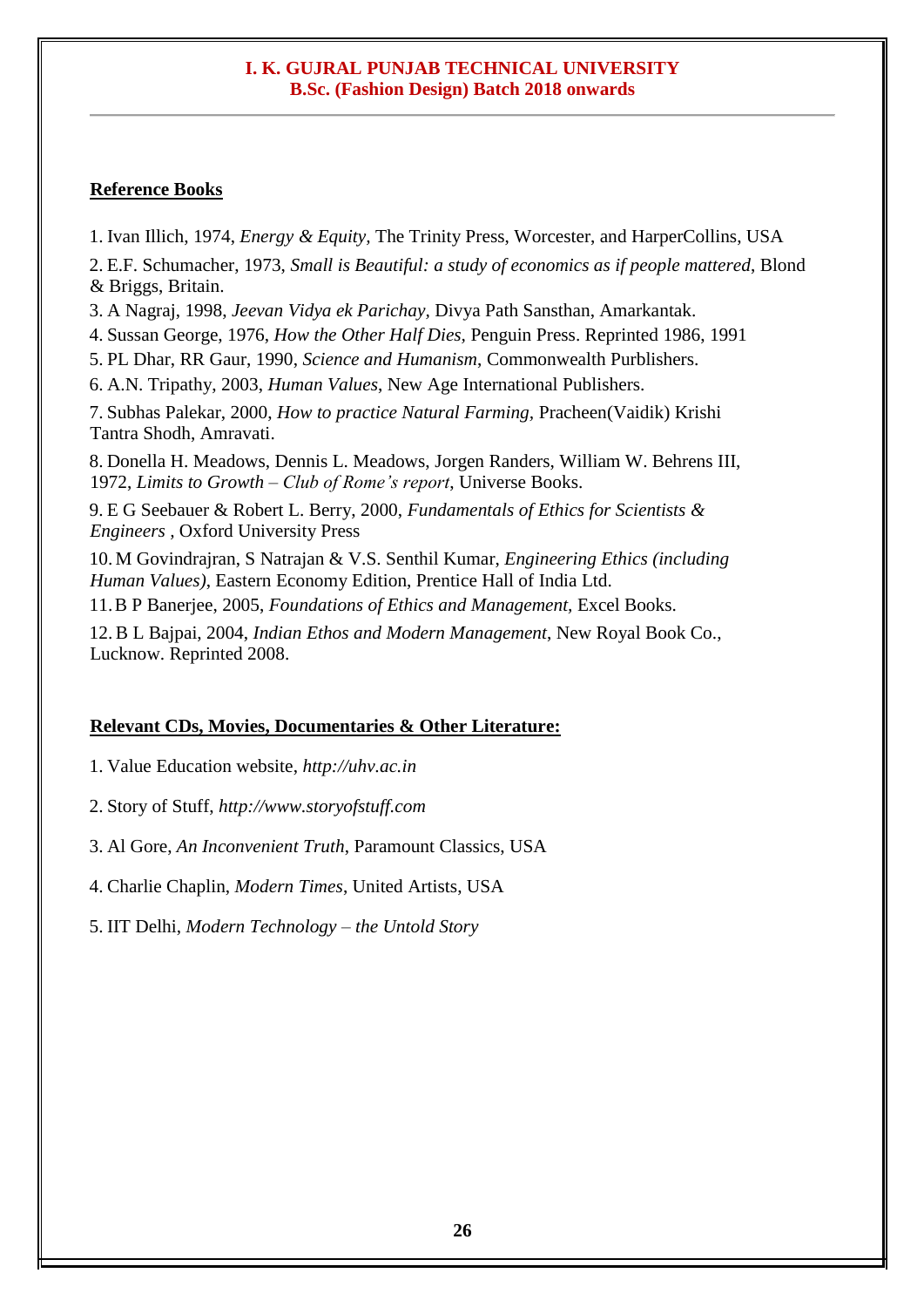**Reference Books**

1. Ivan Illich, 1974, *Energy & Equity*, The Trinity Press, Worcester, and HarperCollins, USA
2. E.F. Schumacher, 1973, *Small is Beautiful: a study of economics as if people mattered*, Blond & Briggs, Britain.
3. A Nagraj, 1998, *Jeevan Vidya ek Parichay*, Divya Path Sansthan, Amarkantak.
4. Sussan George, 1976, *How the Other Half Dies*, Penguin Press. Reprinted 1986, 1991
5. PL Dhar, RR Gaur, 1990, *Science and Humanism*, Commonwealth Purblishers.
6. A.N. Tripathy, 2003, *Human Values*, New Age International Publishers.
7. Subhas Palekar, 2000, *How to practice Natural Farming*, Pracheen(Vaidik) Krishi Tantra Shodh, Amravati.
8. Donella H. Meadows, Dennis L. Meadows, Jorgen Randers, William W. Behrens III, 1972, *Limits to Growth – Club of Rome's report*, Universe Books.
9. E G Seebauer & Robert L. Berry, 2000, *Fundamentals of Ethics for Scientists & Engineers* , Oxford University Press
10. M Govindrajran, S Natrajan & V.S. Senthil Kumar, *Engineering Ethics (including Human Values)*, Eastern Economy Edition, Prentice Hall of India Ltd.
11. B P Banerjee, 2005, *Foundations of Ethics and Management*, Excel Books.
12. B L Bajpai, 2004, *Indian Ethos and Modern Management*, New Royal Book Co., Lucknow. Reprinted 2008.

**Relevant CDs, Movies, Documentaries & Other Literature:**

1. Value Education website, *http://uhv.ac.in*
2. Story of Stuff, *http://www.storyofstuff.com*
3. Al Gore, *An Inconvenient Truth*, Paramount Classics, USA
4. Charlie Chaplin, *Modern Times*, United Artists, USA
5. IIT Delhi, *Modern Technology – the Untold Story*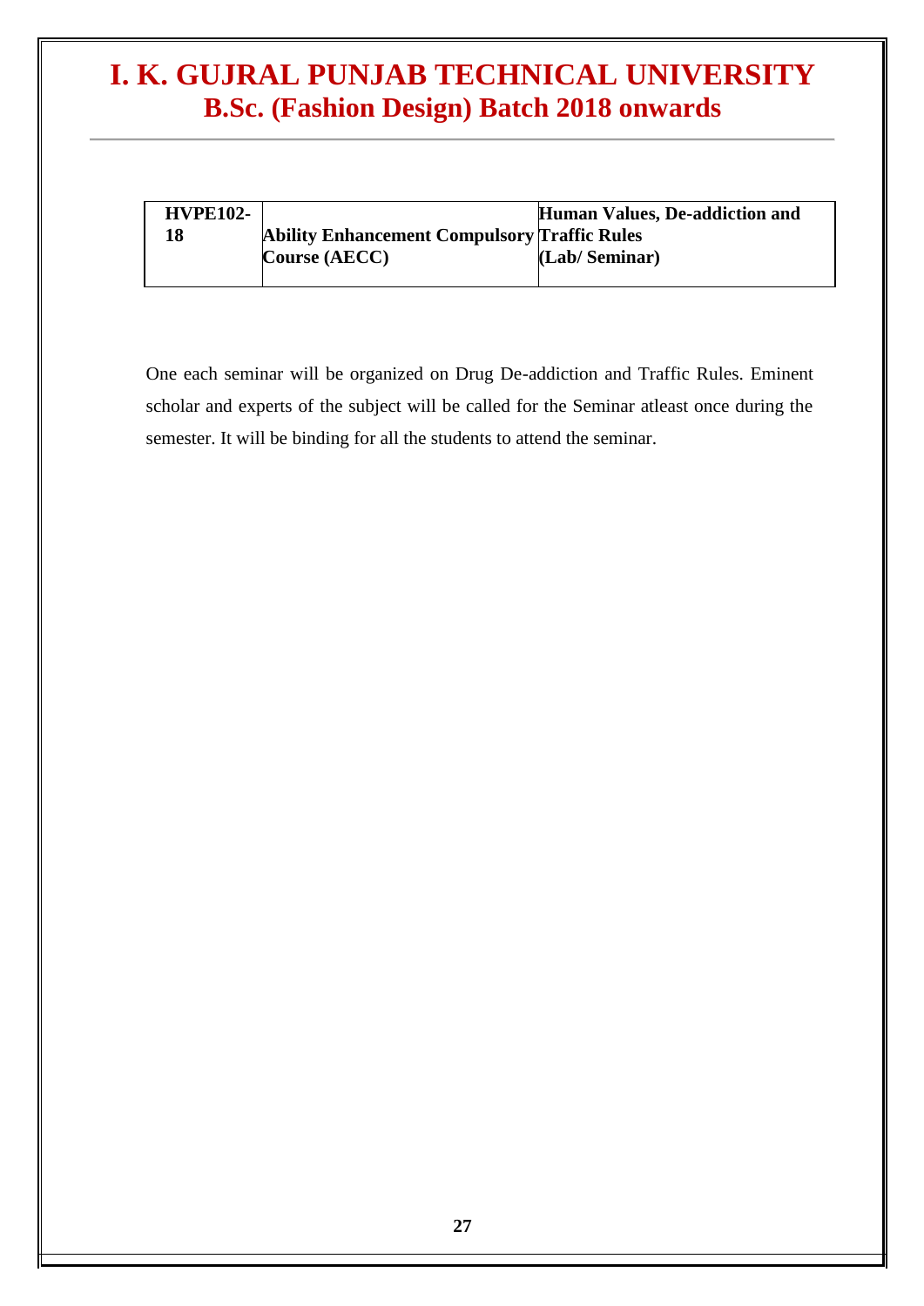| HVPE102-18 | Ability Enhancement Compulsory Course (AECC) | Human Values, De-addiction and Traffic Rules (Lab/ Seminar) |
|---|---|---|

One each seminar will be organized on Drug De-addiction and Traffic Rules. Eminent scholar and experts of the subject will be called for the Seminar atleast once during the semester. It will be binding for all the students to attend the seminar.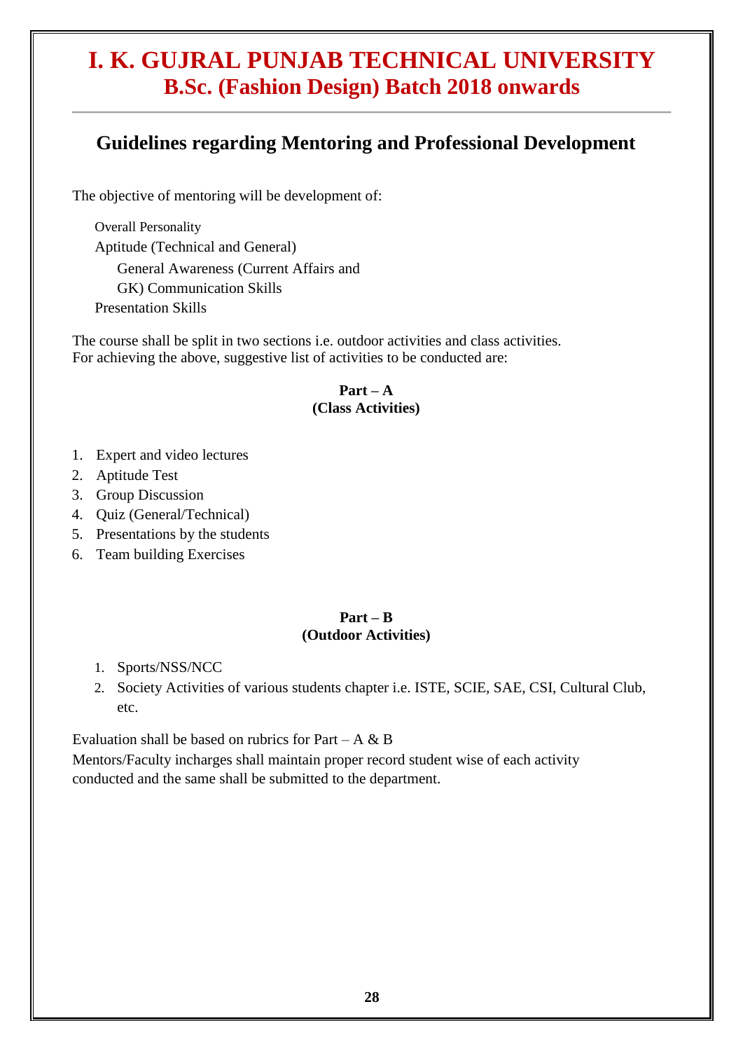# I. K. GUJRAL PUNJAB TECHNICAL UNIVERSITY
## B.Sc. (Fashion Design) Batch 2018 onwards

## Guidelines regarding Mentoring and Professional Development

The objective of mentoring will be development of:

- Overall Personality
- Aptitude (Technical and General)
- General Awareness (Current Affairs and GK) Communication Skills
- Presentation Skills

The course shall be split in two sections i.e. outdoor activities and class activities.
For achieving the above, suggestive list of activities to be conducted are:

**Part – A**
**(Class Activities)**

1. Expert and video lectures
2. Aptitude Test
3. Group Discussion
4. Quiz (General/Technical)
5. Presentations by the students
6. Team building Exercises

**Part – B**
**(Outdoor Activities)**

1. Sports/NSS/NCC
2. Society Activities of various students chapter i.e. ISTE, SCIE, SAE, CSI, Cultural Club, etc.

Evaluation shall be based on rubrics for Part – A & B
Mentors/Faculty incharges shall maintain proper record student wise of each activity conducted and the same shall be submitted to the department.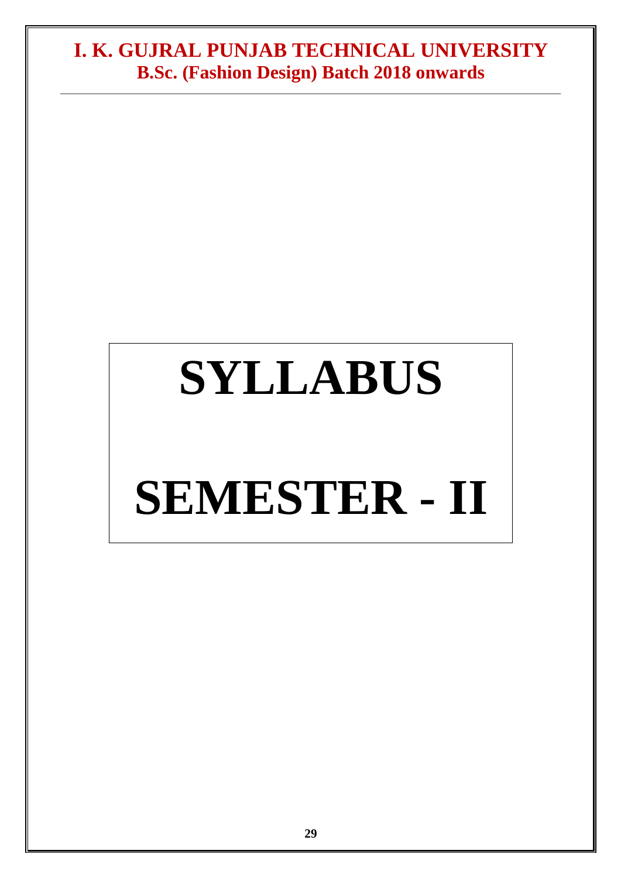# SYLLABUS

# SEMESTER - II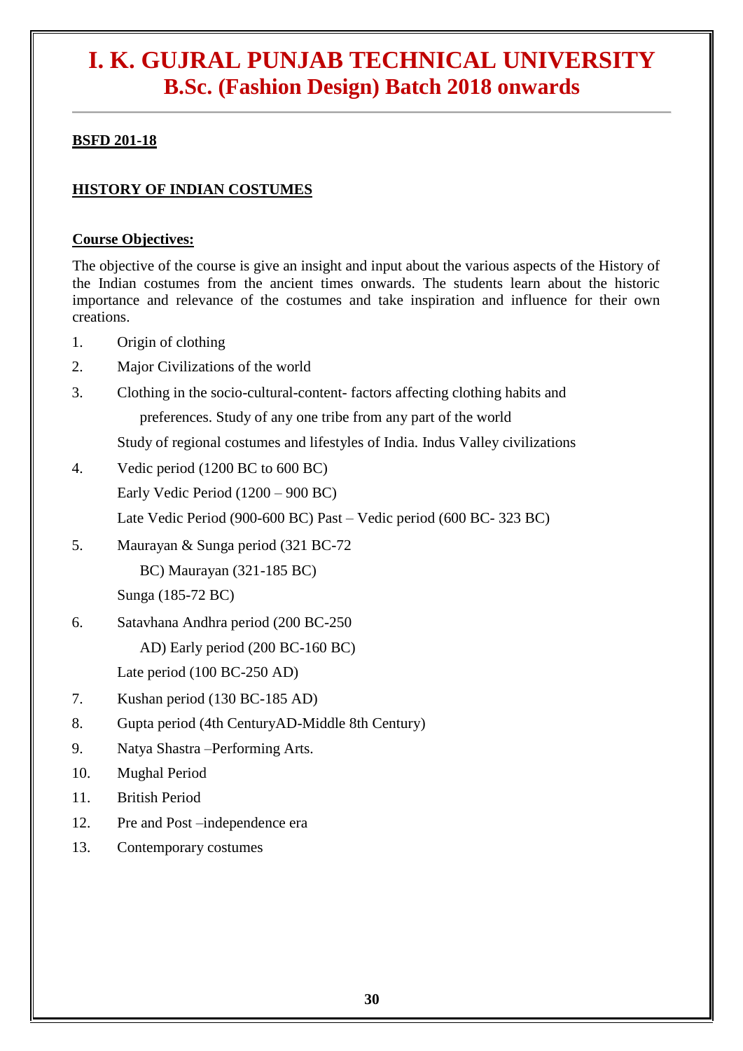# I. K. GUJRAL PUNJAB TECHNICAL UNIVERSITY
## B.Sc. (Fashion Design) Batch 2018 onwards

**BSFD 201-18**

**HISTORY OF INDIAN COSTUMES**

**Course Objectives:**

The objective of the course is give an insight and input about the various aspects of the History of the Indian costumes from the ancient times onwards. The students learn about the historic importance and relevance of the costumes and take inspiration and influence for their own creations.

1. Origin of clothing
2. Major Civilizations of the world
3. Clothing in the socio-cultural-content- factors affecting clothing habits and preferences. Study of any one tribe from any part of the world

   Study of regional costumes and lifestyles of India. Indus Valley civilizations
4. Vedic period (1200 BC to 600 BC)

   Early Vedic Period (1200 – 900 BC)

   Late Vedic Period (900-600 BC) Past – Vedic period (600 BC- 323 BC)
5. Maurayan & Sunga period (321 BC-72 BC) Maurayan (321-185 BC)

   Sunga (185-72 BC)
6. Satavhana Andhra period (200 BC-250 AD) Early period (200 BC-160 BC)

   Late period (100 BC-250 AD)
7. Kushan period (130 BC-185 AD)
8. Gupta period (4th CenturyAD-Middle 8th Century)
9. Natya Shastra –Performing Arts.
10. Mughal Period
11. British Period
12. Pre and Post –independence era
13. Contemporary costumes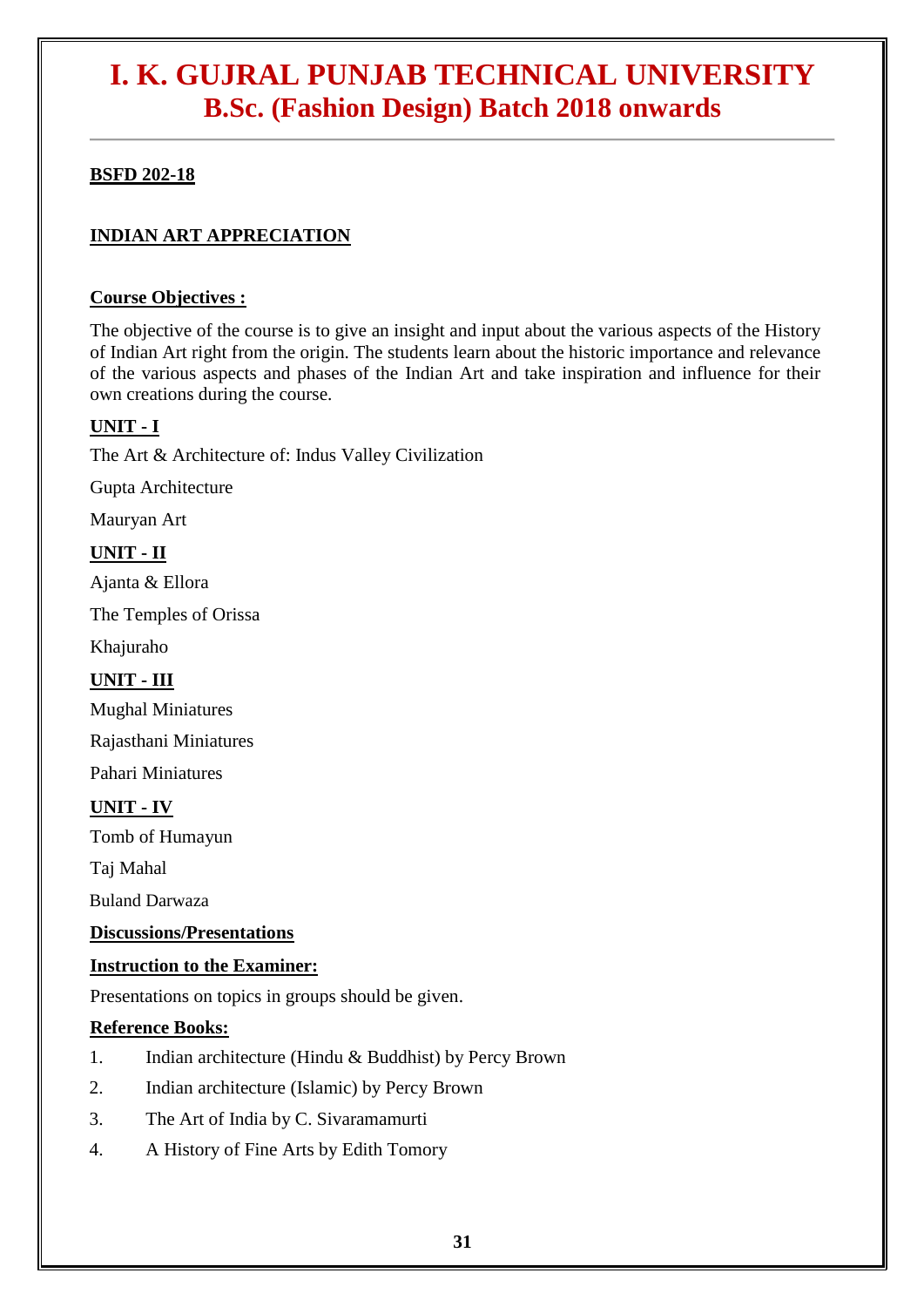# I. K. GUJRAL PUNJAB TECHNICAL UNIVERSITY
## B.Sc. (Fashion Design) Batch 2018 onwards

**BSFD 202-18**

**INDIAN ART APPRECIATION**

**Course Objectives :**

The objective of the course is to give an insight and input about the various aspects of the History of Indian Art right from the origin. The students learn about the historic importance and relevance of the various aspects and phases of the Indian Art and take inspiration and influence for their own creations during the course.

**UNIT - I**

The Art & Architecture of: Indus Valley Civilization

Gupta Architecture

Mauryan Art

**UNIT - II**

Ajanta & Ellora

The Temples of Orissa

Khajuraho

**UNIT - III**

Mughal Miniatures

Rajasthani Miniatures

Pahari Miniatures

**UNIT - IV**

Tomb of Humayun

Taj Mahal

Buland Darwaza

**Discussions/Presentations**

**Instruction to the Examiner:**

Presentations on topics in groups should be given.

**Reference Books:**

1. Indian architecture (Hindu & Buddhist) by Percy Brown
2. Indian architecture (Islamic) by Percy Brown
3. The Art of India by C. Sivaramamurti
4. A History of Fine Arts by Edith Tomory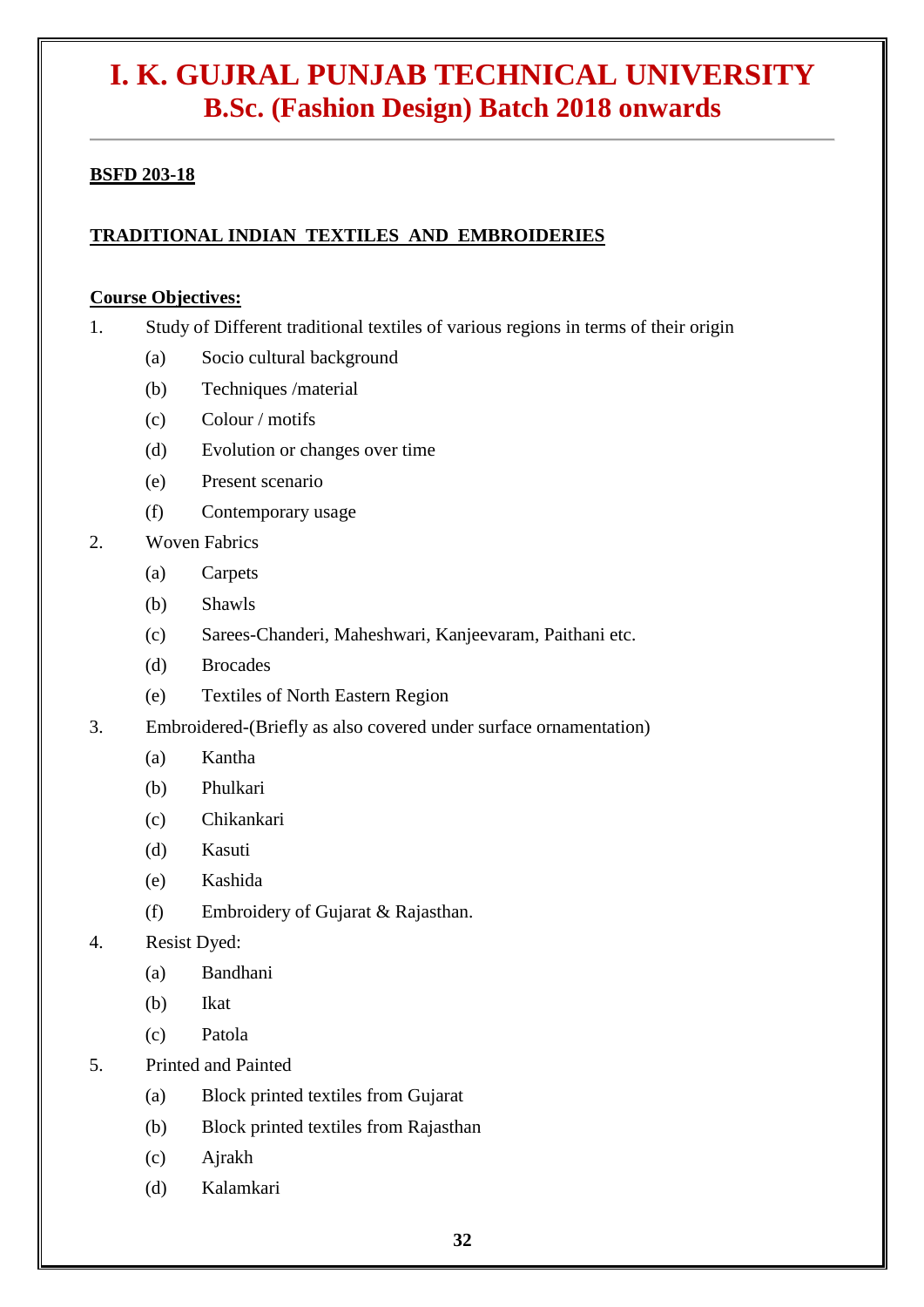# I. K. GUJRAL PUNJAB TECHNICAL UNIVERSITY
## B.Sc. (Fashion Design) Batch 2018 onwards

---

**BSFD 203-18**

**TRADITIONAL INDIAN TEXTILES AND EMBROIDERIES**

**Course Objectives:**

1. Study of Different traditional textiles of various regions in terms of their origin
   - (a) Socio cultural background
   - (b) Techniques /material
   - (c) Colour / motifs
   - (d) Evolution or changes over time
   - (e) Present scenario
   - (f) Contemporary usage
2. Woven Fabrics
   - (a) Carpets
   - (b) Shawls
   - (c) Sarees-Chanderi, Maheshwari, Kanjeevaram, Paithani etc.
   - (d) Brocades
   - (e) Textiles of North Eastern Region
3. Embroidered-(Briefly as also covered under surface ornamentation)
   - (a) Kantha
   - (b) Phulkari
   - (c) Chikankari
   - (d) Kasuti
   - (e) Kashida
   - (f) Embroidery of Gujarat & Rajasthan.
4. Resist Dyed:
   - (a) Bandhani
   - (b) Ikat
   - (c) Patola
5. Printed and Painted
   - (a) Block printed textiles from Gujarat
   - (b) Block printed textiles from Rajasthan
   - (c) Ajrakh
   - (d) Kalamkari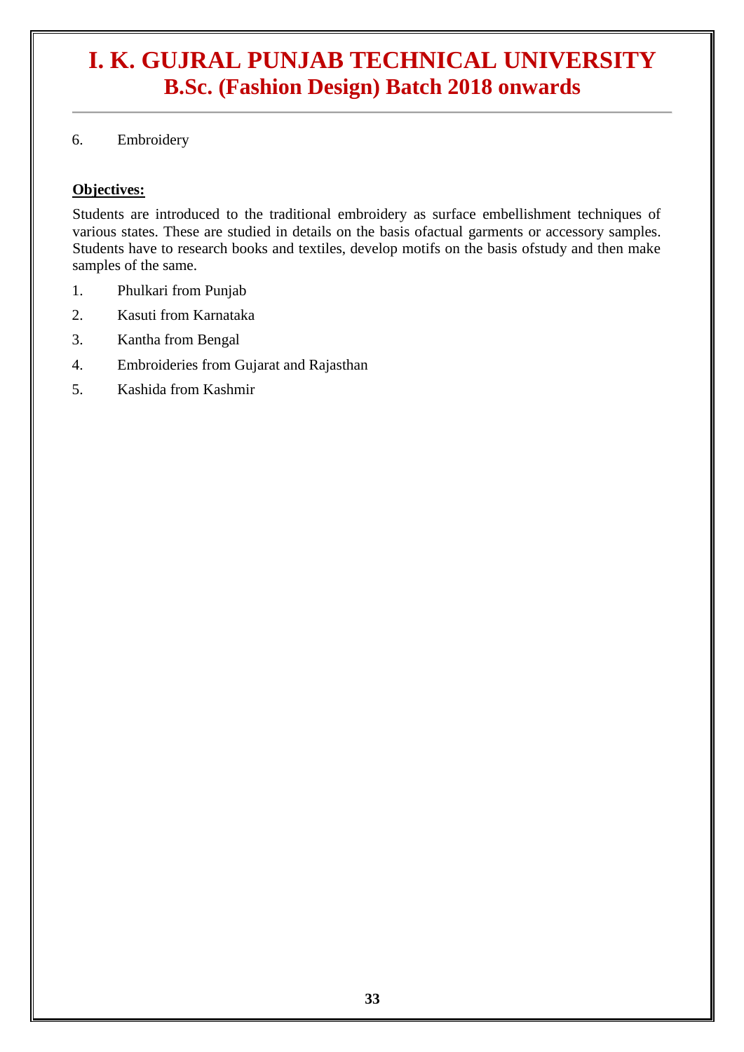6. Embroidery

**Objectives:**

Students are introduced to the traditional embroidery as surface embellishment techniques of various states. These are studied in details on the basis ofactual garments or accessory samples. Students have to research books and textiles, develop motifs on the basis ofstudy and then make samples of the same.

1. Phulkari from Punjab
2. Kasuti from Karnataka
3. Kantha from Bengal
4. Embroideries from Gujarat and Rajasthan
5. Kashida from Kashmir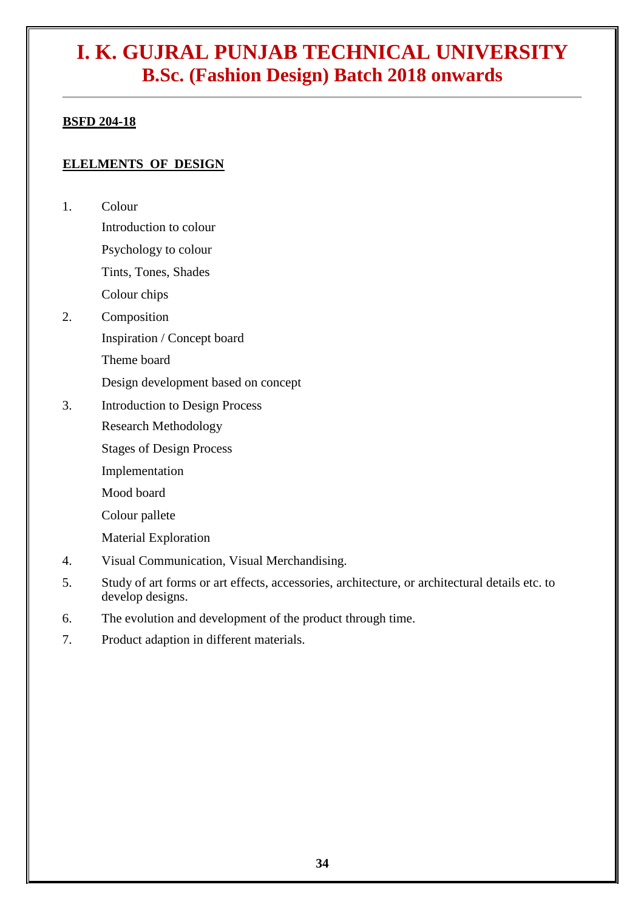# I. K. GUJRAL PUNJAB TECHNICAL UNIVERSITY
## B.Sc. (Fashion Design) Batch 2018 onwards

**BSFD 204-18**

**ELELMENTS OF DESIGN**

1. Colour
   - Introduction to colour
   - Psychology to colour
   - Tints, Tones, Shades
   - Colour chips
2. Composition
   - Inspiration / Concept board
   - Theme board
   - Design development based on concept
3. Introduction to Design Process
   - Research Methodology
   - Stages of Design Process
   - Implementation
   - Mood board
   - Colour pallete
   - Material Exploration
4. Visual Communication, Visual Merchandising.
5. Study of art forms or art effects, accessories, architecture, or architectural details etc. to develop designs.
6. The evolution and development of the product through time.
7. Product adaption in different materials.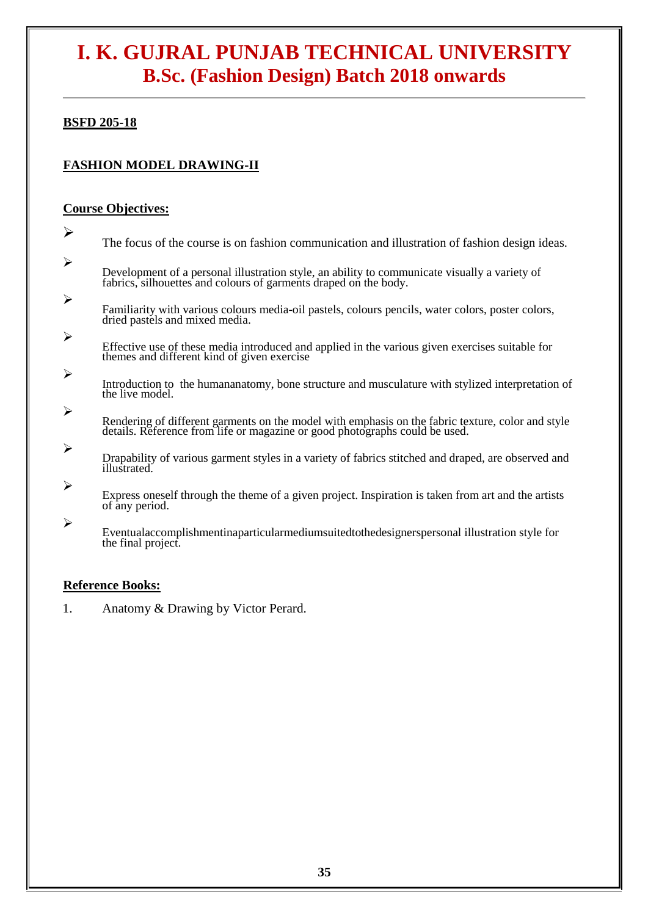# I. K. GUJRAL PUNJAB TECHNICAL UNIVERSITY
## B.Sc. (Fashion Design) Batch 2018 onwards

**BSFD 205-18**

**FASHION MODEL DRAWING-II**

**Course Objectives:**

- The focus of the course is on fashion communication and illustration of fashion design ideas.
- Development of a personal illustration style, an ability to communicate visually a variety of fabrics, silhouettes and colours of garments draped on the body.
- Familiarity with various colours media-oil pastels, colours pencils, water colors, poster colors, dried pastels and mixed media.
- Effective use of these media introduced and applied in the various given exercises suitable for themes and different kind of given exercise
- Introduction to the humananatomy, bone structure and musculature with stylized interpretation of the live model.
- Rendering of different garments on the model with emphasis on the fabric texture, color and style details. Reference from life or magazine or good photographs could be used.
- Drapability of various garment styles in a variety of fabrics stitched and draped, are observed and illustrated.
- Express oneself through the theme of a given project. Inspiration is taken from art and the artists of any period.
- Eventualaccomplishmentinaparticularmediumsuitedtothedesignerspersonal illustration style for the final project.

**Reference Books:**

1. Anatomy & Drawing by Victor Perard.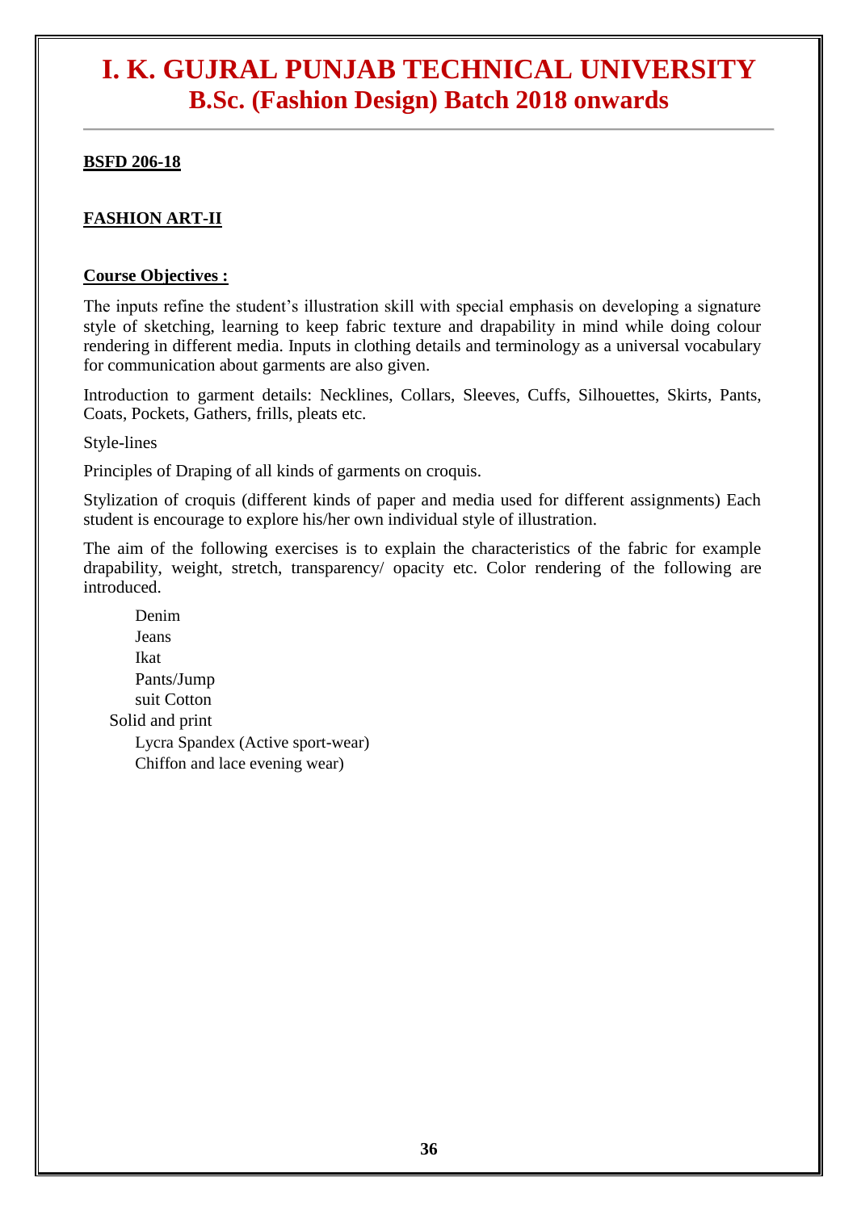# I. K. GUJRAL PUNJAB TECHNICAL UNIVERSITY
## B.Sc. (Fashion Design) Batch 2018 onwards

**BSFD 206-18**

**FASHION ART-II**

**Course Objectives :**

The inputs refine the student's illustration skill with special emphasis on developing a signature style of sketching, learning to keep fabric texture and drapability in mind while doing colour rendering in different media. Inputs in clothing details and terminology as a universal vocabulary for communication about garments are also given.

Introduction to garment details: Necklines, Collars, Sleeves, Cuffs, Silhouettes, Skirts, Pants, Coats, Pockets, Gathers, frills, pleats etc.

Style-lines

Principles of Draping of all kinds of garments on croquis.

Stylization of croquis (different kinds of paper and media used for different assignments) Each student is encourage to explore his/her own individual style of illustration.

The aim of the following exercises is to explain the characteristics of the fabric for example drapability, weight, stretch, transparency/ opacity etc. Color rendering of the following are introduced.

Denim
Jeans
Ikat
Pants/Jump
suit Cotton
Solid and print
Lycra Spandex (Active sport-wear)
Chiffon and lace evening wear)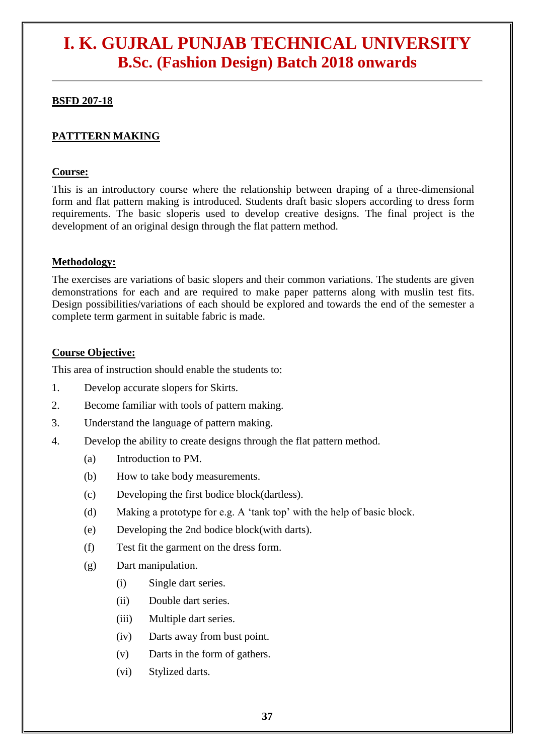# I. K. GUJRAL PUNJAB TECHNICAL UNIVERSITY
## B.Sc. (Fashion Design) Batch 2018 onwards

---

**BSFD 207-18**

**PATTTERN MAKING**

**Course:**

This is an introductory course where the relationship between draping of a three-dimensional form and flat pattern making is introduced. Students draft basic slopers according to dress form requirements. The basic sloperis used to develop creative designs. The final project is the development of an original design through the flat pattern method.

**Methodology:**

The exercises are variations of basic slopers and their common variations. The students are given demonstrations for each and are required to make paper patterns along with muslin test fits. Design possibilities/variations of each should be explored and towards the end of the semester a complete term garment in suitable fabric is made.

**Course Objective:**

This area of instruction should enable the students to:

1. Develop accurate slopers for Skirts.
2. Become familiar with tools of pattern making.
3. Understand the language of pattern making.
4. Develop the ability to create designs through the flat pattern method.
   - (a) Introduction to PM.
   - (b) How to take body measurements.
   - (c) Developing the first bodice block(dartless).
   - (d) Making a prototype for e.g. A 'tank top' with the help of basic block.
   - (e) Developing the 2nd bodice block(with darts).
   - (f) Test fit the garment on the dress form.
   - (g) Dart manipulation.
     - (i) Single dart series.
     - (ii) Double dart series.
     - (iii) Multiple dart series.
     - (iv) Darts away from bust point.
     - (v) Darts in the form of gathers.
     - (vi) Stylized darts.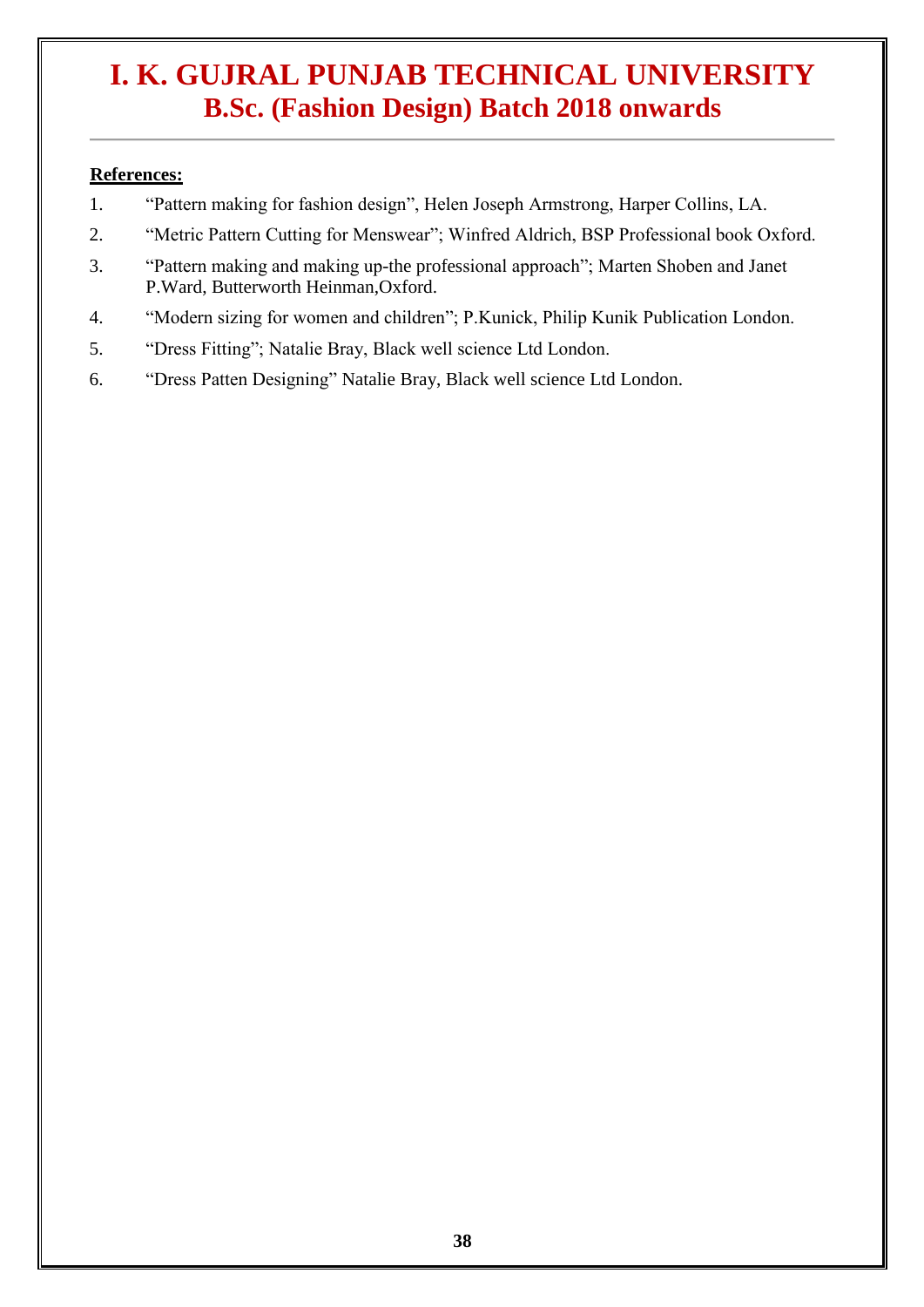**References:**

1. "Pattern making for fashion design", Helen Joseph Armstrong, Harper Collins, LA.
2. "Metric Pattern Cutting for Menswear"; Winfred Aldrich, BSP Professional book Oxford.
3. "Pattern making and making up-the professional approach"; Marten Shoben and Janet P.Ward, Butterworth Heinman,Oxford.
4. "Modern sizing for women and children"; P.Kunick, Philip Kunik Publication London.
5. "Dress Fitting"; Natalie Bray, Black well science Ltd London.
6. "Dress Patten Designing" Natalie Bray, Black well science Ltd London.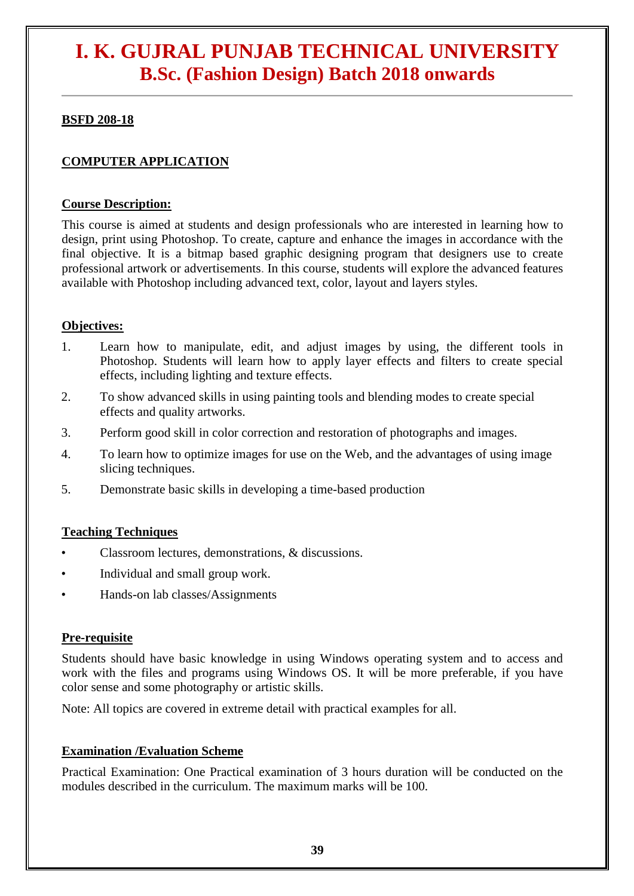# I. K. GUJRAL PUNJAB TECHNICAL UNIVERSITY
## B.Sc. (Fashion Design) Batch 2018 onwards

**BSFD 208-18**

**COMPUTER APPLICATION**

**Course Description:**

This course is aimed at students and design professionals who are interested in learning how to design, print using Photoshop. To create, capture and enhance the images in accordance with the final objective. It is a bitmap based graphic designing program that designers use to create professional artwork or advertisements. In this course, students will explore the advanced features available with Photoshop including advanced text, color, layout and layers styles.

**Objectives:**

1. Learn how to manipulate, edit, and adjust images by using, the different tools in Photoshop. Students will learn how to apply layer effects and filters to create special effects, including lighting and texture effects.
2. To show advanced skills in using painting tools and blending modes to create special effects and quality artworks.
3. Perform good skill in color correction and restoration of photographs and images.
4. To learn how to optimize images for use on the Web, and the advantages of using image slicing techniques.
5. Demonstrate basic skills in developing a time-based production

**Teaching Techniques**

- Classroom lectures, demonstrations, & discussions.
- Individual and small group work.
- Hands-on lab classes/Assignments

**Pre-requisite**

Students should have basic knowledge in using Windows operating system and to access and work with the files and programs using Windows OS. It will be more preferable, if you have color sense and some photography or artistic skills.

Note: All topics are covered in extreme detail with practical examples for all.

**Examination /Evaluation Scheme**

Practical Examination: One Practical examination of 3 hours duration will be conducted on the modules described in the curriculum. The maximum marks will be 100.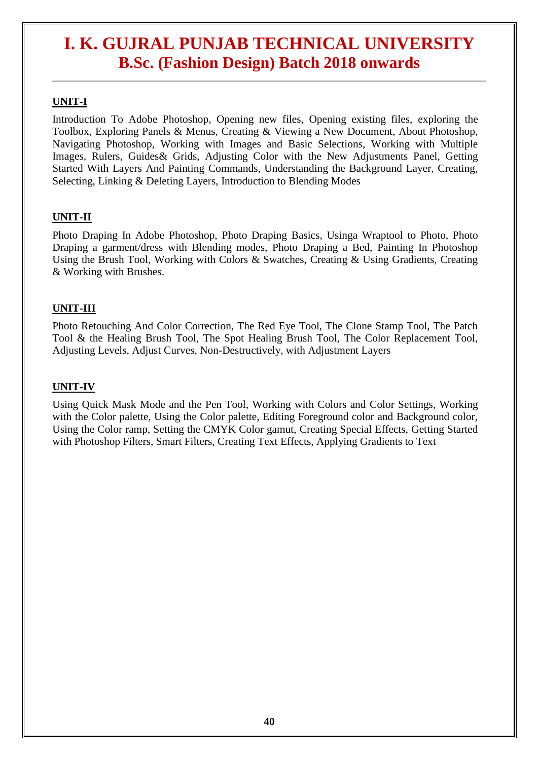# I. K. GUJRAL PUNJAB TECHNICAL UNIVERSITY
## B.Sc. (Fashion Design) Batch 2018 onwards

**UNIT-I**

Introduction To Adobe Photoshop, Opening new files, Opening existing files, exploring the Toolbox, Exploring Panels & Menus, Creating & Viewing a New Document, About Photoshop, Navigating Photoshop, Working with Images and Basic Selections, Working with Multiple Images, Rulers, Guides& Grids, Adjusting Color with the New Adjustments Panel, Getting Started With Layers And Painting Commands, Understanding the Background Layer, Creating, Selecting, Linking & Deleting Layers, Introduction to Blending Modes

**UNIT-II**

Photo Draping In Adobe Photoshop, Photo Draping Basics, Usinga Wraptool to Photo, Photo Draping a garment/dress with Blending modes, Photo Draping a Bed, Painting In Photoshop Using the Brush Tool, Working with Colors & Swatches, Creating & Using Gradients, Creating & Working with Brushes.

**UNIT-III**

Photo Retouching And Color Correction, The Red Eye Tool, The Clone Stamp Tool, The Patch Tool & the Healing Brush Tool, The Spot Healing Brush Tool, The Color Replacement Tool, Adjusting Levels, Adjust Curves, Non-Destructively, with Adjustment Layers

**UNIT-IV**

Using Quick Mask Mode and the Pen Tool, Working with Colors and Color Settings, Working with the Color palette, Using the Color palette, Editing Foreground color and Background color, Using the Color ramp, Setting the CMYK Color gamut, Creating Special Effects, Getting Started with Photoshop Filters, Smart Filters, Creating Text Effects, Applying Gradients to Text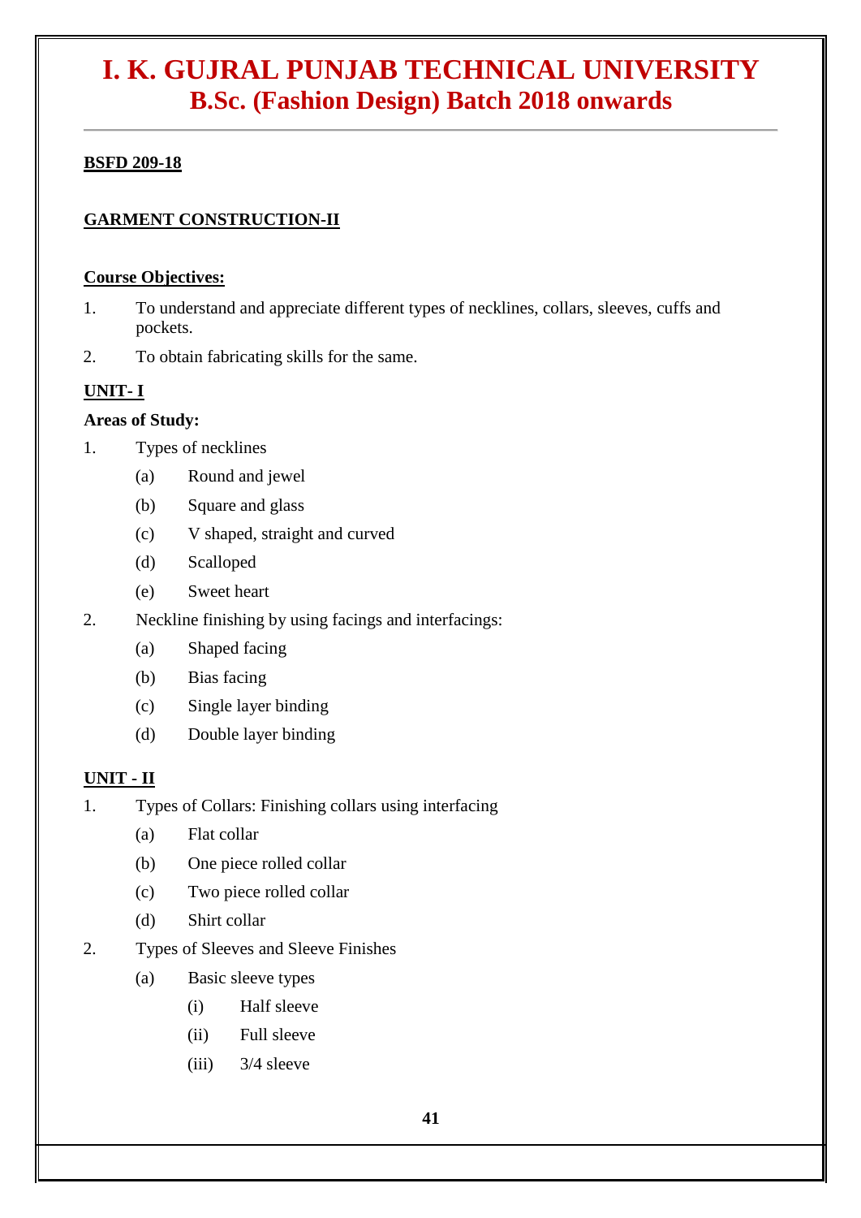# I. K. GUJRAL PUNJAB TECHNICAL UNIVERSITY
## B.Sc. (Fashion Design) Batch 2018 onwards

**BSFD 209-18**

**GARMENT CONSTRUCTION-II**

**Course Objectives:**

1. To understand and appreciate different types of necklines, collars, sleeves, cuffs and pockets.
2. To obtain fabricating skills for the same.

**UNIT- I**

**Areas of Study:**

1. Types of necklines
   - (a) Round and jewel
   - (b) Square and glass
   - (c) V shaped, straight and curved
   - (d) Scalloped
   - (e) Sweet heart
2. Neckline finishing by using facings and interfacings:
   - (a) Shaped facing
   - (b) Bias facing
   - (c) Single layer binding
   - (d) Double layer binding

**UNIT - II**

1. Types of Collars: Finishing collars using interfacing
   - (a) Flat collar
   - (b) One piece rolled collar
   - (c) Two piece rolled collar
   - (d) Shirt collar
2. Types of Sleeves and Sleeve Finishes
   - (a) Basic sleeve types
     - (i) Half sleeve
     - (ii) Full sleeve
     - (iii) 3/4 sleeve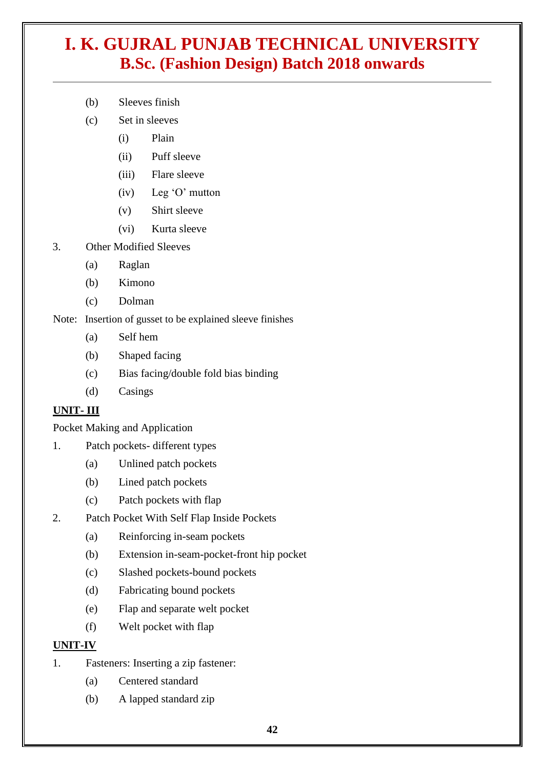- (b) Sleeves finish
- (c) Set in sleeves
  - (i) Plain
  - (ii) Puff sleeve
  - (iii) Flare sleeve
  - (iv) Leg 'O' mutton
  - (v) Shirt sleeve
  - (vi) Kurta sleeve

3. Other Modified Sleeves
   - (a) Raglan
   - (b) Kimono
   - (c) Dolman

Note: Insertion of gusset to be explained sleeve finishes

- (a) Self hem
- (b) Shaped facing
- (c) Bias facing/double fold bias binding
- (d) Casings

**UNIT- III**

Pocket Making and Application

1. Patch pockets- different types
   - (a) Unlined patch pockets
   - (b) Lined patch pockets
   - (c) Patch pockets with flap
2. Patch Pocket With Self Flap Inside Pockets
   - (a) Reinforcing in-seam pockets
   - (b) Extension in-seam-pocket-front hip pocket
   - (c) Slashed pockets-bound pockets
   - (d) Fabricating bound pockets
   - (e) Flap and separate welt pocket
   - (f) Welt pocket with flap

**UNIT-IV**

1. Fasteners: Inserting a zip fastener:
   - (a) Centered standard
   - (b) A lapped standard zip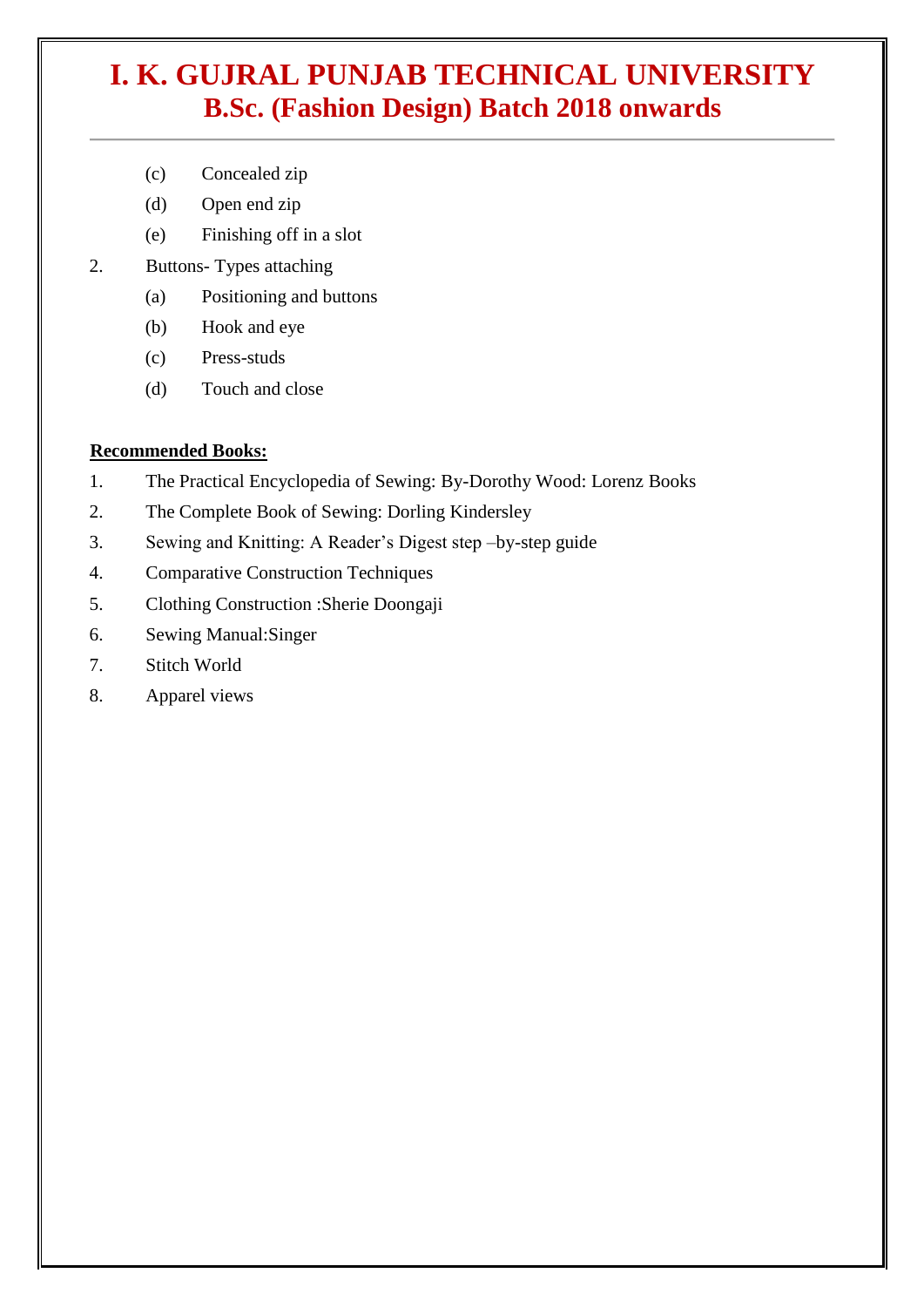(c) Concealed zip

(d) Open end zip

(e) Finishing off in a slot

2. Buttons- Types attaching

(a) Positioning and buttons

(b) Hook and eye

(c) Press-studs

(d) Touch and close

**Recommended Books:**

1. The Practical Encyclopedia of Sewing: By-Dorothy Wood: Lorenz Books
2. The Complete Book of Sewing: Dorling Kindersley
3. Sewing and Knitting: A Reader's Digest step –by-step guide
4. Comparative Construction Techniques
5. Clothing Construction :Sherie Doongaji
6. Sewing Manual:Singer
7. Stitch World
8. Apparel views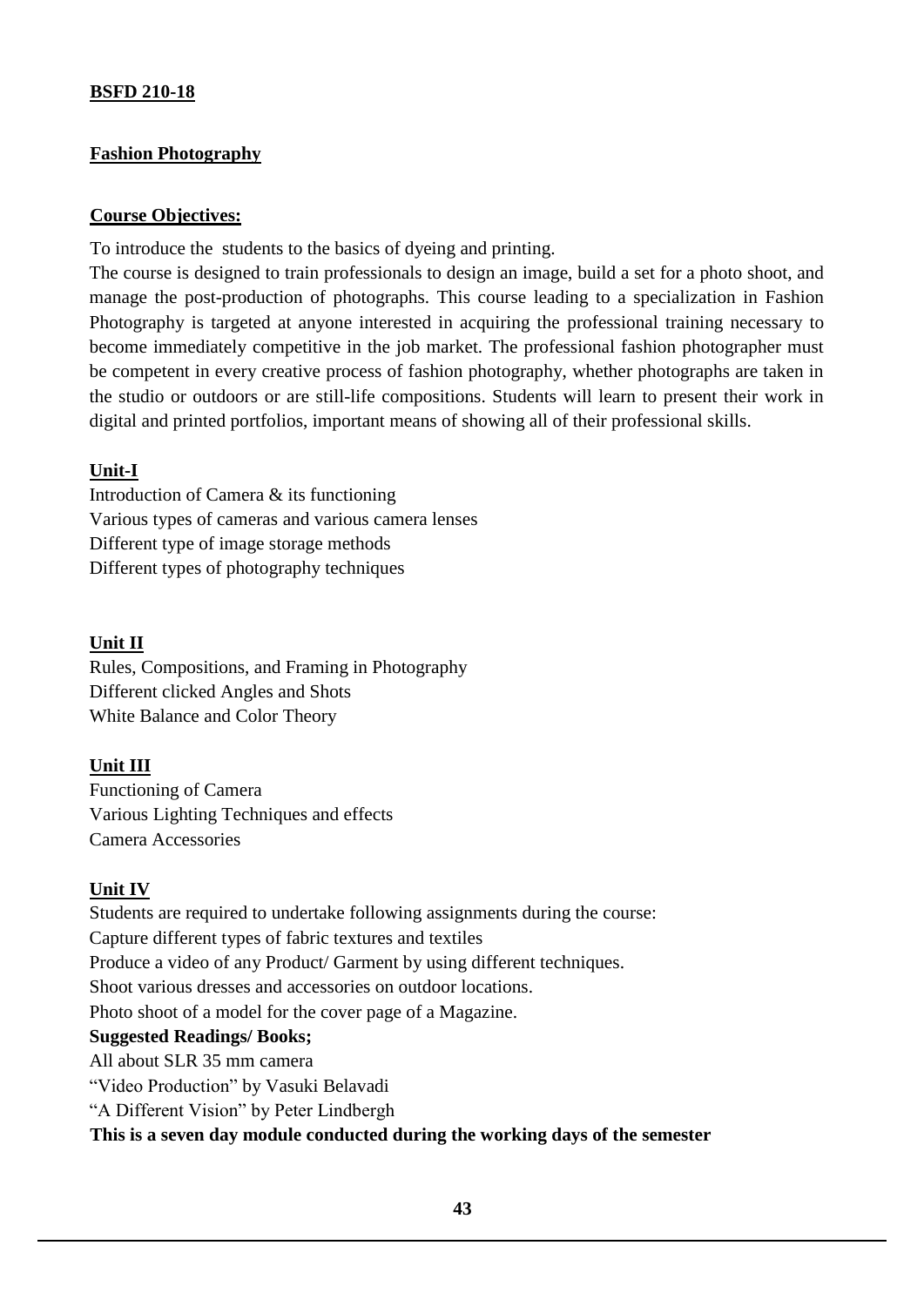**BSFD 210-18**

**Fashion Photography**

**Course Objectives:**

To introduce the students to the basics of dyeing and printing.

The course is designed to train professionals to design an image, build a set for a photo shoot, and manage the post-production of photographs. This course leading to a specialization in Fashion Photography is targeted at anyone interested in acquiring the professional training necessary to become immediately competitive in the job market. The professional fashion photographer must be competent in every creative process of fashion photography, whether photographs are taken in the studio or outdoors or are still-life compositions. Students will learn to present their work in digital and printed portfolios, important means of showing all of their professional skills.

**Unit-I**

Introduction of Camera & its functioning
Various types of cameras and various camera lenses
Different type of image storage methods
Different types of photography techniques

**Unit II**

Rules, Compositions, and Framing in Photography
Different clicked Angles and Shots
White Balance and Color Theory

**Unit III**

Functioning of Camera
Various Lighting Techniques and effects
Camera Accessories

**Unit IV**

Students are required to undertake following assignments during the course:
Capture different types of fabric textures and textiles
Produce a video of any Product/ Garment by using different techniques.
Shoot various dresses and accessories on outdoor locations.
Photo shoot of a model for the cover page of a Magazine.

**Suggested Readings/ Books;**

All about SLR 35 mm camera
"Video Production" by Vasuki Belavadi
"A Different Vision" by Peter Lindbergh

**This is a seven day module conducted during the working days of the semester**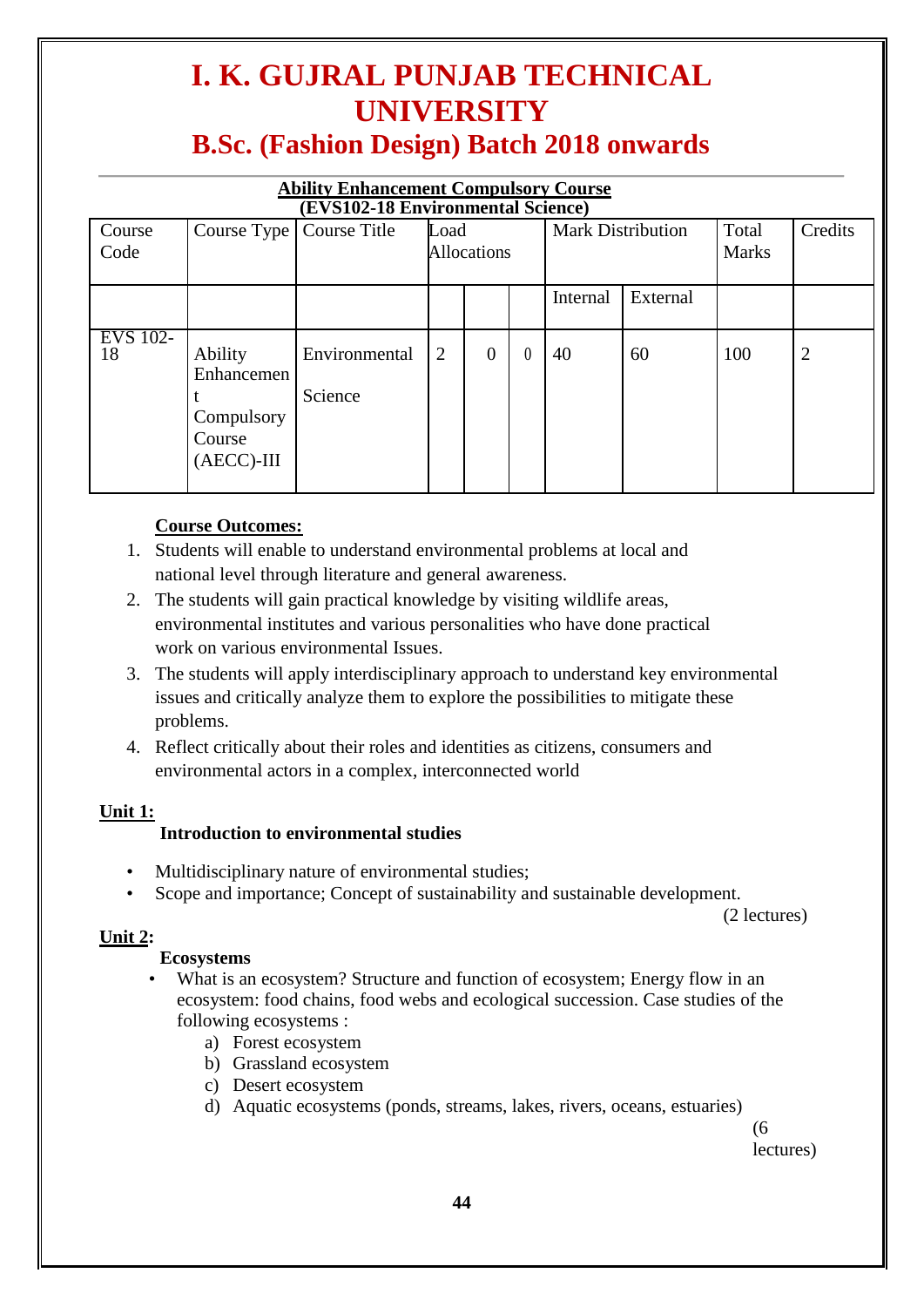# I. K. GUJRAL PUNJAB TECHNICAL UNIVERSITY

## B.Sc. (Fashion Design) Batch 2018 onwards

**Ability Enhancement Compulsory Course**
**(EVS102-18 Environmental Science)**

| Course Code | Course Type | Course Title | Load Allocations | | | Mark Distribution | | Total Marks | Credits |
|---|---|---|---|---|---|---|---|---|---|
| | | | | | | Internal | External | | |
| EVS 102-18 | Ability Enhancement Compulsory Course (AECC)-III | Environmental Science | 2 | 0 | 0 | 40 | 60 | 100 | 2 |

**Course Outcomes:**

1. Students will enable to understand environmental problems at local and national level through literature and general awareness.
2. The students will gain practical knowledge by visiting wildlife areas, environmental institutes and various personalities who have done practical work on various environmental Issues.
3. The students will apply interdisciplinary approach to understand key environmental issues and critically analyze them to explore the possibilities to mitigate these problems.
4. Reflect critically about their roles and identities as citizens, consumers and environmental actors in a complex, interconnected world

**Unit 1:**

**Introduction to environmental studies**

- Multidisciplinary nature of environmental studies;
- Scope and importance; Concept of sustainability and sustainable development.

(2 lectures)

**Unit 2:**

**Ecosystems**

- What is an ecosystem? Structure and function of ecosystem; Energy flow in an ecosystem: food chains, food webs and ecological succession. Case studies of the following ecosystems :
  a) Forest ecosystem
  b) Grassland ecosystem
  c) Desert ecosystem
  d) Aquatic ecosystems (ponds, streams, lakes, rivers, oceans, estuaries)

(6 lectures)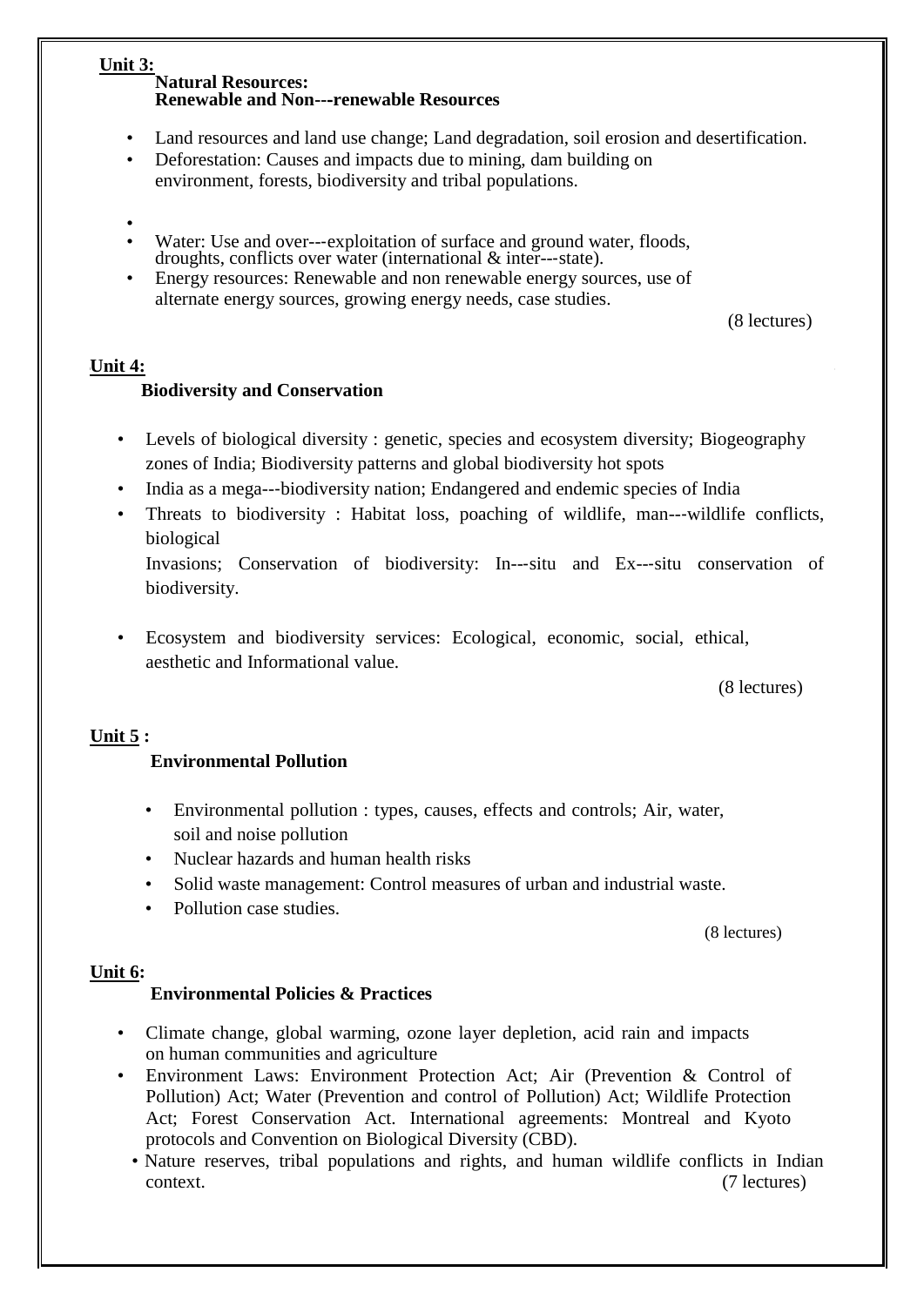**Unit 3:**

**Natural Resources:**
**Renewable and Non---renewable Resources**

- Land resources and land use change; Land degradation, soil erosion and desertification.
- Deforestation: Causes and impacts due to mining, dam building on environment, forests, biodiversity and tribal populations.
- 
- Water: Use and over---exploitation of surface and ground water, floods, droughts, conflicts over water (international & inter---state).
- Energy resources: Renewable and non renewable energy sources, use of alternate energy sources, growing energy needs, case studies.

(8 lectures)

**Unit 4:**

**Biodiversity and Conservation**

- Levels of biological diversity : genetic, species and ecosystem diversity; Biogeography zones of India; Biodiversity patterns and global biodiversity hot spots
- India as a mega---biodiversity nation; Endangered and endemic species of India
- Threats to biodiversity : Habitat loss, poaching of wildlife, man---wildlife conflicts, biological
  Invasions; Conservation of biodiversity: In---situ and Ex---situ conservation of biodiversity.
- Ecosystem and biodiversity services: Ecological, economic, social, ethical, aesthetic and Informational value.

(8 lectures)

**Unit 5 :**

**Environmental Pollution**

- Environmental pollution : types, causes, effects and controls; Air, water, soil and noise pollution
- Nuclear hazards and human health risks
- Solid waste management: Control measures of urban and industrial waste.
- Pollution case studies.

(8 lectures)

**Unit 6:**

**Environmental Policies & Practices**

- Climate change, global warming, ozone layer depletion, acid rain and impacts on human communities and agriculture
- Environment Laws: Environment Protection Act; Air (Prevention & Control of Pollution) Act; Water (Prevention and control of Pollution) Act; Wildlife Protection Act; Forest Conservation Act. International agreements: Montreal and Kyoto protocols and Convention on Biological Diversity (CBD).
- Nature reserves, tribal populations and rights, and human wildlife conflicts in Indian context. (7 lectures)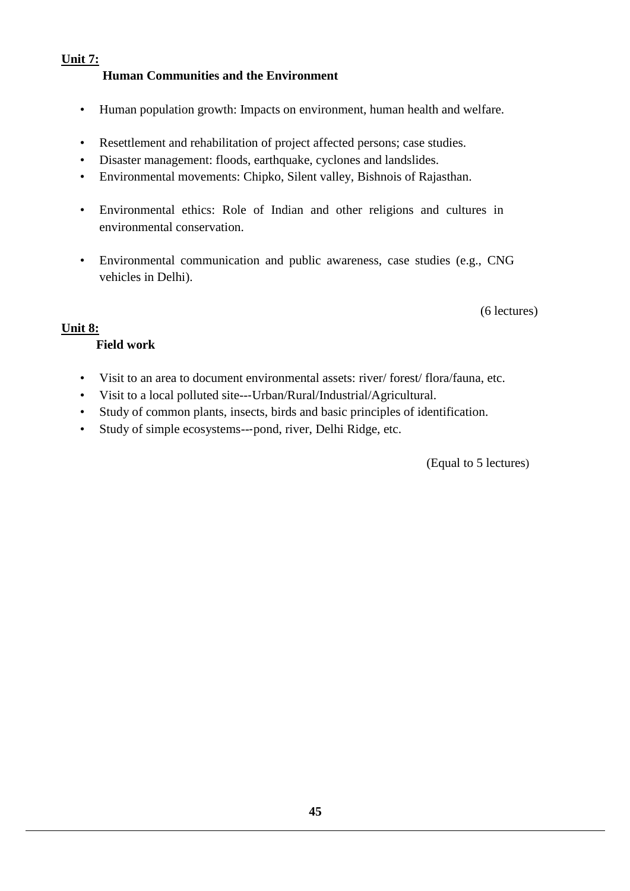**Unit 7:**

**Human Communities and the Environment**

- Human population growth: Impacts on environment, human health and welfare.
- Resettlement and rehabilitation of project affected persons; case studies.
- Disaster management: floods, earthquake, cyclones and landslides.
- Environmental movements: Chipko, Silent valley, Bishnois of Rajasthan.
- Environmental ethics: Role of Indian and other religions and cultures in environmental conservation.
- Environmental communication and public awareness, case studies (e.g., CNG vehicles in Delhi).

(6 lectures)

**Unit 8:**

**Field work**

- Visit to an area to document environmental assets: river/ forest/ flora/fauna, etc.
- Visit to a local polluted site---Urban/Rural/Industrial/Agricultural.
- Study of common plants, insects, birds and basic principles of identification.
- Study of simple ecosystems---pond, river, Delhi Ridge, etc.

(Equal to 5 lectures)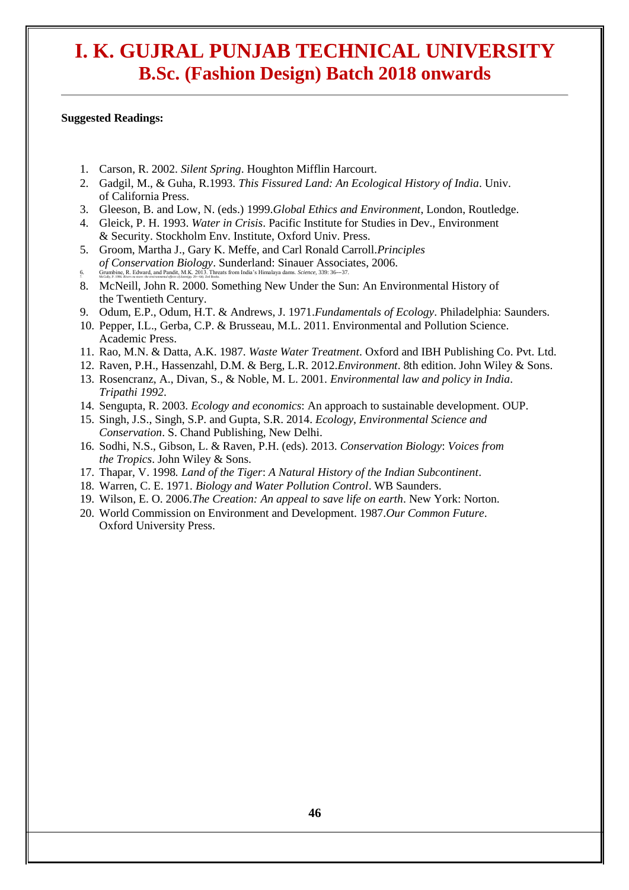# I. K. GUJRAL PUNJAB TECHNICAL UNIVERSITY
## B.Sc. (Fashion Design) Batch 2018 onwards

**Suggested Readings:**

1. Carson, R. 2002. *Silent Spring*. Houghton Mifflin Harcourt.
2. Gadgil, M., & Guha, R.1993. *This Fissured Land: An Ecological History of India*. Univ. of California Press.
3. Gleeson, B. and Low, N. (eds.) 1999.*Global Ethics and Environment*, London, Routledge.
4. Gleick, P. H. 1993. *Water in Crisis*. Pacific Institute for Studies in Dev., Environment & Security. Stockholm Env. Institute, Oxford Univ. Press.
5. Groom, Martha J., Gary K. Meffe, and Carl Ronald Carroll.*Principles of Conservation Biology*. Sunderland: Sinauer Associates, 2006.
6. Grumbine, R. Edward, and Pandit, M.K. 2013. Threats from India's Himalaya dams. *Science*, 339: 36--37.
7. McCully, P. 1996. *Rivers no more: the environmental effects of dams*(pp. 29--64). Zed Books.
8. McNeill, John R. 2000. Something New Under the Sun: An Environmental History of the Twentieth Century.
9. Odum, E.P., Odum, H.T. & Andrews, J. 1971.*Fundamentals of Ecology*. Philadelphia: Saunders.
10. Pepper, I.L., Gerba, C.P. & Brusseau, M.L. 2011. Environmental and Pollution Science. Academic Press.
11. Rao, M.N. & Datta, A.K. 1987. *Waste Water Treatment*. Oxford and IBH Publishing Co. Pvt. Ltd.
12. Raven, P.H., Hassenzahl, D.M. & Berg, L.R. 2012.*Environment*. 8th edition. John Wiley & Sons.
13. Rosencranz, A., Divan, S., & Noble, M. L. 2001. *Environmental law and policy in India*. *Tripathi 1992*.
14. Sengupta, R. 2003. *Ecology and economics*: An approach to sustainable development. OUP.
15. Singh, J.S., Singh, S.P. and Gupta, S.R. 2014. *Ecology, Environmental Science and Conservation*. S. Chand Publishing, New Delhi.
16. Sodhi, N.S., Gibson, L. & Raven, P.H. (eds). 2013. *Conservation Biology*: *Voices from the Tropics*. John Wiley & Sons.
17. Thapar, V. 1998. *Land of the Tiger*: *A Natural History of the Indian Subcontinent*.
18. Warren, C. E. 1971. *Biology and Water Pollution Control*. WB Saunders.
19. Wilson, E. O. 2006.*The Creation: An appeal to save life on earth*. New York: Norton.
20. World Commission on Environment and Development. 1987.*Our Common Future*. Oxford University Press.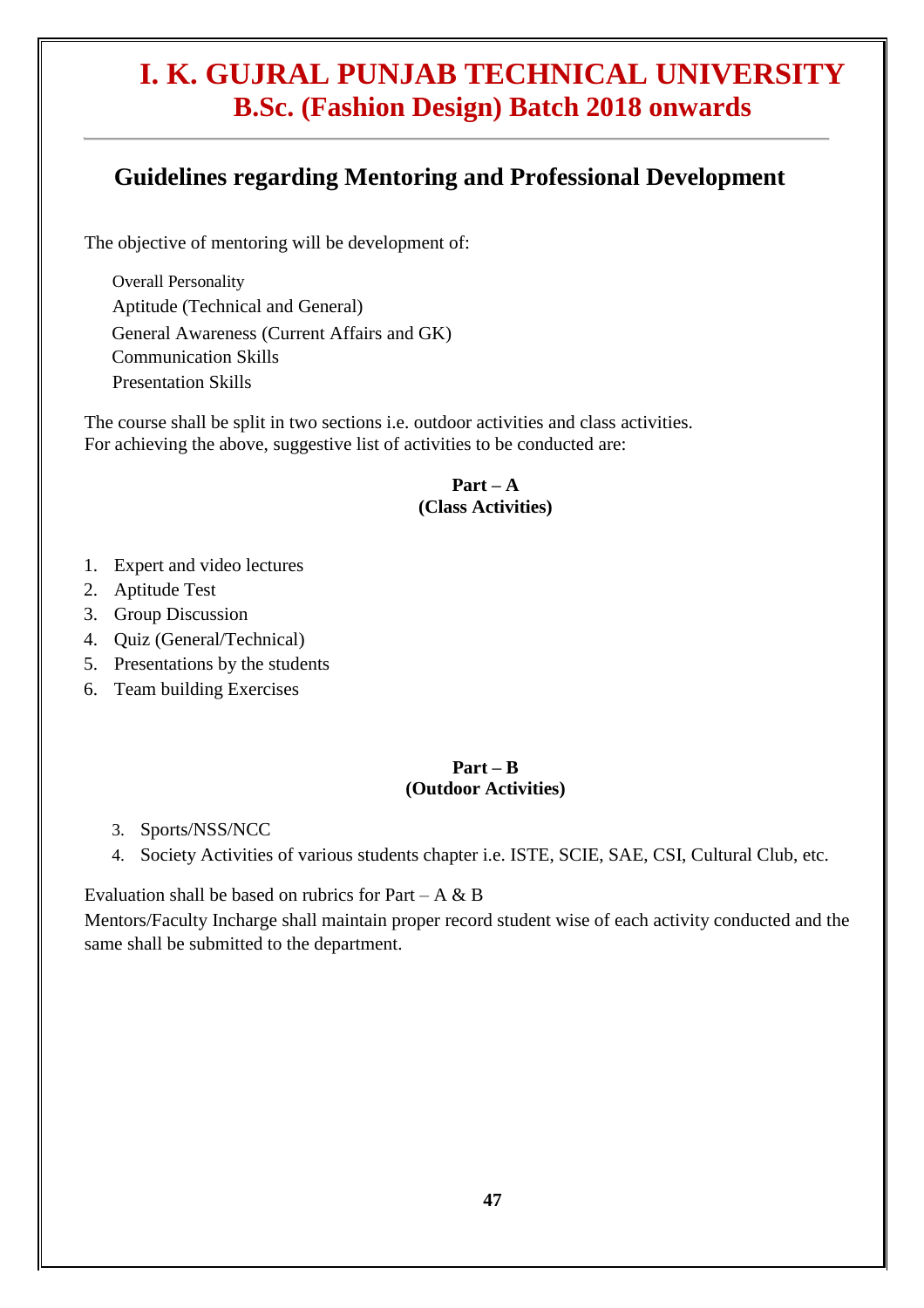# I. K. GUJRAL PUNJAB TECHNICAL UNIVERSITY
## B.Sc. (Fashion Design) Batch 2018 onwards

---

## Guidelines regarding Mentoring and Professional Development

The objective of mentoring will be development of:

- Overall Personality
- Aptitude (Technical and General)
- General Awareness (Current Affairs and GK)
- Communication Skills
- Presentation Skills

The course shall be split in two sections i.e. outdoor activities and class activities.
For achieving the above, suggestive list of activities to be conducted are:

**Part – A**
**(Class Activities)**

1. Expert and video lectures
2. Aptitude Test
3. Group Discussion
4. Quiz (General/Technical)
5. Presentations by the students
6. Team building Exercises

**Part – B**
**(Outdoor Activities)**

3. Sports/NSS/NCC
4. Society Activities of various students chapter i.e. ISTE, SCIE, SAE, CSI, Cultural Club, etc.

Evaluation shall be based on rubrics for Part – A & B

Mentors/Faculty Incharge shall maintain proper record student wise of each activity conducted and the same shall be submitted to the department.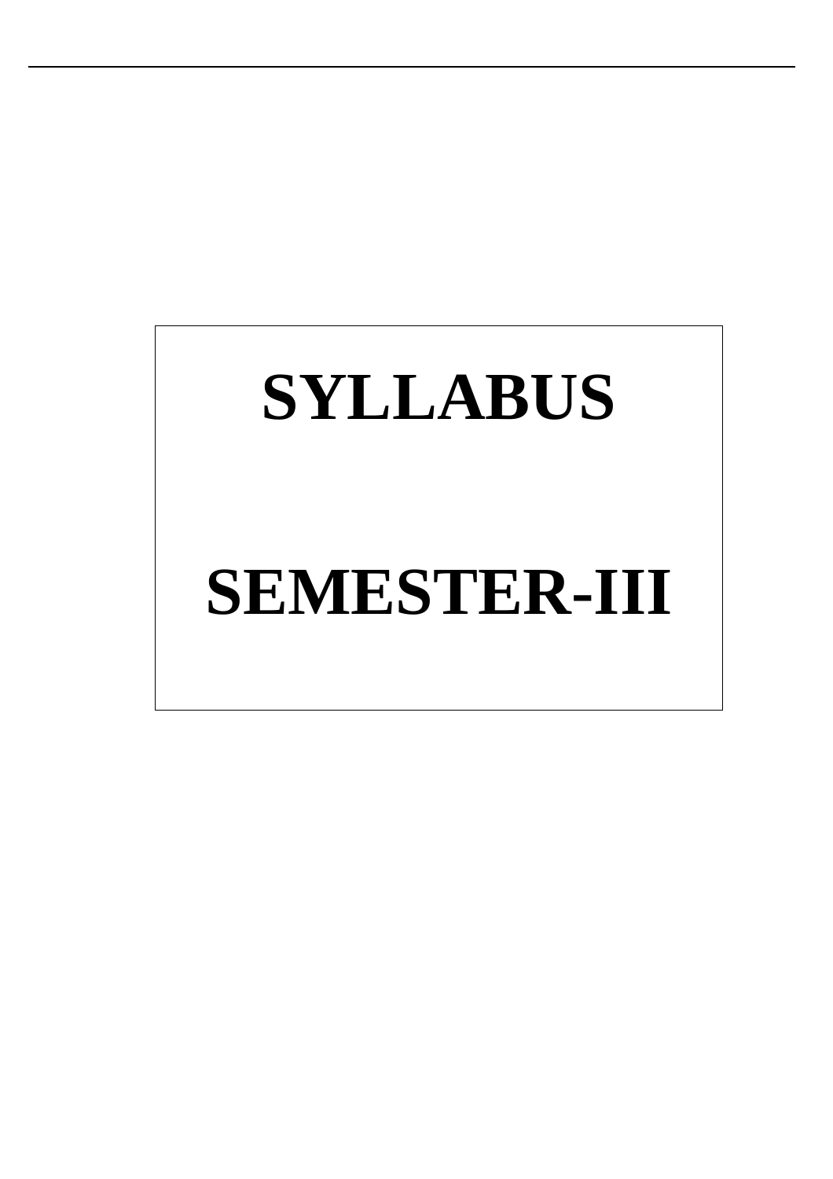# SYLLABUS

# SEMESTER-III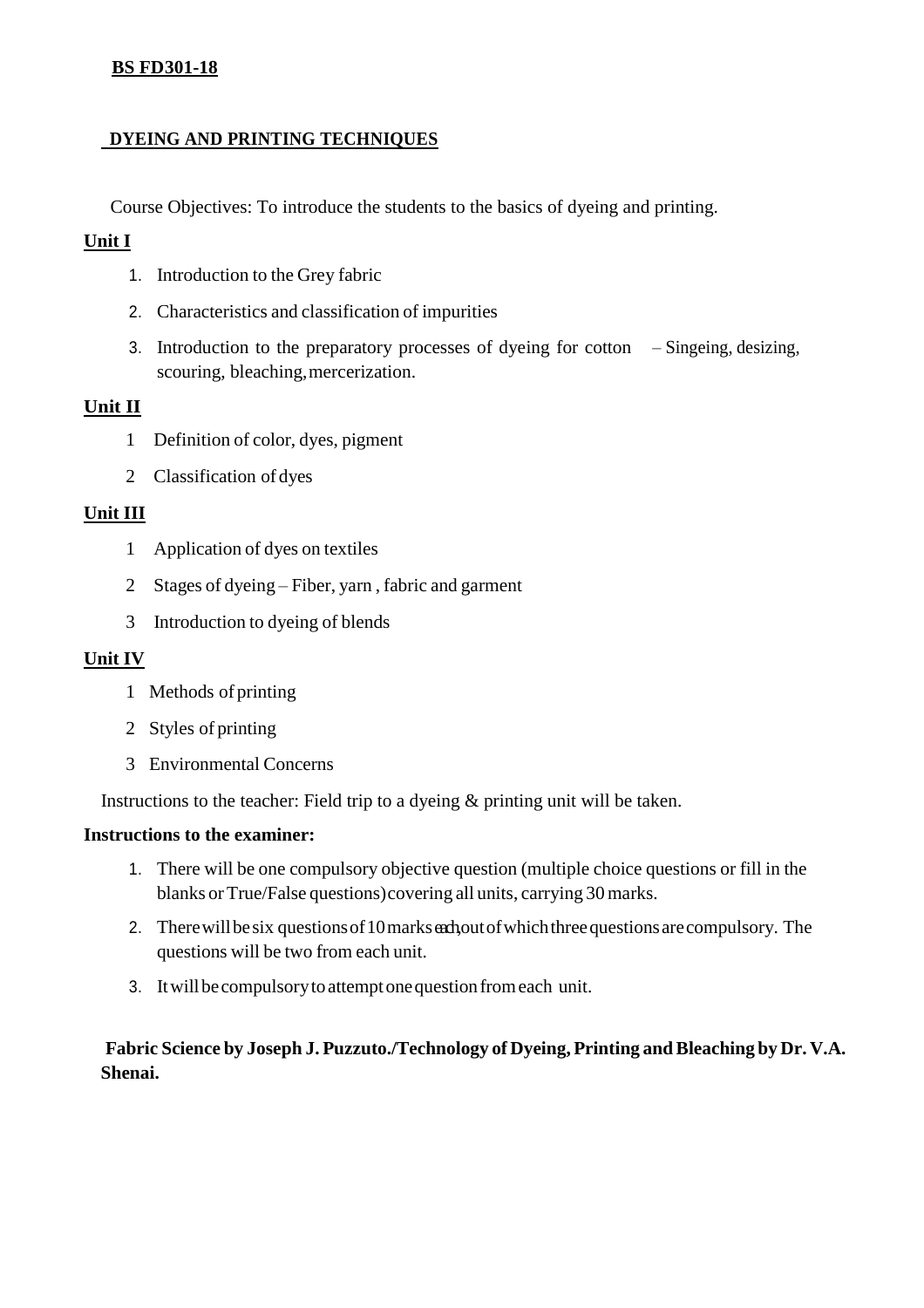**BS FD301-18**

## DYEING AND PRINTING TECHNIQUES

Course Objectives: To introduce the students to the basics of dyeing and printing.

### Unit I

1. Introduction to the Grey fabric
2. Characteristics and classification of impurities
3. Introduction to the preparatory processes of dyeing for cotton – Singeing, desizing, scouring, bleaching, mercerization.

### Unit II

1. Definition of color, dyes, pigment
2. Classification of dyes

### Unit III

1. Application of dyes on textiles
2. Stages of dyeing – Fiber, yarn , fabric and garment
3. Introduction to dyeing of blends

### Unit IV

1. Methods of printing
2. Styles of printing
3. Environmental Concerns

Instructions to the teacher: Field trip to a dyeing & printing unit will be taken.

**Instructions to the examiner:**

1. There will be one compulsory objective question (multiple choice questions or fill in the blanks or True/False questions) covering all units, carrying 30 marks.
2. There will be six questions of 10 marks each, out of which three questions are compulsory. The questions will be two from each unit.
3. It will be compulsory to attempt one question from each unit.

**Fabric Science by Joseph J. Puzzuto./Technology of Dyeing, Printing and Bleaching by Dr. V.A. Shenai.**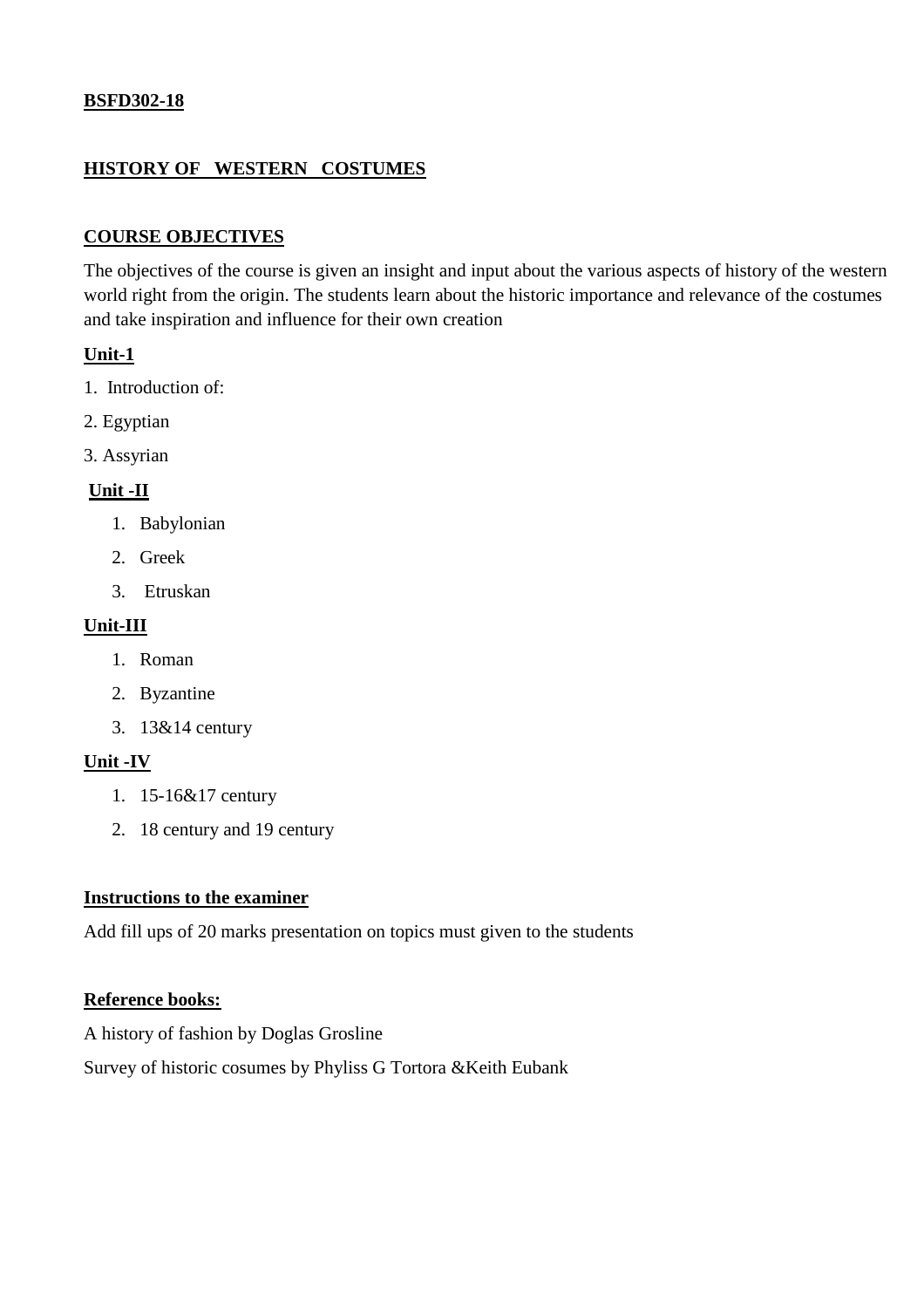**BSFD302-18**

**HISTORY OF WESTERN COSTUMES**

**COURSE OBJECTIVES**

The objectives of the course is given an insight and input about the various aspects of history of the western world right from the origin. The students learn about the historic importance and relevance of the costumes and take inspiration and influence for their own creation

**Unit-1**

1. Introduction of:
2. Egyptian
3. Assyrian

**Unit -II**

1. Babylonian
2. Greek
3. Etruskan

**Unit-III**

1. Roman
2. Byzantine
3. 13&14 century

**Unit -IV**

1. 15-16&17 century
2. 18 century and 19 century

**Instructions to the examiner**

Add fill ups of 20 marks presentation on topics must given to the students

**Reference books:**

A history of fashion by Doglas Grosline

Survey of historic cosumes by Phyliss G Tortora &Keith Eubank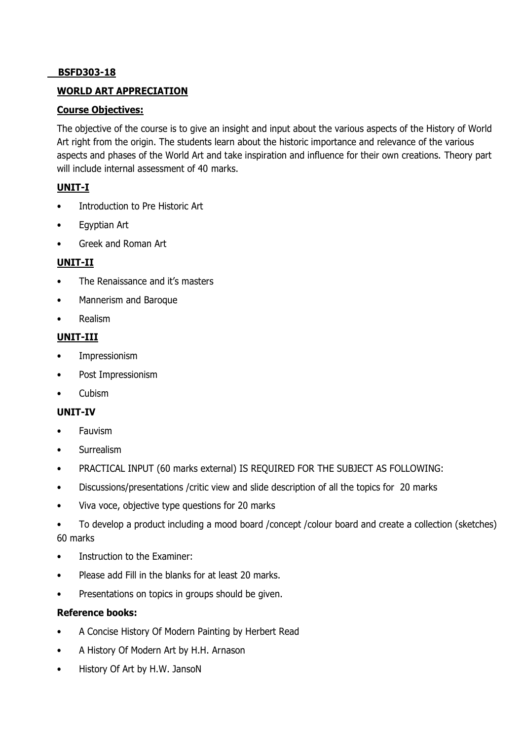**BSFD303-18**

**WORLD ART APPRECIATION**

**Course Objectives:**

The objective of the course is to give an insight and input about the various aspects of the History of World Art right from the origin. The students learn about the historic importance and relevance of the various aspects and phases of the World Art and take inspiration and influence for their own creations. Theory part will include internal assessment of 40 marks.

**UNIT-I**

- Introduction to Pre Historic Art
- Egyptian Art
- Greek and Roman Art

**UNIT-II**

- The Renaissance and it's masters
- Mannerism and Baroque
- Realism

**UNIT-III**

- Impressionism
- Post Impressionism
- Cubism

**UNIT-IV**

- Fauvism
- Surrealism
- PRACTICAL INPUT (60 marks external) IS REQUIRED FOR THE SUBJECT AS FOLLOWING:
- Discussions/presentations /critic view and slide description of all the topics for 20 marks
- Viva voce, objective type questions for 20 marks
- To develop a product including a mood board /concept /colour board and create a collection (sketches) 60 marks
- Instruction to the Examiner:
- Please add Fill in the blanks for at least 20 marks.
- Presentations on topics in groups should be given.

**Reference books:**

- A Concise History Of Modern Painting by Herbert Read
- A History Of Modern Art by H.H. Arnason
- History Of Art by H.W. JansoN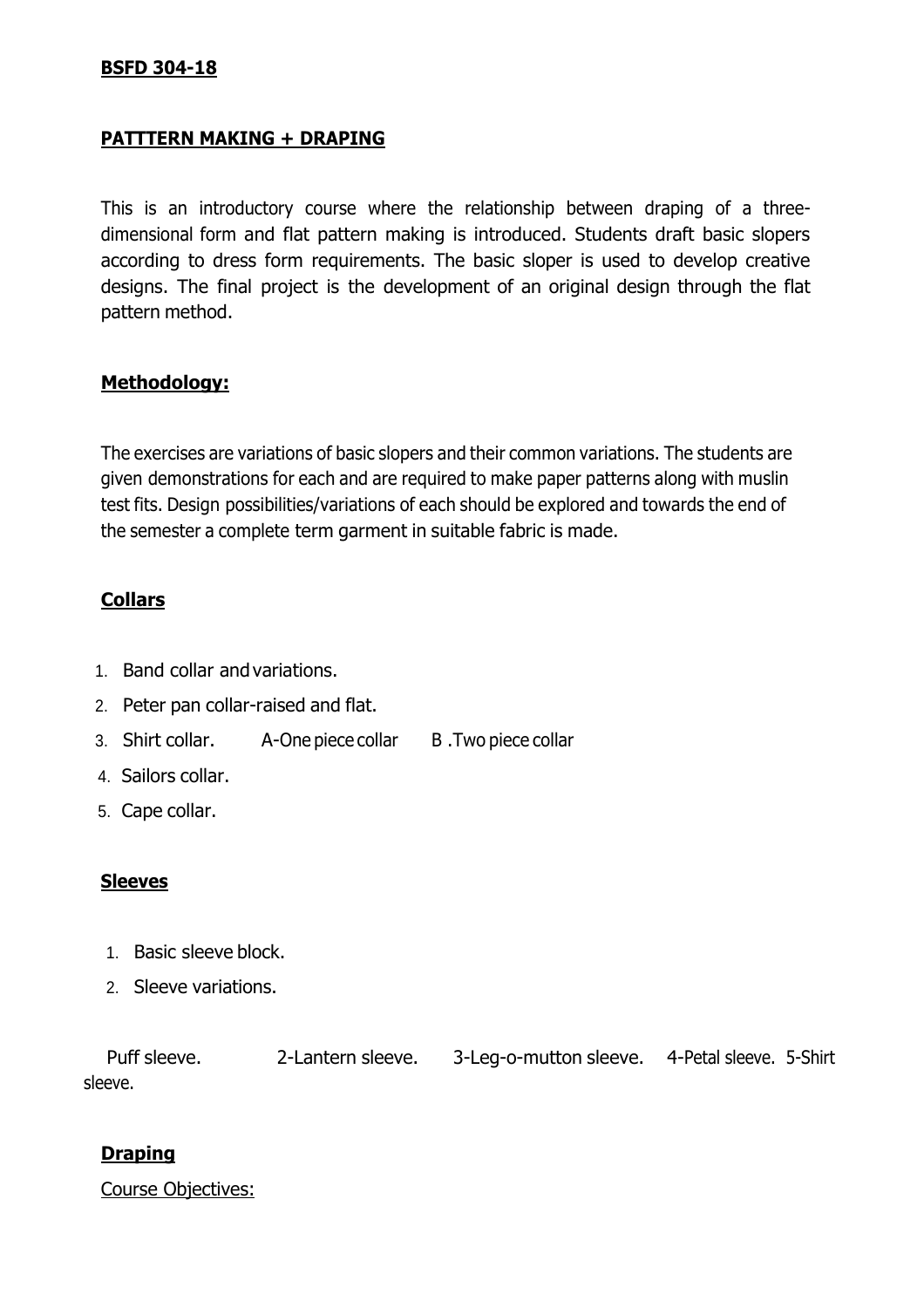**BSFD 304-18**

**PATTTERN MAKING + DRAPING**

This is an introductory course where the relationship between draping of a three-dimensional form and flat pattern making is introduced. Students draft basic slopers according to dress form requirements. The basic sloper is used to develop creative designs. The final project is the development of an original design through the flat pattern method.

**Methodology:**

The exercises are variations of basic slopers and their common variations. The students are given demonstrations for each and are required to make paper patterns along with muslin test fits. Design possibilities/variations of each should be explored and towards the end of the semester a complete term garment in suitable fabric is made.

**Collars**

1. Band collar and variations.
2. Peter pan collar-raised and flat.
3. Shirt collar. A-One piece collar B .Two piece collar
4. Sailors collar.
5. Cape collar.

**Sleeves**

1. Basic sleeve block.
2. Sleeve variations.

Puff sleeve. 2-Lantern sleeve. 3-Leg-o-mutton sleeve. 4-Petal sleeve. 5-Shirt sleeve.

**Draping**

Course Objectives: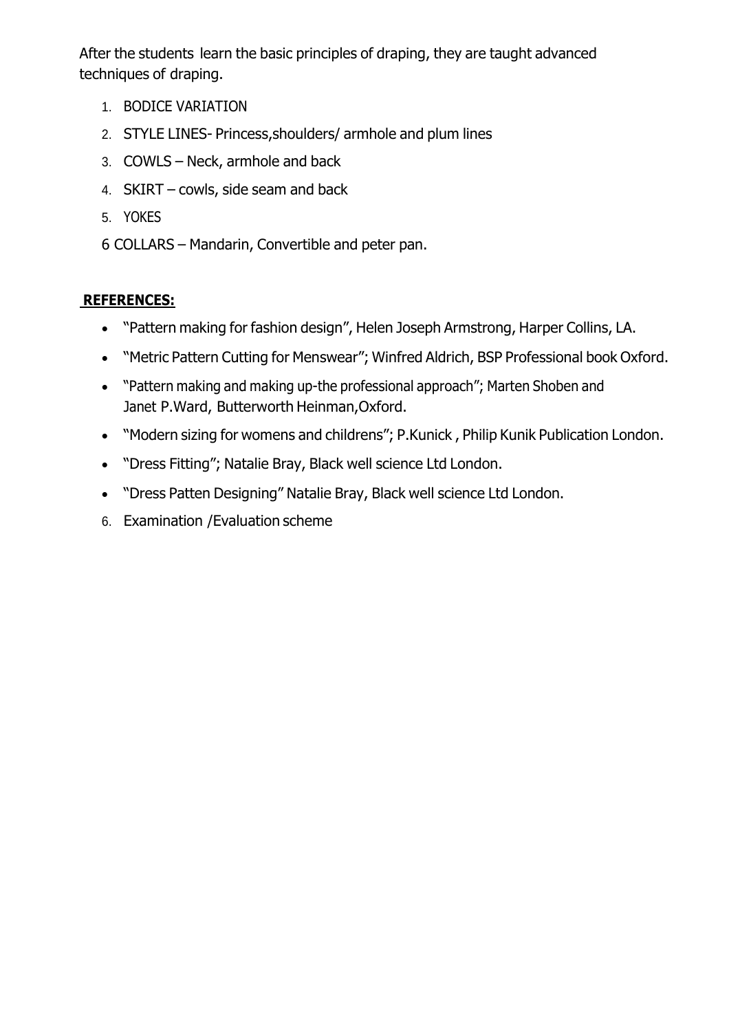After the students learn the basic principles of draping, they are taught advanced techniques of draping.

1. BODICE VARIATION
2. STYLE LINES- Princess,shoulders/ armhole and plum lines
3. COWLS – Neck, armhole and back
4. SKIRT – cowls, side seam and back
5. YOKES

6 COLLARS – Mandarin, Convertible and peter pan.

**REFERENCES:**

- "Pattern making for fashion design", Helen Joseph Armstrong, Harper Collins, LA.
- "Metric Pattern Cutting for Menswear"; Winfred Aldrich, BSP Professional book Oxford.
- "Pattern making and making up-the professional approach"; Marten Shoben and Janet P.Ward, Butterworth Heinman,Oxford.
- "Modern sizing for womens and childrens"; P.Kunick , Philip Kunik Publication London.
- "Dress Fitting"; Natalie Bray, Black well science Ltd London.
- "Dress Patten Designing" Natalie Bray, Black well science Ltd London.

6. Examination /Evaluation scheme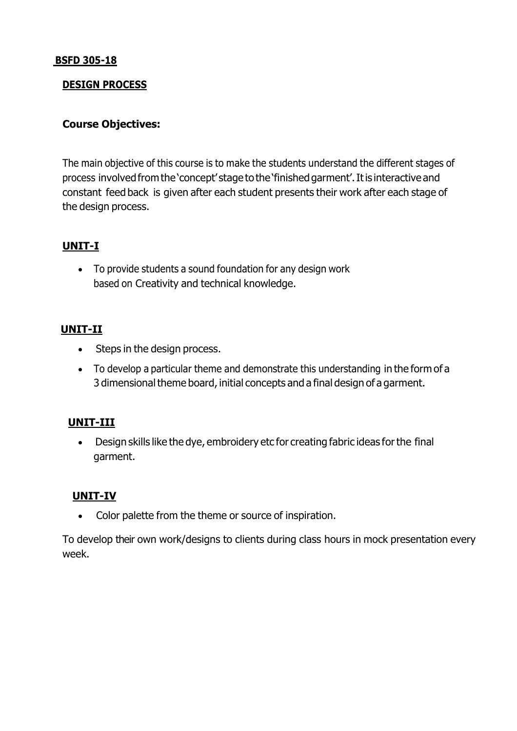**BSFD 305-18**

**DESIGN PROCESS**

**Course Objectives:**

The main objective of this course is to make the students understand the different stages of process involved from the 'concept' stage to the 'finished garment'. It is interactive and constant feed back is given after each student presents their work after each stage of the design process.

**UNIT-I**

- To provide students a sound foundation for any design work based on Creativity and technical knowledge.

**UNIT-II**

- Steps in the design process.
- To develop a particular theme and demonstrate this understanding in the form of a 3 dimensional theme board, initial concepts and a final design of a garment.

**UNIT-III**

- Design skills like the dye, embroidery etc for creating fabric ideas for the final garment.

**UNIT-IV**

- Color palette from the theme or source of inspiration.

To develop their own work/designs to clients during class hours in mock presentation every week.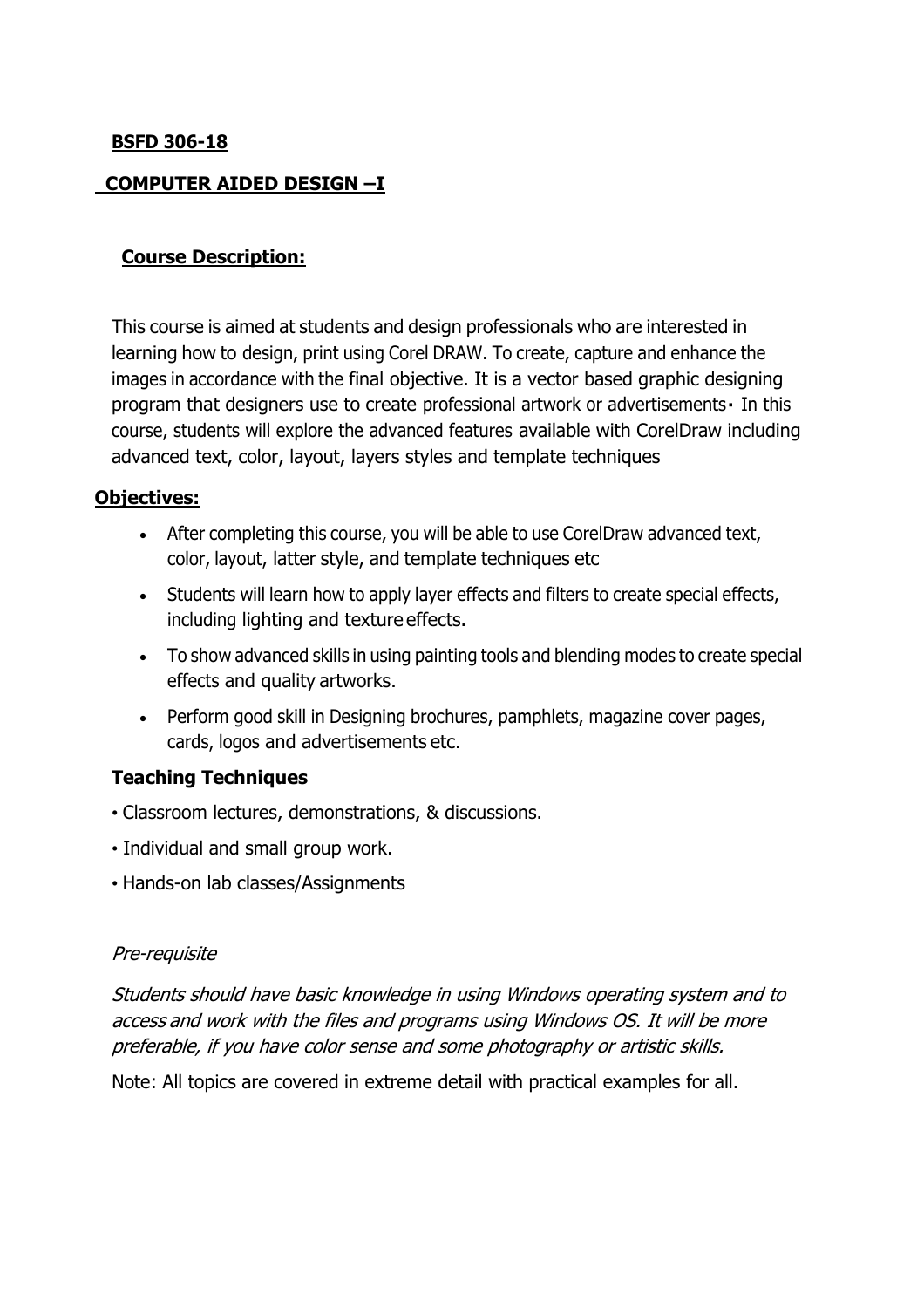**BSFD 306-18**

**COMPUTER AIDED DESIGN –I**

**Course Description:**

This course is aimed at students and design professionals who are interested in learning how to design, print using Corel DRAW. To create, capture and enhance the images in accordance with the final objective. It is a vector based graphic designing program that designers use to create professional artwork or advertisements· In this course, students will explore the advanced features available with CorelDraw including advanced text, color, layout, layers styles and template techniques

**Objectives:**

- After completing this course, you will be able to use CorelDraw advanced text, color, layout, latter style, and template techniques etc
- Students will learn how to apply layer effects and filters to create special effects, including lighting and texture effects.
- To show advanced skills in using painting tools and blending modes to create special effects and quality artworks.
- Perform good skill in Designing brochures, pamphlets, magazine cover pages, cards, logos and advertisements etc.

**Teaching Techniques**

- Classroom lectures, demonstrations, & discussions.
- Individual and small group work.
- Hands-on lab classes/Assignments

*Pre-requisite*

*Students should have basic knowledge in using Windows operating system and to access and work with the files and programs using Windows OS. It will be more preferable, if you have color sense and some photography or artistic skills.*

Note: All topics are covered in extreme detail with practical examples for all.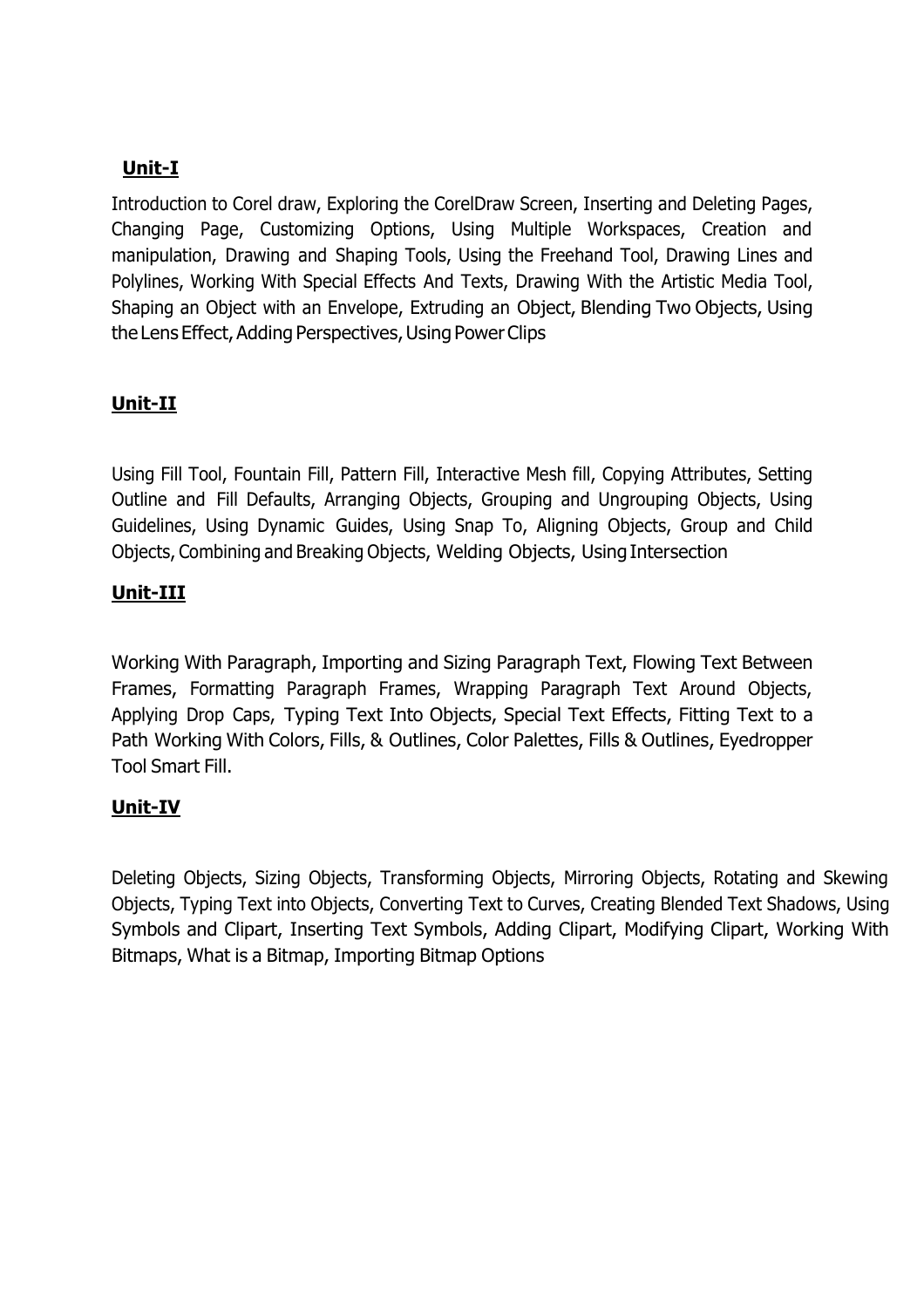## Unit-I

Introduction to Corel draw, Exploring the CorelDraw Screen, Inserting and Deleting Pages, Changing Page, Customizing Options, Using Multiple Workspaces, Creation and manipulation, Drawing and Shaping Tools, Using the Freehand Tool, Drawing Lines and Polylines, Working With Special Effects And Texts, Drawing With the Artistic Media Tool, Shaping an Object with an Envelope, Extruding an Object, Blending Two Objects, Using the Lens Effect, Adding Perspectives, Using Power Clips

## Unit-II

Using Fill Tool, Fountain Fill, Pattern Fill, Interactive Mesh fill, Copying Attributes, Setting Outline and Fill Defaults, Arranging Objects, Grouping and Ungrouping Objects, Using Guidelines, Using Dynamic Guides, Using Snap To, Aligning Objects, Group and Child Objects, Combining and Breaking Objects, Welding Objects, Using Intersection

## Unit-III

Working With Paragraph, Importing and Sizing Paragraph Text, Flowing Text Between Frames, Formatting Paragraph Frames, Wrapping Paragraph Text Around Objects, Applying Drop Caps, Typing Text Into Objects, Special Text Effects, Fitting Text to a Path Working With Colors, Fills, & Outlines, Color Palettes, Fills & Outlines, Eyedropper Tool Smart Fill.

## Unit-IV

Deleting Objects, Sizing Objects, Transforming Objects, Mirroring Objects, Rotating and Skewing Objects, Typing Text into Objects, Converting Text to Curves, Creating Blended Text Shadows, Using Symbols and Clipart, Inserting Text Symbols, Adding Clipart, Modifying Clipart, Working With Bitmaps, What is a Bitmap, Importing Bitmap Options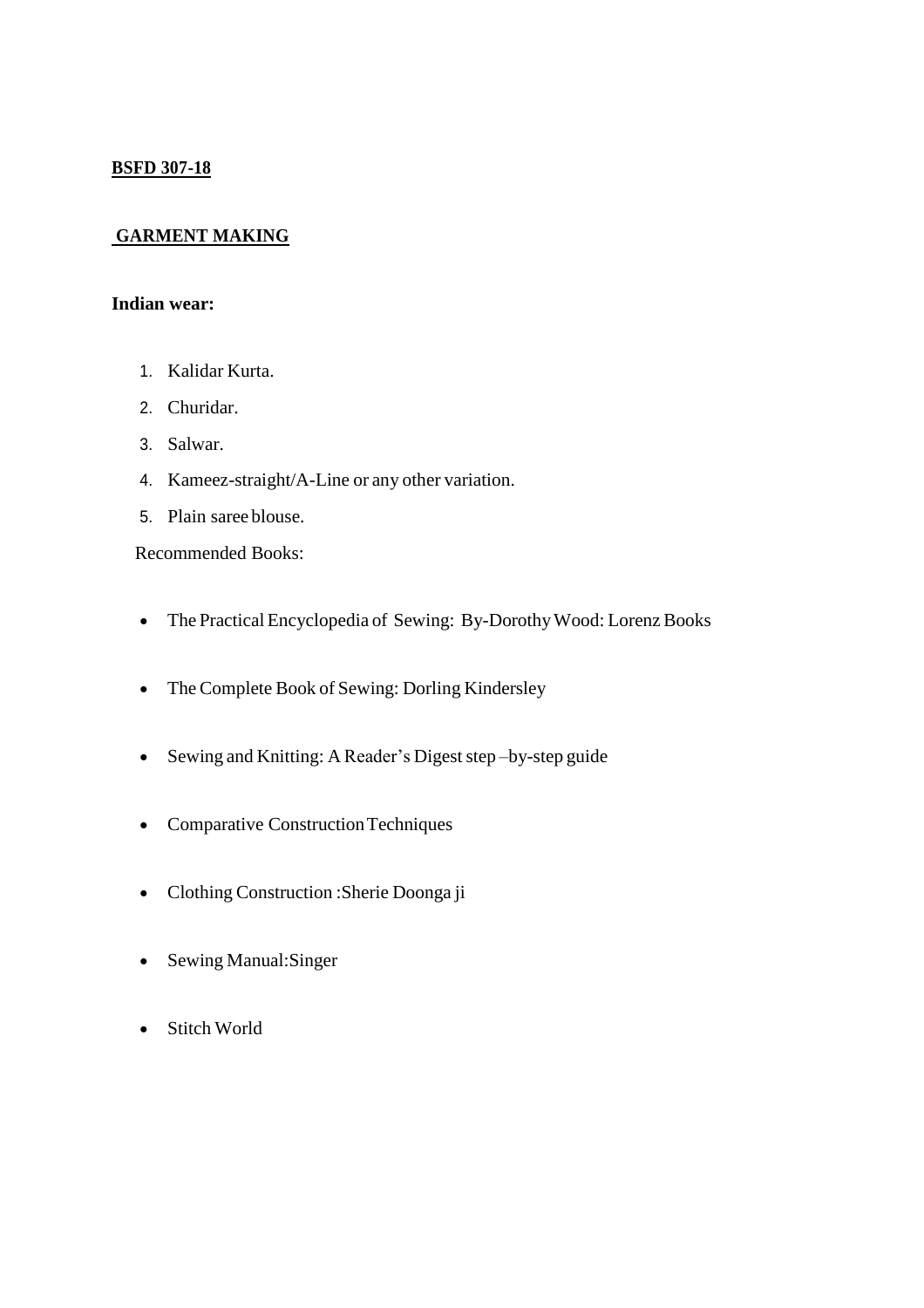**BSFD 307-18**

**GARMENT MAKING**

**Indian wear:**

1. Kalidar Kurta.
2. Churidar.
3. Salwar.
4. Kameez-straight/A-Line or any other variation.
5. Plain saree blouse.

Recommended Books:

- The Practical Encyclopedia of Sewing: By-Dorothy Wood: Lorenz Books
- The Complete Book of Sewing: Dorling Kindersley
- Sewing and Knitting: A Reader's Digest step –by-step guide
- Comparative Construction Techniques
- Clothing Construction :Sherie Doonga ji
- Sewing Manual:Singer
- Stitch World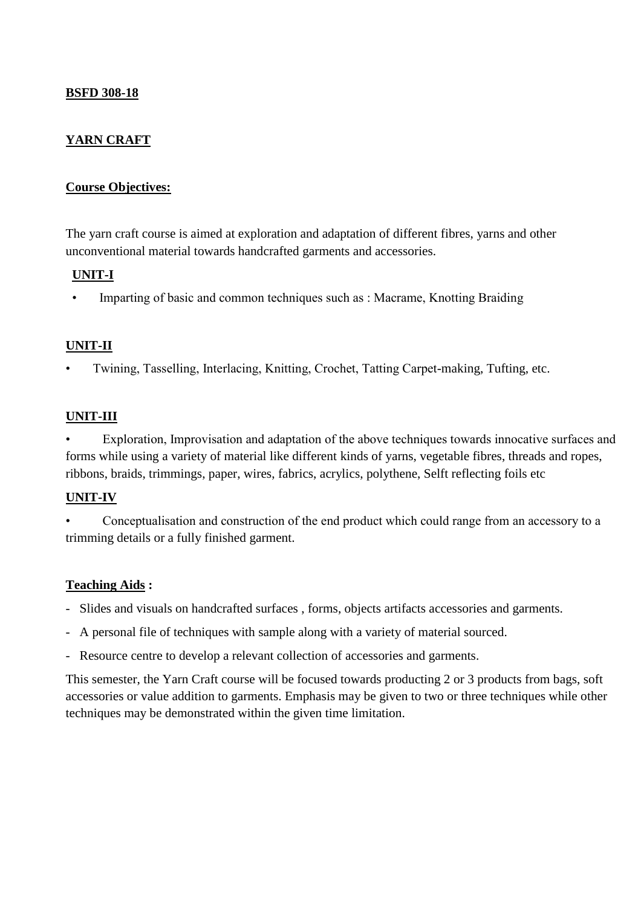**BSFD 308-18**

**YARN CRAFT**

**Course Objectives:**

The yarn craft course is aimed at exploration and adaptation of different fibres, yarns and other unconventional material towards handcrafted garments and accessories.

**UNIT-I**

- Imparting of basic and common techniques such as : Macrame, Knotting Braiding

**UNIT-II**

- Twining, Tasselling, Interlacing, Knitting, Crochet, Tatting Carpet-making, Tufting, etc.

**UNIT-III**

- Exploration, Improvisation and adaptation of the above techniques towards innocative surfaces and forms while using a variety of material like different kinds of yarns, vegetable fibres, threads and ropes, ribbons, braids, trimmings, paper, wires, fabrics, acrylics, polythene, Selft reflecting foils etc

**UNIT-IV**

- Conceptualisation and construction of the end product which could range from an accessory to a trimming details or a fully finished garment.

**Teaching Aids :**

- Slides and visuals on handcrafted surfaces , forms, objects artifacts accessories and garments.
- A personal file of techniques with sample along with a variety of material sourced.
- Resource centre to develop a relevant collection of accessories and garments.

This semester, the Yarn Craft course will be focused towards producting 2 or 3 products from bags, soft accessories or value addition to garments. Emphasis may be given to two or three techniques while other techniques may be demonstrated within the given time limitation.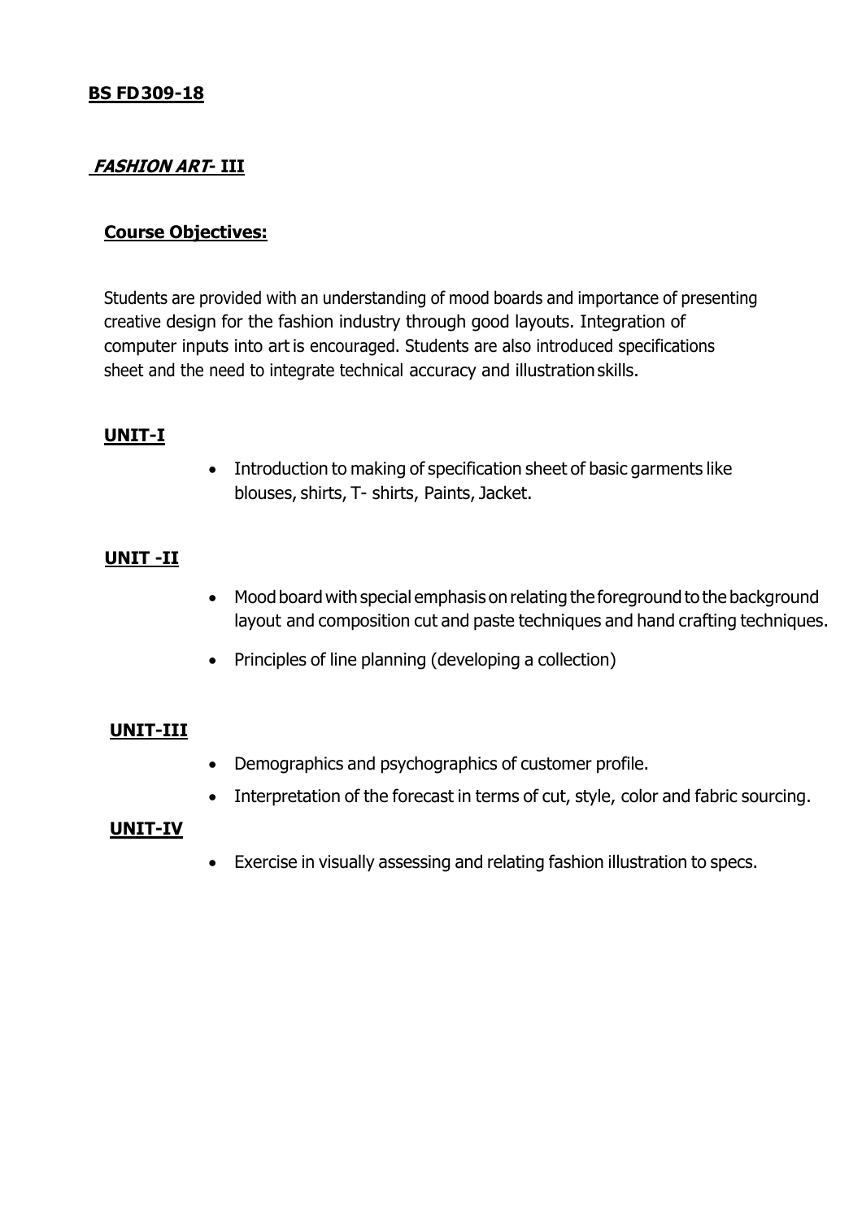**BS FD309-18**

***FASHION ART*- III**

**Course Objectives:**

Students are provided with an understanding of mood boards and importance of presenting creative design for the fashion industry through good layouts. Integration of computer inputs into art is encouraged. Students are also introduced specifications sheet and the need to integrate technical accuracy and illustration skills.

**UNIT-I**

- Introduction to making of specification sheet of basic garments like blouses, shirts, T- shirts, Paints, Jacket.

**UNIT -II**

- Mood board with special emphasis on relating the foreground to the background layout and composition cut and paste techniques and hand crafting techniques.
- Principles of line planning (developing a collection)

**UNIT-III**

- Demographics and psychographics of customer profile.
- Interpretation of the forecast in terms of cut, style, color and fabric sourcing.

**UNIT-IV**

- Exercise in visually assessing and relating fashion illustration to specs.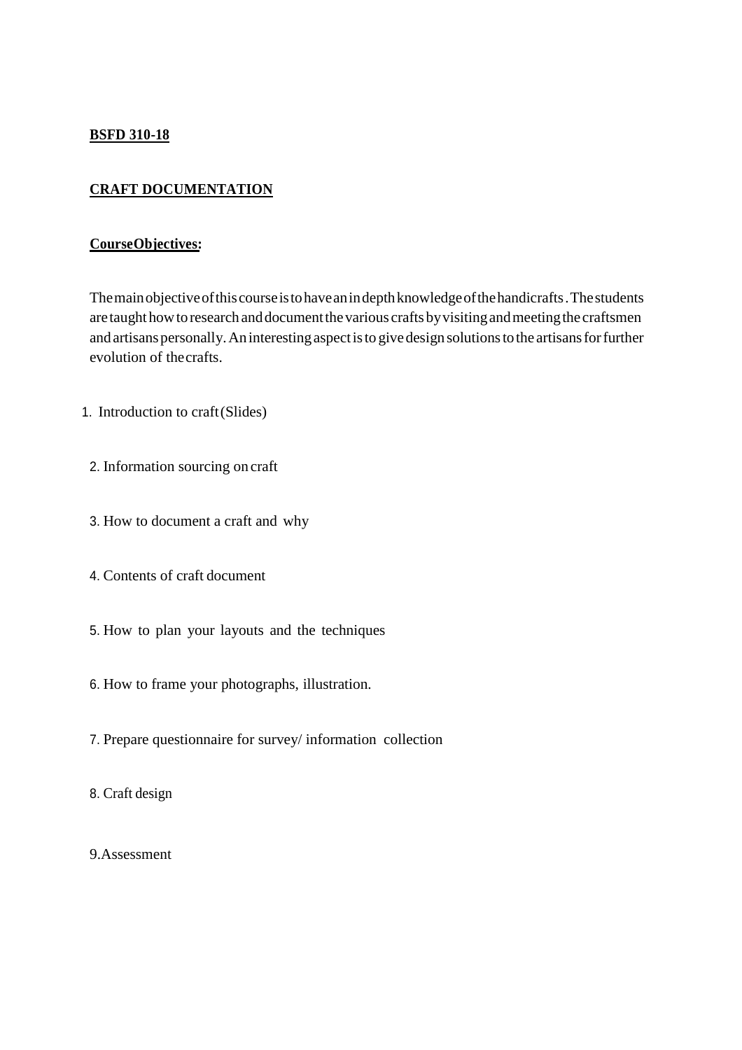**BSFD 310-18**

**CRAFT DOCUMENTATION**

**CourseObjectives:**

The main objective of this course is to have an in depth knowledge of the handicrafts. The students are taught how to research and document the various crafts by visiting and meeting the craftsmen and artisans personally. An interesting aspect is to give design solutions to the artisans for further evolution of the crafts.

1. Introduction to craft (Slides)
2. Information sourcing on craft
3. How to document a craft and why
4. Contents of craft document
5. How to plan your layouts and the techniques
6. How to frame your photographs, illustration.
7. Prepare questionnaire for survey/ information collection
8. Craft design
9. Assessment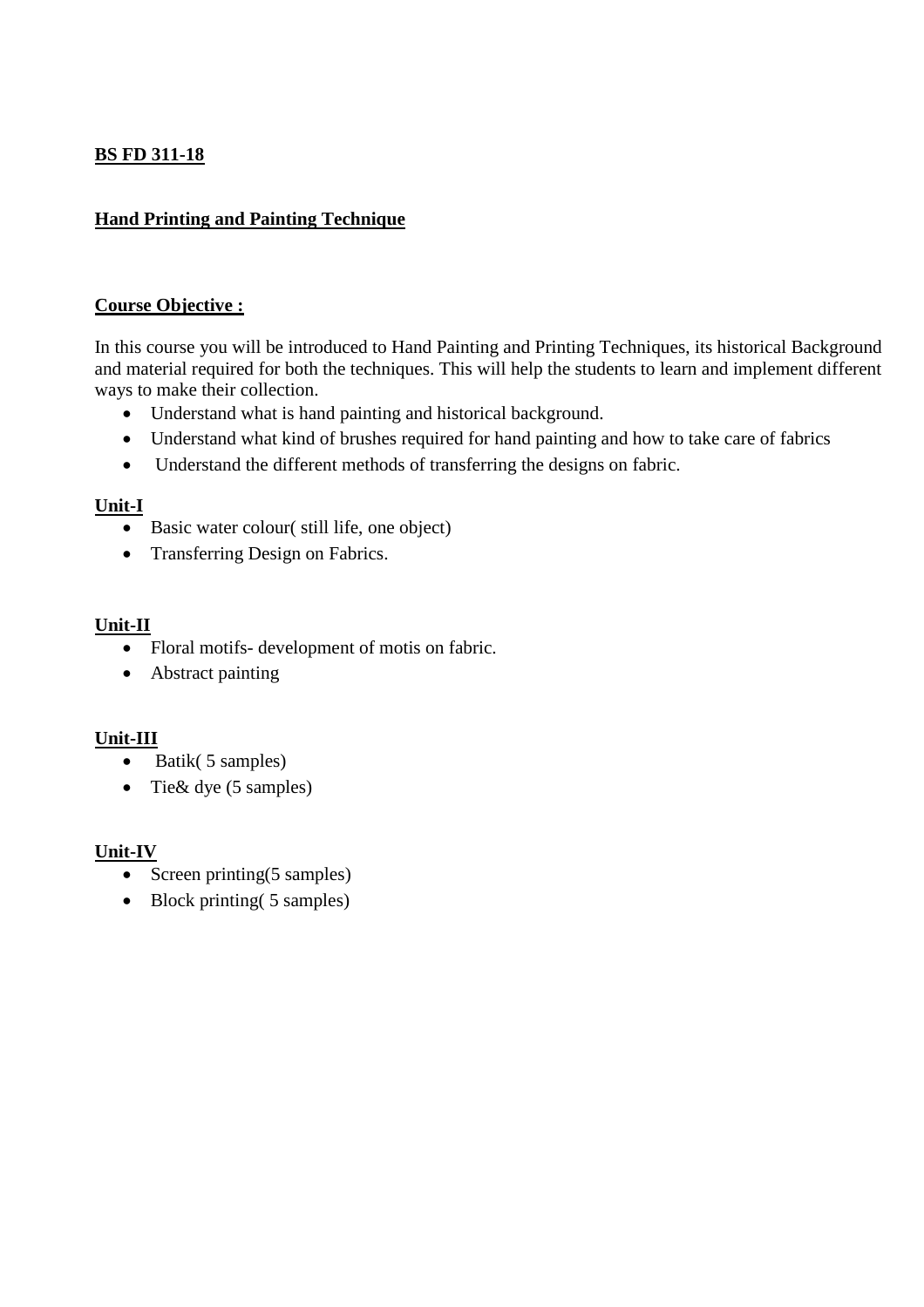**BS FD 311-18**

**Hand Printing and Painting Technique**

**Course Objective :**

In this course you will be introduced to Hand Painting and Printing Techniques, its historical Background and material required for both the techniques. This will help the students to learn and implement different ways to make their collection.

- Understand what is hand painting and historical background.
- Understand what kind of brushes required for hand painting and how to take care of fabrics
- Understand the different methods of transferring the designs on fabric.

**Unit-I**

- Basic water colour( still life, one object)
- Transferring Design on Fabrics.

**Unit-II**

- Floral motifs- development of motis on fabric.
- Abstract painting

**Unit-III**

- Batik( 5 samples)
- Tie& dye (5 samples)

**Unit-IV**

- Screen printing(5 samples)
- Block printing( 5 samples)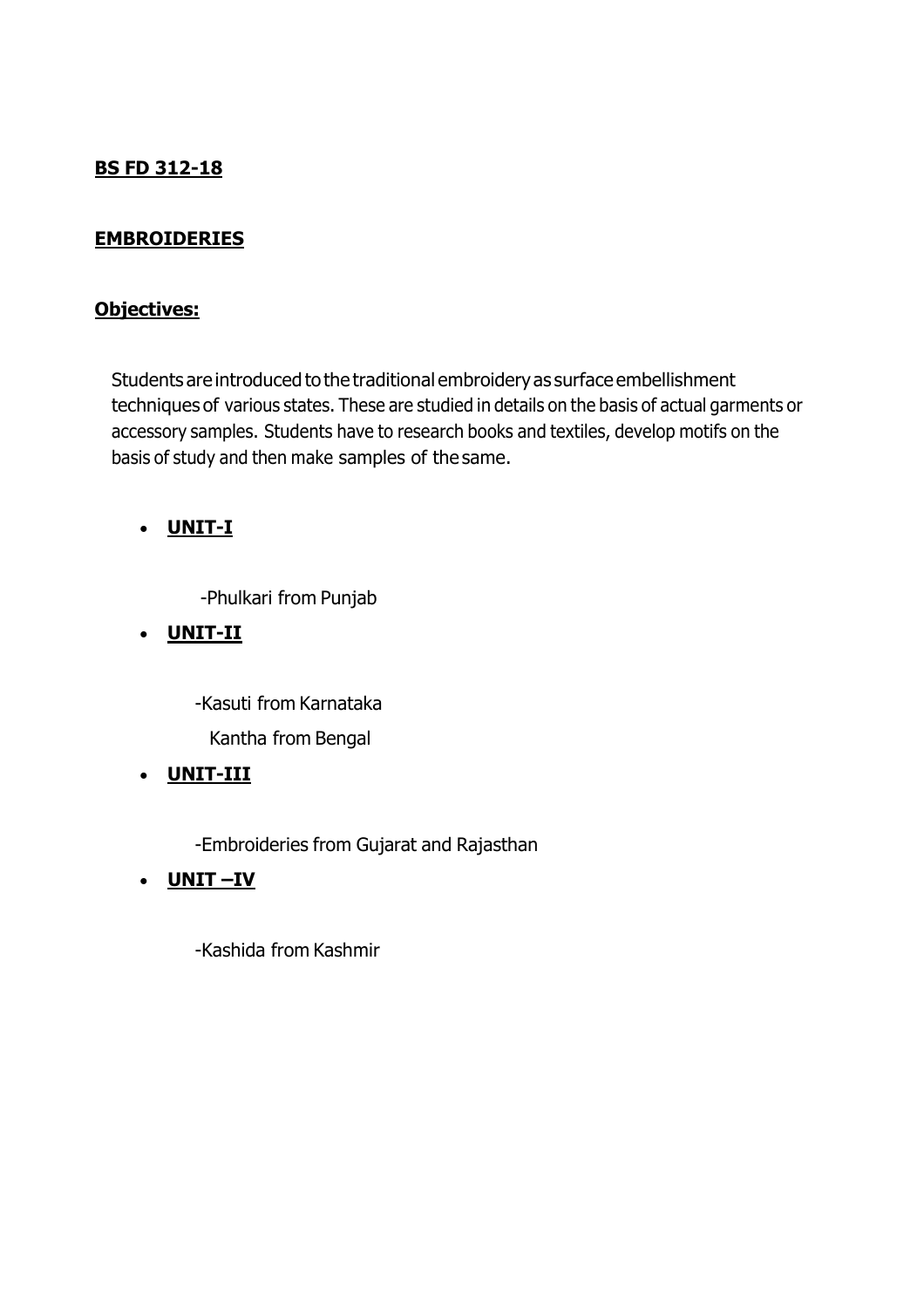**BS FD 312-18**

**EMBROIDERIES**

**Objectives:**

Students are introduced to the traditional embroidery as surface embellishment techniques of various states. These are studied in details on the basis of actual garments or accessory samples. Students have to research books and textiles, develop motifs on the basis of study and then make samples of the same.

- **UNIT-I**

  -Phulkari from Punjab

- **UNIT-II**

  -Kasuti from Karnataka

  Kantha from Bengal

- **UNIT-III**

  -Embroideries from Gujarat and Rajasthan

- **UNIT –IV**

  -Kashida from Kashmir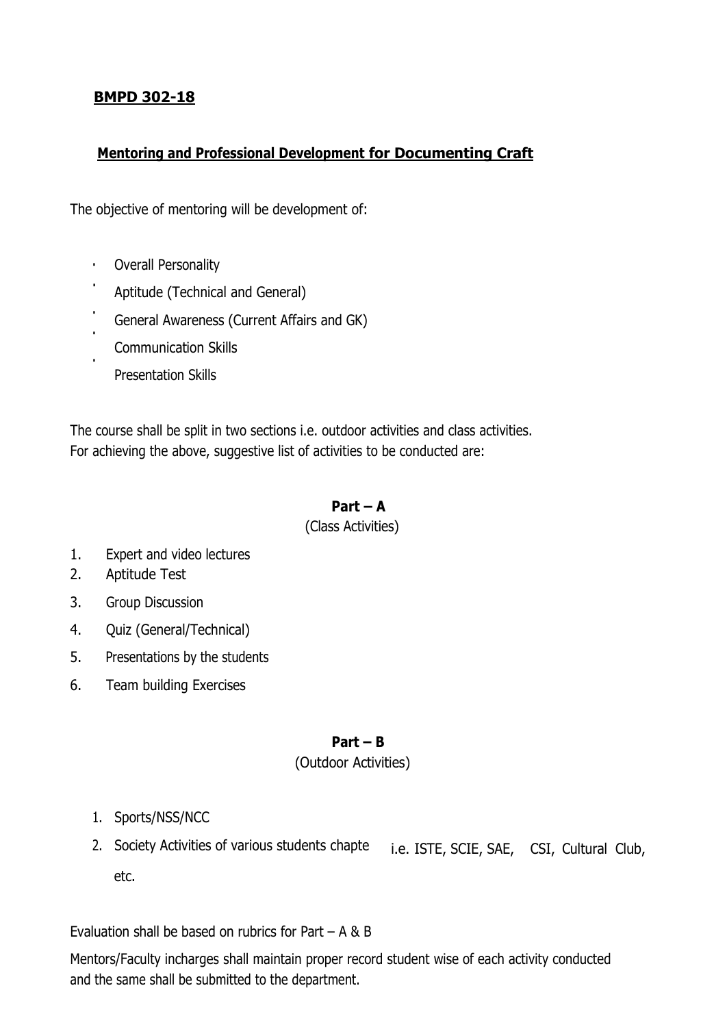**BMPD 302-18**

**Mentoring and Professional Development for Documenting Craft**

The objective of mentoring will be development of:

- Overall Personality
- Aptitude (Technical and General)
- General Awareness (Current Affairs and GK)
- Communication Skills
- Presentation Skills

The course shall be split in two sections i.e. outdoor activities and class activities.
For achieving the above, suggestive list of activities to be conducted are:

**Part – A**

(Class Activities)

1. Expert and video lectures
2. Aptitude Test
3. Group Discussion
4. Quiz (General/Technical)
5. Presentations by the students
6. Team building Exercises

**Part – B**

(Outdoor Activities)

1. Sports/NSS/NCC
2. Society Activities of various students chapte i.e. ISTE, SCIE, SAE, CSI, Cultural Club, etc.

Evaluation shall be based on rubrics for Part – A & B

Mentors/Faculty incharges shall maintain proper record student wise of each activity conducted and the same shall be submitted to the department.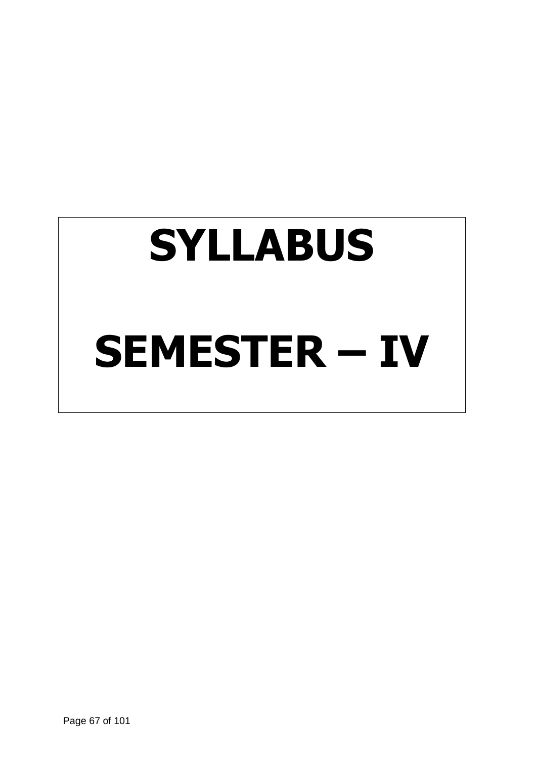# SYLLABUS

# SEMESTER – IV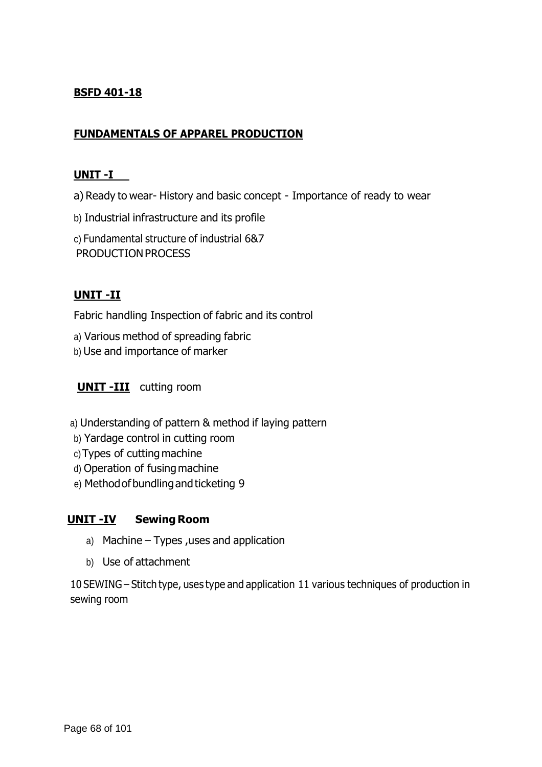**BSFD 401-18**

**FUNDAMENTALS OF APPAREL PRODUCTION**

**UNIT -I**

a) Ready to wear- History and basic concept - Importance of ready to wear

b) Industrial infrastructure and its profile

c) Fundamental structure of industrial 6&7
PRODUCTION PROCESS

**UNIT -II**

Fabric handling Inspection of fabric and its control

a) Various method of spreading fabric

b) Use and importance of marker

**UNIT -III** cutting room

a) Understanding of pattern & method if laying pattern

b) Yardage control in cutting room

c) Types of cutting machine

d) Operation of fusing machine

e) Method of bundling and ticketing 9

**UNIT -IV Sewing Room**

a) Machine – Types ,uses and application

b) Use of attachment

10 SEWING – Stitch type, uses type and application 11 various techniques of production in sewing room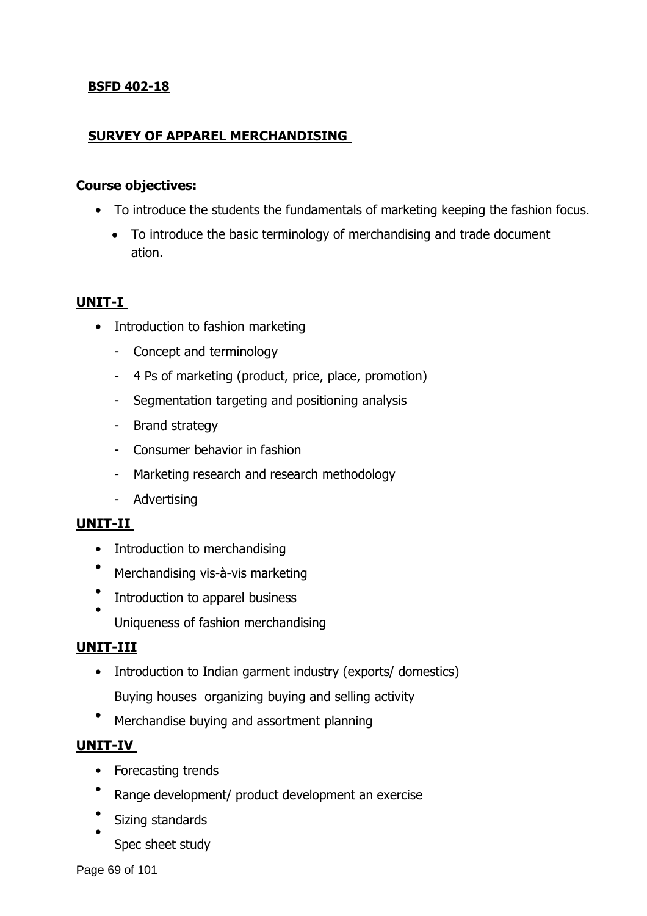**BSFD 402-18**

## SURVEY OF APPAREL MERCHANDISING

**Course objectives:**

- To introduce the students the fundamentals of marketing keeping the fashion focus.
  - To introduce the basic terminology of merchandising and trade document ation.

### UNIT-I

- Introduction to fashion marketing
  - Concept and terminology
  - 4 Ps of marketing (product, price, place, promotion)
  - Segmentation targeting and positioning analysis
  - Brand strategy
  - Consumer behavior in fashion
  - Marketing research and research methodology
  - Advertising

### UNIT-II

- Introduction to merchandising
- Merchandising vis-à-vis marketing
- Introduction to apparel business
- Uniqueness of fashion merchandising

### UNIT-III

- Introduction to Indian garment industry (exports/ domestics)
  Buying houses organizing buying and selling activity
- Merchandise buying and assortment planning

### UNIT-IV

- Forecasting trends
- Range development/ product development an exercise
- Sizing standards
- Spec sheet study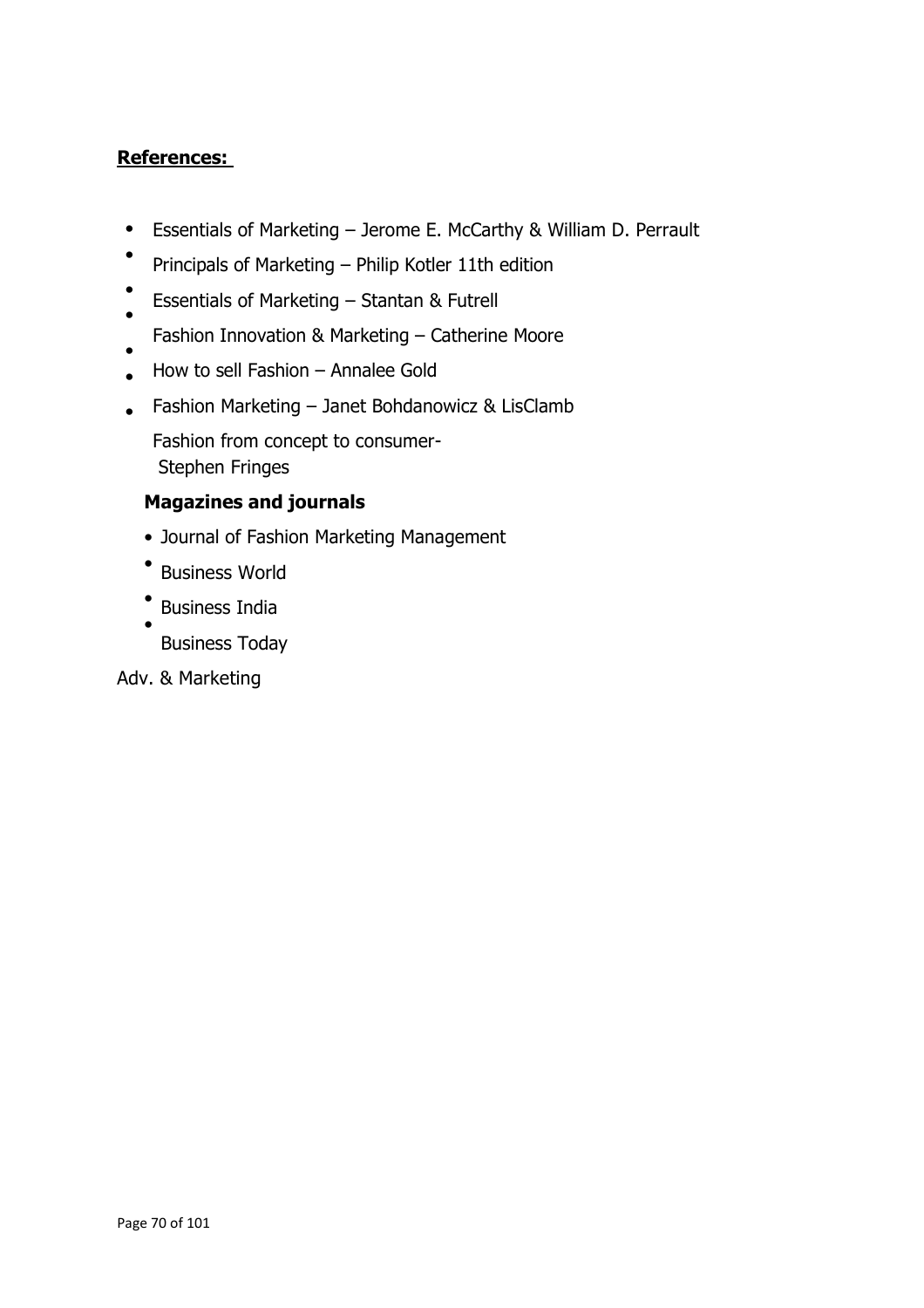**References:**

- Essentials of Marketing – Jerome E. McCarthy & William D. Perrault
- Principals of Marketing – Philip Kotler 11th edition
- Essentials of Marketing – Stantan & Futrell
- Fashion Innovation & Marketing – Catherine Moore
- How to sell Fashion – Annalee Gold
- Fashion Marketing – Janet Bohdanowicz & LisClamb
- Fashion from concept to consumer- Stephen Fringes

**Magazines and journals**

- Journal of Fashion Marketing Management
- Business World
- Business India
- Business Today

Adv. & Marketing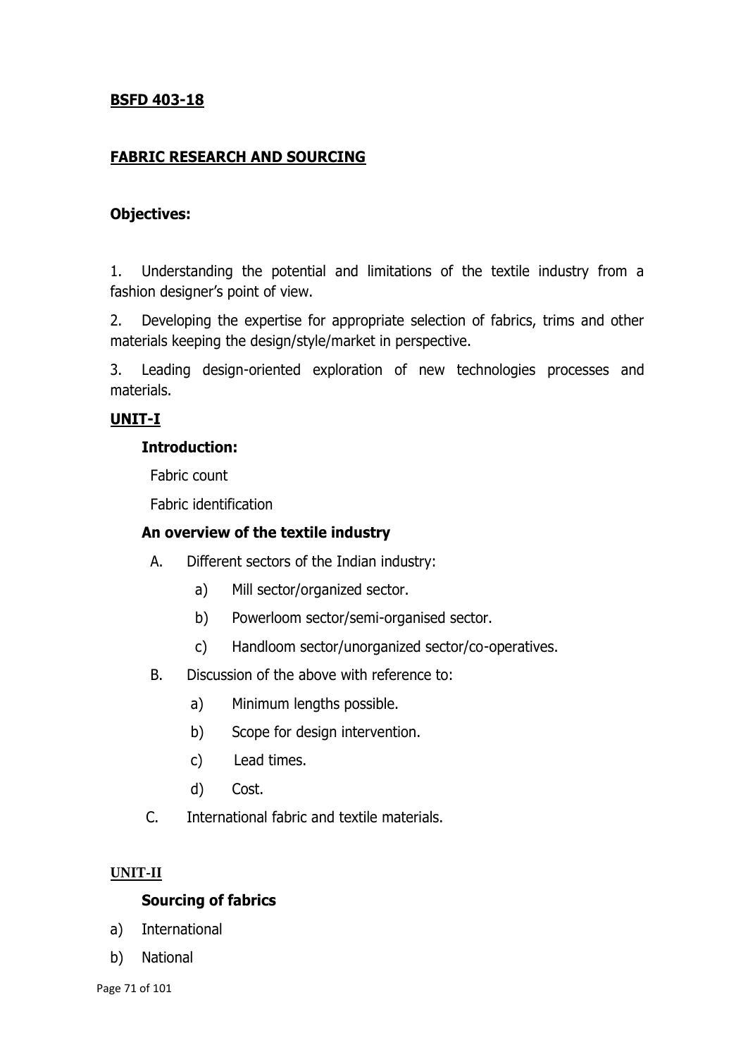**BSFD 403-18**

**FABRIC RESEARCH AND SOURCING**

**Objectives:**

1. Understanding the potential and limitations of the textile industry from a fashion designer's point of view.
2. Developing the expertise for appropriate selection of fabrics, trims and other materials keeping the design/style/market in perspective.
3. Leading design-oriented exploration of new technologies processes and materials.

**UNIT-I**

**Introduction:**

Fabric count

Fabric identification

**An overview of the textile industry**

A. Different sectors of the Indian industry:
   a) Mill sector/organized sector.
   b) Powerloom sector/semi-organised sector.
   c) Handloom sector/unorganized sector/co-operatives.

B. Discussion of the above with reference to:
   a) Minimum lengths possible.
   b) Scope for design intervention.
   c) Lead times.
   d) Cost.

C. International fabric and textile materials.

**UNIT-II**

**Sourcing of fabrics**

a) International
b) National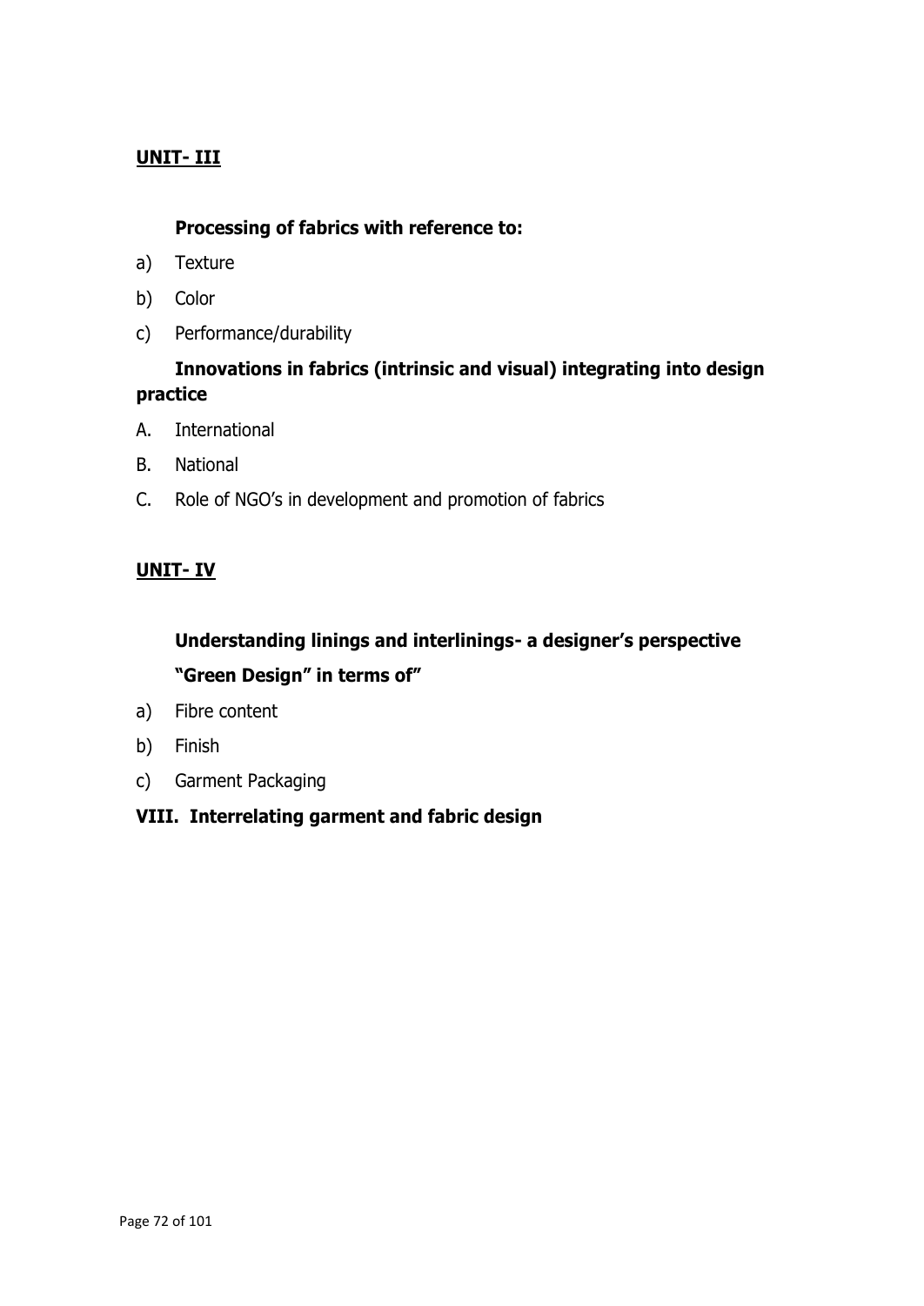## UNIT- III

**Processing of fabrics with reference to:**

a) Texture

b) Color

c) Performance/durability

**Innovations in fabrics (intrinsic and visual) integrating into design practice**

A. International

B. National

C. Role of NGO's in development and promotion of fabrics

## UNIT- IV

**Understanding linings and interlinings- a designer's perspective**

**"Green Design" in terms of"**

a) Fibre content

b) Finish

c) Garment Packaging

**VIII. Interrelating garment and fabric design**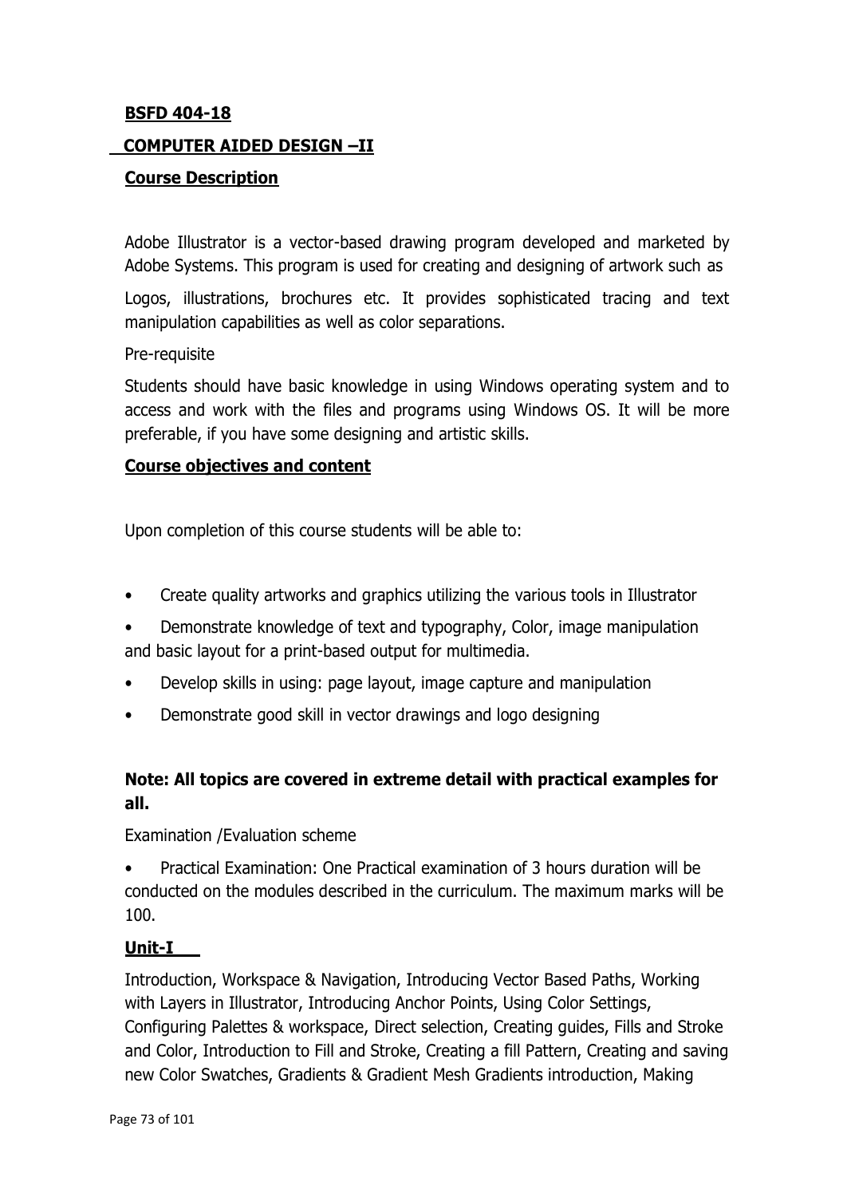**BSFD 404-18**

**COMPUTER AIDED DESIGN –II**

**Course Description**

Adobe Illustrator is a vector-based drawing program developed and marketed by Adobe Systems. This program is used for creating and designing of artwork such as

Logos, illustrations, brochures etc. It provides sophisticated tracing and text manipulation capabilities as well as color separations.

Pre-requisite

Students should have basic knowledge in using Windows operating system and to access and work with the files and programs using Windows OS. It will be more preferable, if you have some designing and artistic skills.

**Course objectives and content**

Upon completion of this course students will be able to:

- Create quality artworks and graphics utilizing the various tools in Illustrator
- Demonstrate knowledge of text and typography, Color, image manipulation and basic layout for a print-based output for multimedia.
- Develop skills in using: page layout, image capture and manipulation
- Demonstrate good skill in vector drawings and logo designing

**Note: All topics are covered in extreme detail with practical examples for all.**

Examination /Evaluation scheme

- Practical Examination: One Practical examination of 3 hours duration will be conducted on the modules described in the curriculum. The maximum marks will be 100.

**Unit-I**

Introduction, Workspace & Navigation, Introducing Vector Based Paths, Working with Layers in Illustrator, Introducing Anchor Points, Using Color Settings, Configuring Palettes & workspace, Direct selection, Creating guides, Fills and Stroke and Color, Introduction to Fill and Stroke, Creating a fill Pattern, Creating and saving new Color Swatches, Gradients & Gradient Mesh Gradients introduction, Making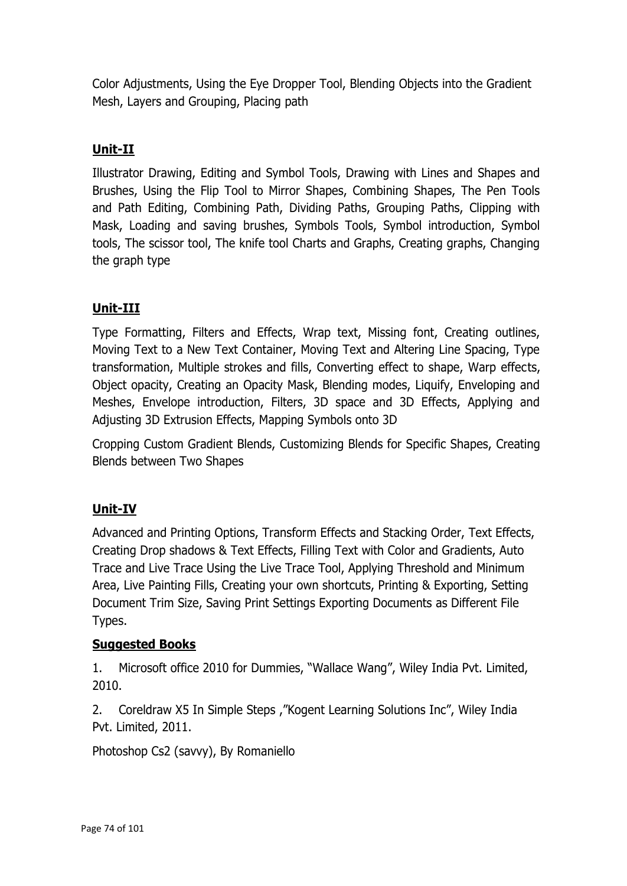Color Adjustments, Using the Eye Dropper Tool, Blending Objects into the Gradient Mesh, Layers and Grouping, Placing path

## Unit-II

Illustrator Drawing, Editing and Symbol Tools, Drawing with Lines and Shapes and Brushes, Using the Flip Tool to Mirror Shapes, Combining Shapes, The Pen Tools and Path Editing, Combining Path, Dividing Paths, Grouping Paths, Clipping with Mask, Loading and saving brushes, Symbols Tools, Symbol introduction, Symbol tools, The scissor tool, The knife tool Charts and Graphs, Creating graphs, Changing the graph type

## Unit-III

Type Formatting, Filters and Effects, Wrap text, Missing font, Creating outlines, Moving Text to a New Text Container, Moving Text and Altering Line Spacing, Type transformation, Multiple strokes and fills, Converting effect to shape, Warp effects, Object opacity, Creating an Opacity Mask, Blending modes, Liquify, Enveloping and Meshes, Envelope introduction, Filters, 3D space and 3D Effects, Applying and Adjusting 3D Extrusion Effects, Mapping Symbols onto 3D

Cropping Custom Gradient Blends, Customizing Blends for Specific Shapes, Creating Blends between Two Shapes

## Unit-IV

Advanced and Printing Options, Transform Effects and Stacking Order, Text Effects, Creating Drop shadows & Text Effects, Filling Text with Color and Gradients, Auto Trace and Live Trace Using the Live Trace Tool, Applying Threshold and Minimum Area, Live Painting Fills, Creating your own shortcuts, Printing & Exporting, Setting Document Trim Size, Saving Print Settings Exporting Documents as Different File Types.

## Suggested Books

1. Microsoft office 2010 for Dummies, "Wallace Wang", Wiley India Pvt. Limited, 2010.

2. Coreldraw X5 In Simple Steps ,"Kogent Learning Solutions Inc", Wiley India Pvt. Limited, 2011.

Photoshop Cs2 (savvy), By Romaniello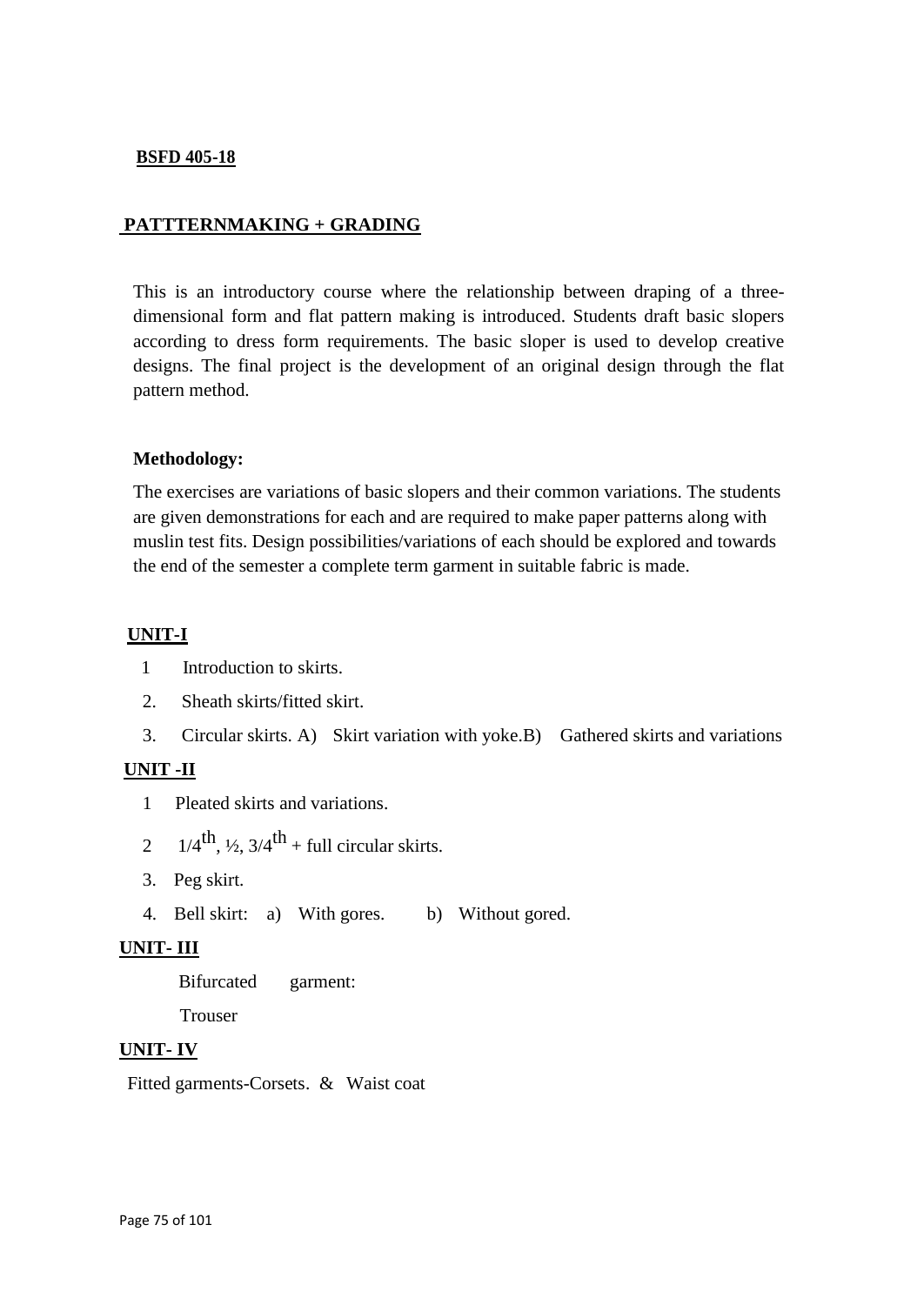**BSFD 405-18**

## PATTTERNMAKING + GRADING

This is an introductory course where the relationship between draping of a three-dimensional form and flat pattern making is introduced. Students draft basic slopers according to dress form requirements. The basic sloper is used to develop creative designs. The final project is the development of an original design through the flat pattern method.

**Methodology:**

The exercises are variations of basic slopers and their common variations. The students are given demonstrations for each and are required to make paper patterns along with muslin test fits. Design possibilities/variations of each should be explored and towards the end of the semester a complete term garment in suitable fabric is made.

### UNIT-I

1. Introduction to skirts.
2. Sheath skirts/fitted skirt.
3. Circular skirts. A) Skirt variation with yoke.B) Gathered skirts and variations

### UNIT -II

1. Pleated skirts and variations.
2. 1/4$^{th}$, ½, 3/4$^{th}$ + full circular skirts.
3. Peg skirt.
4. Bell skirt: a) With gores. b) Without gored.

### UNIT- III

Bifurcated garment:

Trouser

### UNIT- IV

Fitted garments-Corsets. & Waist coat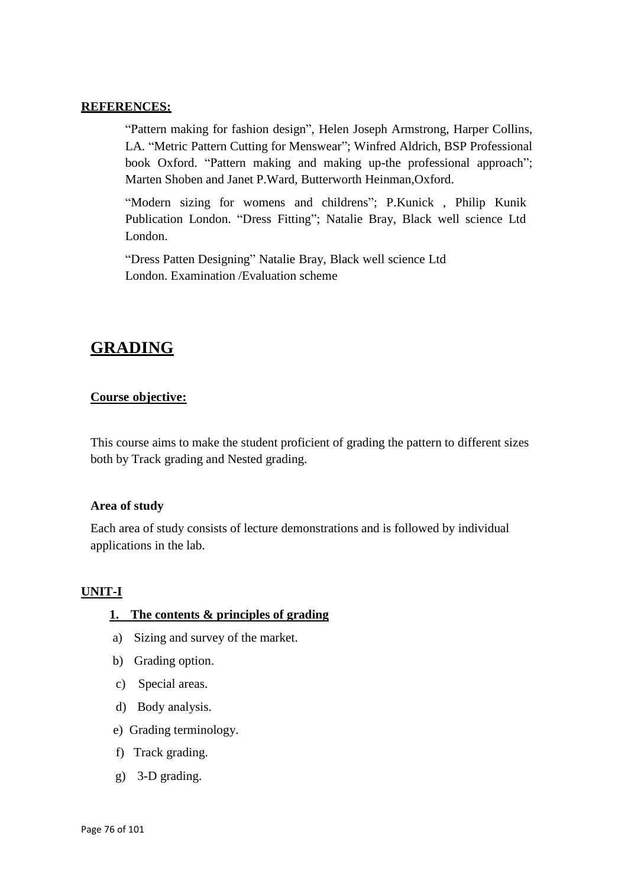**REFERENCES:**

"Pattern making for fashion design", Helen Joseph Armstrong, Harper Collins, LA. "Metric Pattern Cutting for Menswear"; Winfred Aldrich, BSP Professional book Oxford. "Pattern making and making up-the professional approach"; Marten Shoben and Janet P.Ward, Butterworth Heinman,Oxford.

"Modern sizing for womens and childrens"; P.Kunick , Philip Kunik Publication London. "Dress Fitting"; Natalie Bray, Black well science Ltd London.

"Dress Patten Designing" Natalie Bray, Black well science Ltd London. Examination /Evaluation scheme

# GRADING

**Course objective:**

This course aims to make the student proficient of grading the pattern to different sizes both by Track grading and Nested grading.

**Area of study**

Each area of study consists of lecture demonstrations and is followed by individual applications in the lab.

**UNIT-I**

**1. The contents & principles of grading**

a) Sizing and survey of the market.

b) Grading option.

c) Special areas.

d) Body analysis.

e) Grading terminology.

f) Track grading.

g) 3-D grading.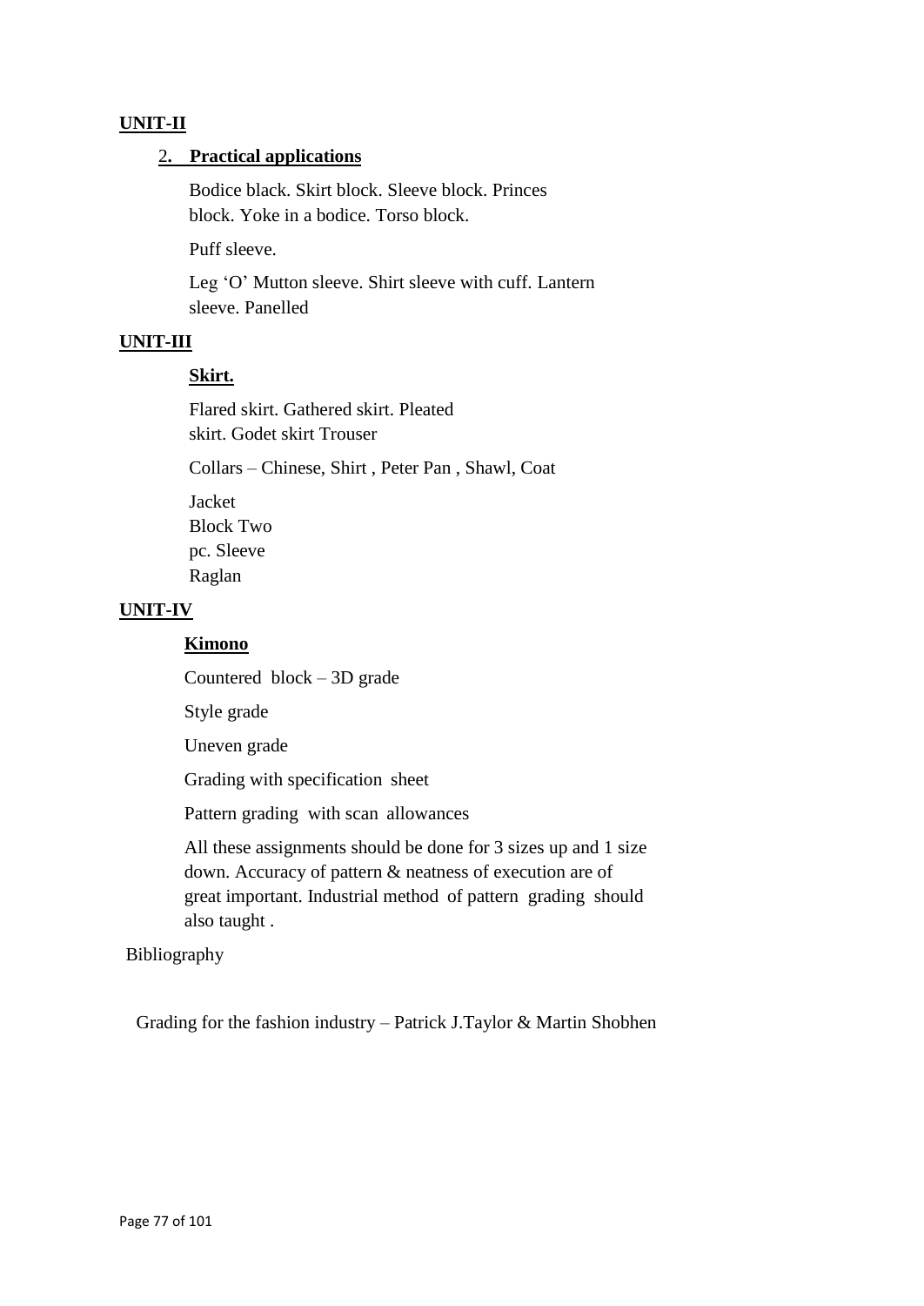**UNIT-II**

**2. Practical applications**

Bodice black. Skirt block. Sleeve block. Princes block. Yoke in a bodice. Torso block.

Puff sleeve.

Leg 'O' Mutton sleeve. Shirt sleeve with cuff. Lantern sleeve. Panelled

**UNIT-III**

**Skirt.**

Flared skirt. Gathered skirt. Pleated skirt. Godet skirt Trouser

Collars – Chinese, Shirt , Peter Pan , Shawl, Coat

Jacket
Block Two
pc. Sleeve
Raglan

**UNIT-IV**

**Kimono**

Countered block – 3D grade

Style grade

Uneven grade

Grading with specification sheet

Pattern grading with scan allowances

All these assignments should be done for 3 sizes up and 1 size down. Accuracy of pattern & neatness of execution are of great important. Industrial method of pattern grading should also taught .

Bibliography

Grading for the fashion industry – Patrick J.Taylor & Martin Shobhen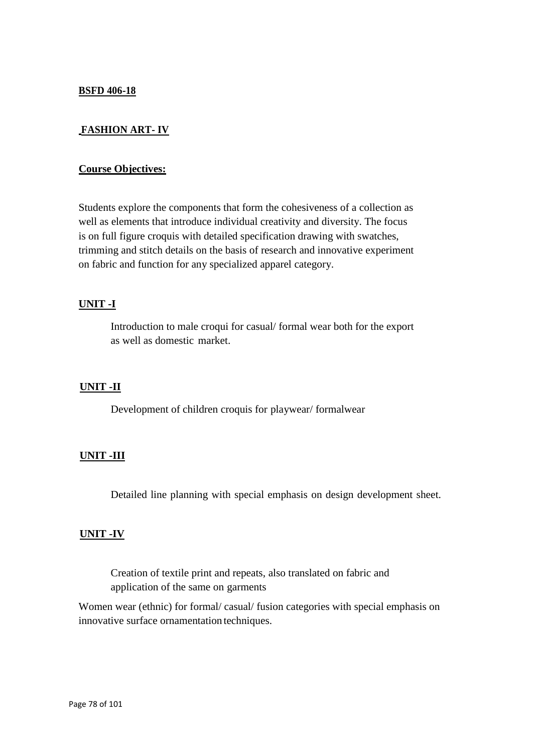**BSFD 406-18**

**FASHION ART- IV**

**Course Objectives:**

Students explore the components that form the cohesiveness of a collection as well as elements that introduce individual creativity and diversity. The focus is on full figure croquis with detailed specification drawing with swatches, trimming and stitch details on the basis of research and innovative experiment on fabric and function for any specialized apparel category.

**UNIT -I**

Introduction to male croqui for casual/ formal wear both for the export as well as domestic market.

**UNIT -II**

Development of children croquis for playwear/ formalwear

**UNIT -III**

Detailed line planning with special emphasis on design development sheet.

**UNIT -IV**

Creation of textile print and repeats, also translated on fabric and application of the same on garments

Women wear (ethnic) for formal/ casual/ fusion categories with special emphasis on innovative surface ornamentation techniques.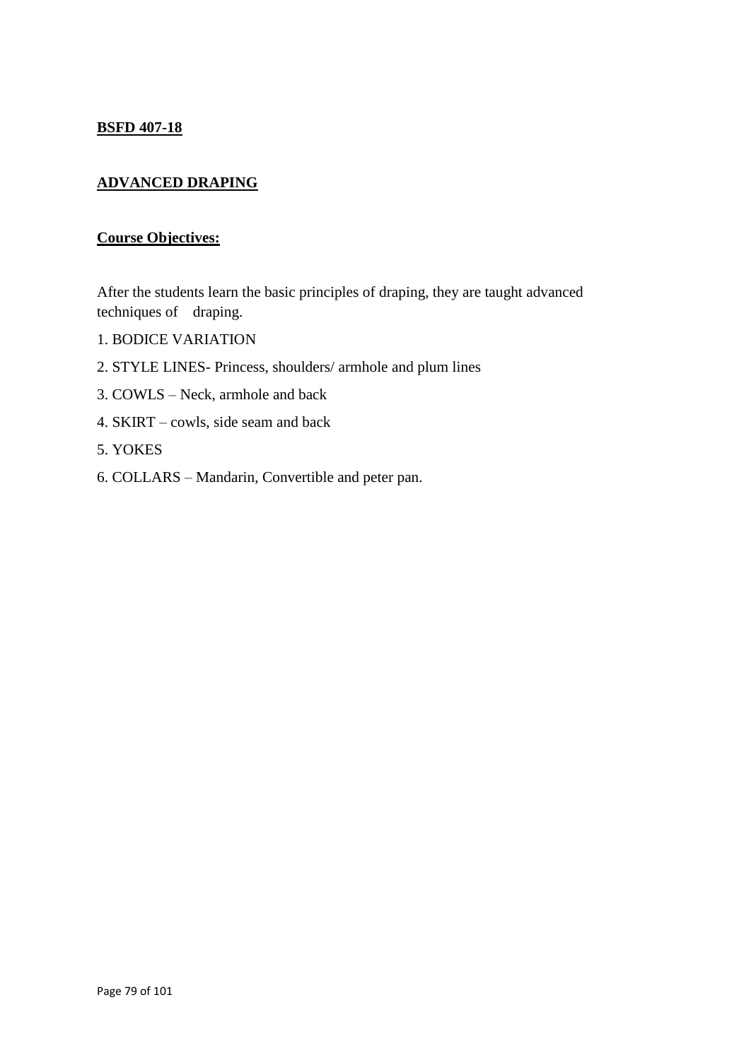**BSFD 407-18**

**ADVANCED DRAPING**

**Course Objectives:**

After the students learn the basic principles of draping, they are taught advanced techniques of draping.

1. BODICE VARIATION
2. STYLE LINES- Princess, shoulders/ armhole and plum lines
3. COWLS – Neck, armhole and back
4. SKIRT – cowls, side seam and back
5. YOKES
6. COLLARS – Mandarin, Convertible and peter pan.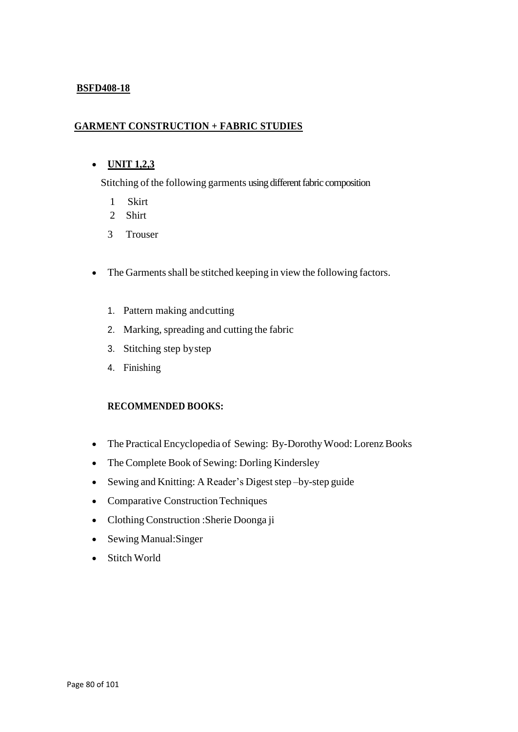**BSFD408-18**

## GARMENT CONSTRUCTION + FABRIC STUDIES

- **UNIT 1,2,3**

  Stitching of the following garments using different fabric composition

  1 Skirt
  2 Shirt
  3 Trouser

- The Garments shall be stitched keeping in view the following factors.

  1. Pattern making and cutting
  2. Marking, spreading and cutting the fabric
  3. Stitching step by step
  4. Finishing

**RECOMMENDED BOOKS:**

- The Practical Encyclopedia of Sewing: By-Dorothy Wood: Lorenz Books
- The Complete Book of Sewing: Dorling Kindersley
- Sewing and Knitting: A Reader's Digest step –by-step guide
- Comparative Construction Techniques
- Clothing Construction :Sherie Doonga ji
- Sewing Manual:Singer
- Stitch World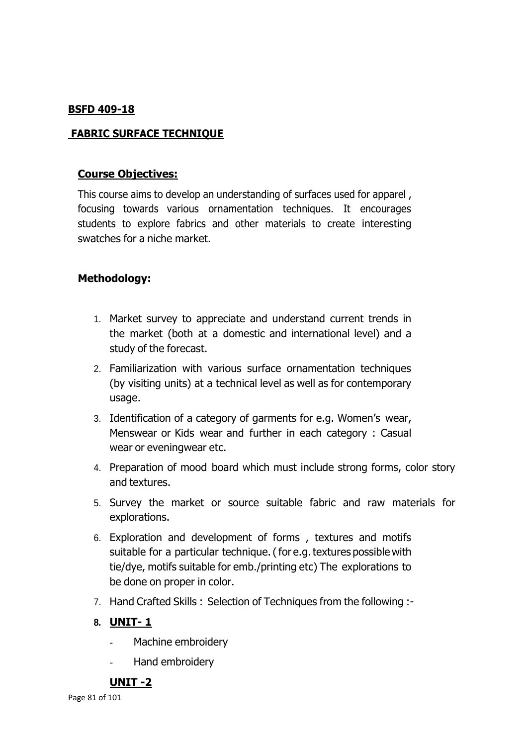**BSFD 409-18**

**FABRIC SURFACE TECHNIQUE**

**Course Objectives:**

This course aims to develop an understanding of surfaces used for apparel , focusing towards various ornamentation techniques. It encourages students to explore fabrics and other materials to create interesting swatches for a niche market.

**Methodology:**

1. Market survey to appreciate and understand current trends in the market (both at a domestic and international level) and a study of the forecast.
2. Familiarization with various surface ornamentation techniques (by visiting units) at a technical level as well as for contemporary usage.
3. Identification of a category of garments for e.g. Women's wear, Menswear or Kids wear and further in each category : Casual wear or eveningwear etc.
4. Preparation of mood board which must include strong forms, color story and textures.
5. Survey the market or source suitable fabric and raw materials for explorations.
6. Exploration and development of forms , textures and motifs suitable for a particular technique. ( for e.g. textures possible with tie/dye, motifs suitable for emb./printing etc) The explorations to be done on proper in color.
7. Hand Crafted Skills : Selection of Techniques from the following :-
8. **UNIT- 1**
   - Machine embroidery
   - Hand embroidery

   **UNIT -2**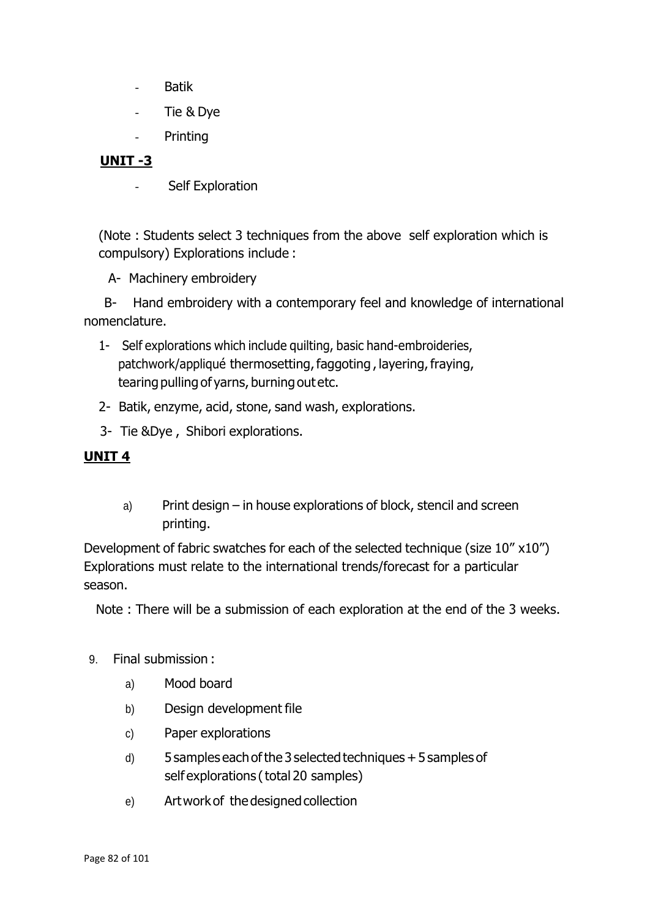- Batik
- Tie & Dye
- Printing

**UNIT -3**

- Self Exploration

(Note : Students select 3 techniques from the above self exploration which is compulsory) Explorations include :

A- Machinery embroidery

B- Hand embroidery with a contemporary feel and knowledge of international nomenclature.

1- Self explorations which include quilting, basic hand-embroideries, patchwork/appliqué thermosetting, faggoting , layering, fraying, tearing pulling of yarns, burning out etc.

2- Batik, enzyme, acid, stone, sand wash, explorations.

3- Tie &Dye , Shibori explorations.

**UNIT 4**

a) Print design – in house explorations of block, stencil and screen printing.

Development of fabric swatches for each of the selected technique (size 10" x10") Explorations must relate to the international trends/forecast for a particular season.

Note : There will be a submission of each exploration at the end of the 3 weeks.

9. Final submission :
   a) Mood board
   b) Design development file
   c) Paper explorations
   d) 5 samples each of the 3 selected techniques + 5 samples of self explorations ( total 20 samples)
   e) Artwork of the designed collection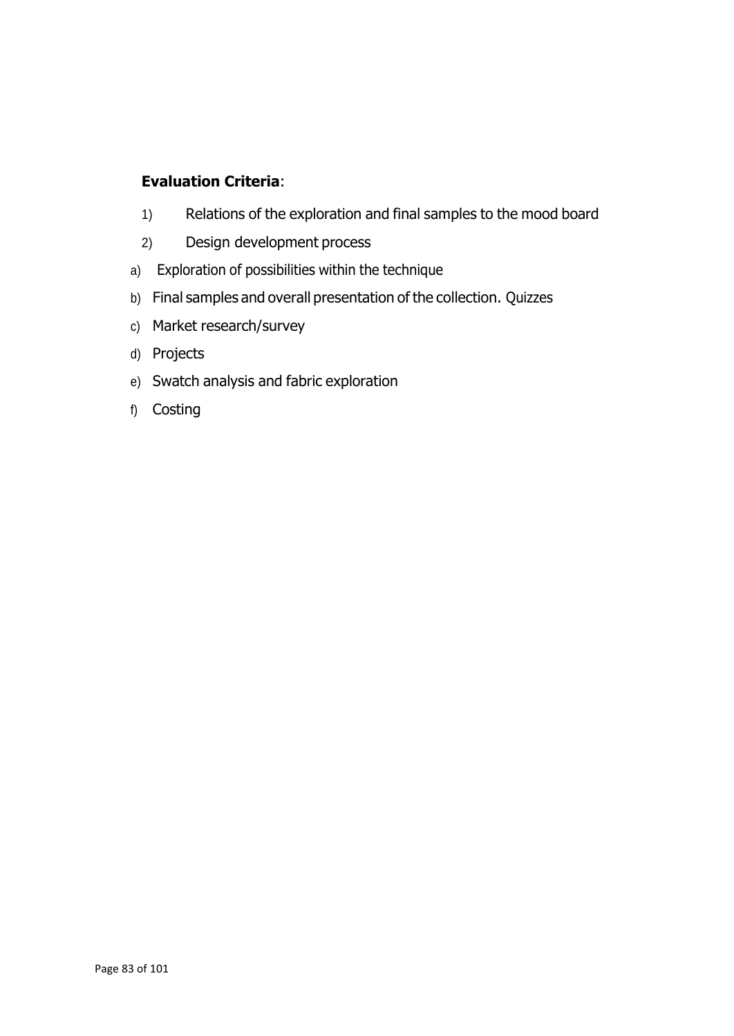**Evaluation Criteria**:

1) Relations of the exploration and final samples to the mood board
2) Design development process

a) Exploration of possibilities within the technique
b) Final samples and overall presentation of the collection. Quizzes
c) Market research/survey
d) Projects
e) Swatch analysis and fabric exploration
f) Costing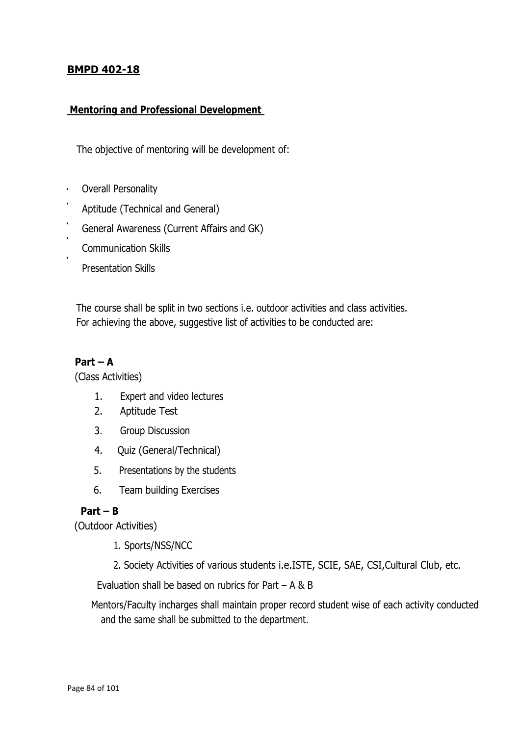## BMPD 402-18

### Mentoring and Professional Development

The objective of mentoring will be development of:

- Overall Personality
- Aptitude (Technical and General)
- General Awareness (Current Affairs and GK)
- Communication Skills
- Presentation Skills

The course shall be split in two sections i.e. outdoor activities and class activities.
For achieving the above, suggestive list of activities to be conducted are:

**Part – A**

(Class Activities)

1. Expert and video lectures
2. Aptitude Test
3. Group Discussion
4. Quiz (General/Technical)
5. Presentations by the students
6. Team building Exercises

**Part – B**

(Outdoor Activities)

1. Sports/NSS/NCC
2. Society Activities of various students i.e.ISTE, SCIE, SAE, CSI,Cultural Club, etc.

Evaluation shall be based on rubrics for Part – A & B

Mentors/Faculty incharges shall maintain proper record student wise of each activity conducted and the same shall be submitted to the department.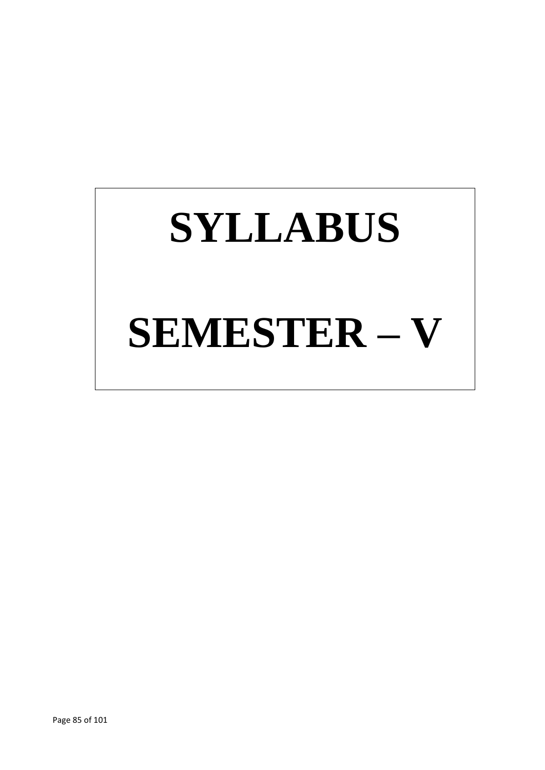# SYLLABUS

# SEMESTER – V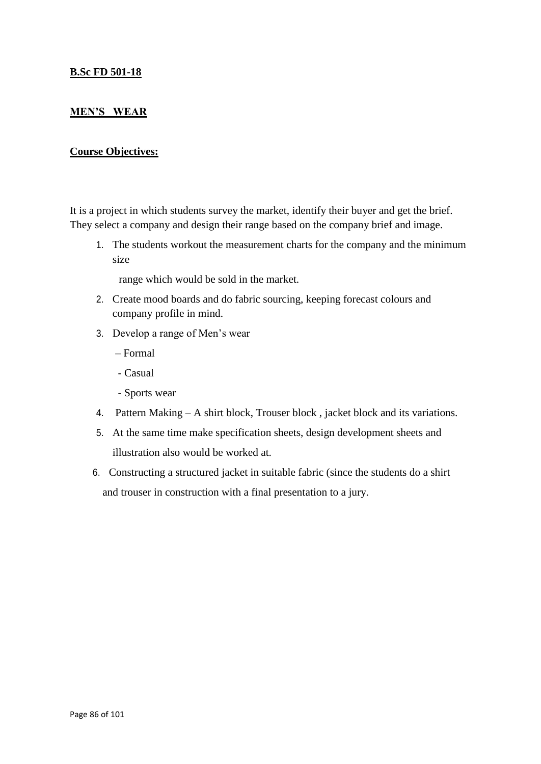**B.Sc FD 501-18**

**MEN'S WEAR**

**Course Objectives:**

It is a project in which students survey the market, identify their buyer and get the brief. They select a company and design their range based on the company brief and image.

1. The students workout the measurement charts for the company and the minimum size range which would be sold in the market.
2. Create mood boards and do fabric sourcing, keeping forecast colours and company profile in mind.
3. Develop a range of Men's wear
   - Formal
   - Casual
   - Sports wear
4. Pattern Making – A shirt block, Trouser block , jacket block and its variations.
5. At the same time make specification sheets, design development sheets and illustration also would be worked at.
6. Constructing a structured jacket in suitable fabric (since the students do a shirt and trouser in construction with a final presentation to a jury.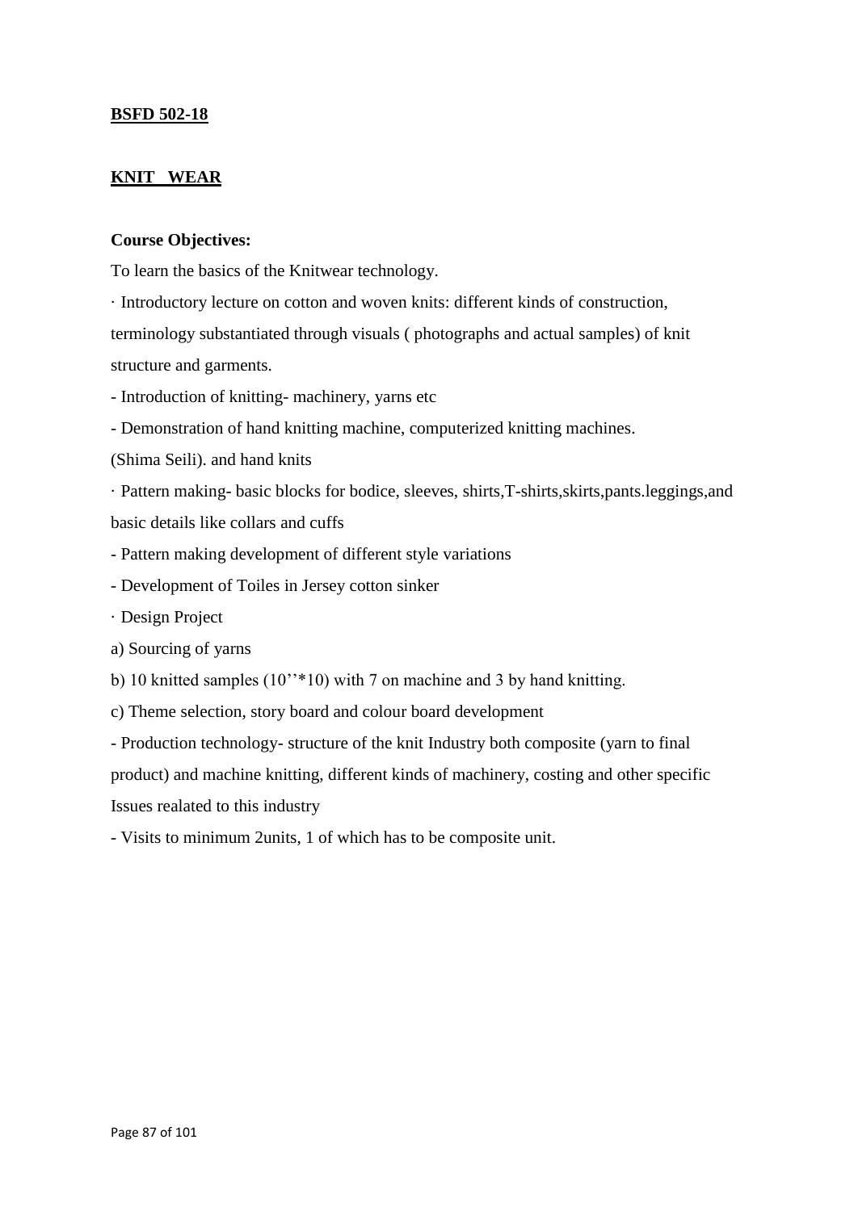**BSFD 502-18**

**KNIT WEAR**

**Course Objectives:**

To learn the basics of the Knitwear technology.

· Introductory lecture on cotton and woven knits: different kinds of construction, terminology substantiated through visuals ( photographs and actual samples) of knit structure and garments.

- Introduction of knitting- machinery, yarns etc

- Demonstration of hand knitting machine, computerized knitting machines. (Shima Seili). and hand knits

· Pattern making- basic blocks for bodice, sleeves, shirts,T-shirts,skirts,pants.leggings,and basic details like collars and cuffs

- Pattern making development of different style variations

- Development of Toiles in Jersey cotton sinker

· Design Project

a) Sourcing of yarns

b) 10 knitted samples (10''*10) with 7 on machine and 3 by hand knitting.

c) Theme selection, story board and colour board development

- Production technology- structure of the knit Industry both composite (yarn to final product) and machine knitting, different kinds of machinery, costing and other specific Issues realated to this industry

- Visits to minimum 2units, 1 of which has to be composite unit.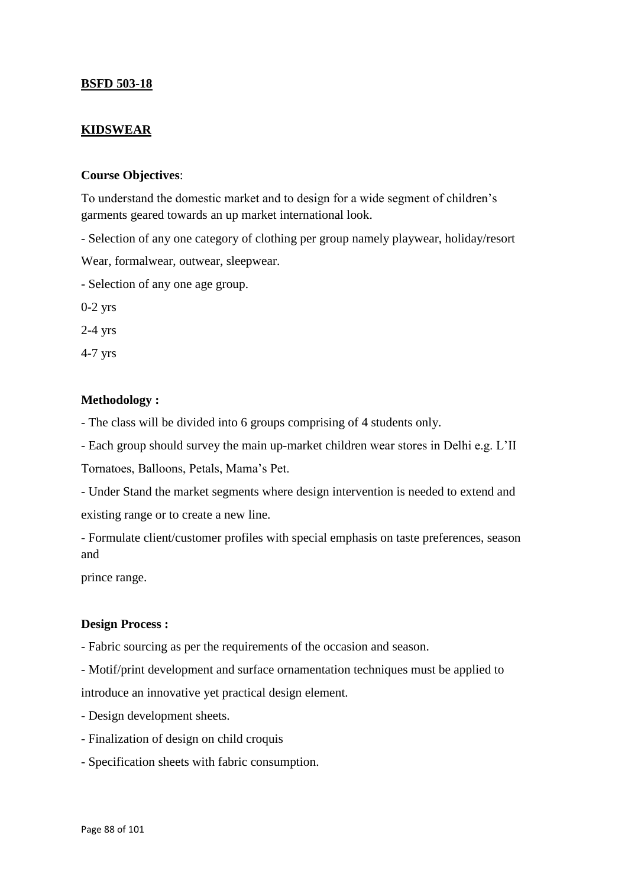**BSFD 503-18**

**KIDSWEAR**

**Course Objectives**:

To understand the domestic market and to design for a wide segment of children's garments geared towards an up market international look.

- Selection of any one category of clothing per group namely playwear, holiday/resort Wear, formalwear, outwear, sleepwear.
- Selection of any one age group.

0-2 yrs

2-4 yrs

4-7 yrs

**Methodology :**

- The class will be divided into 6 groups comprising of 4 students only.
- Each group should survey the main up-market children wear stores in Delhi e.g. L'II Tornatoes, Balloons, Petals, Mama's Pet.
- Under Stand the market segments where design intervention is needed to extend and existing range or to create a new line.
- Formulate client/customer profiles with special emphasis on taste preferences, season and prince range.

**Design Process :**

- Fabric sourcing as per the requirements of the occasion and season.
- Motif/print development and surface ornamentation techniques must be applied to introduce an innovative yet practical design element.
- Design development sheets.
- Finalization of design on child croquis
- Specification sheets with fabric consumption.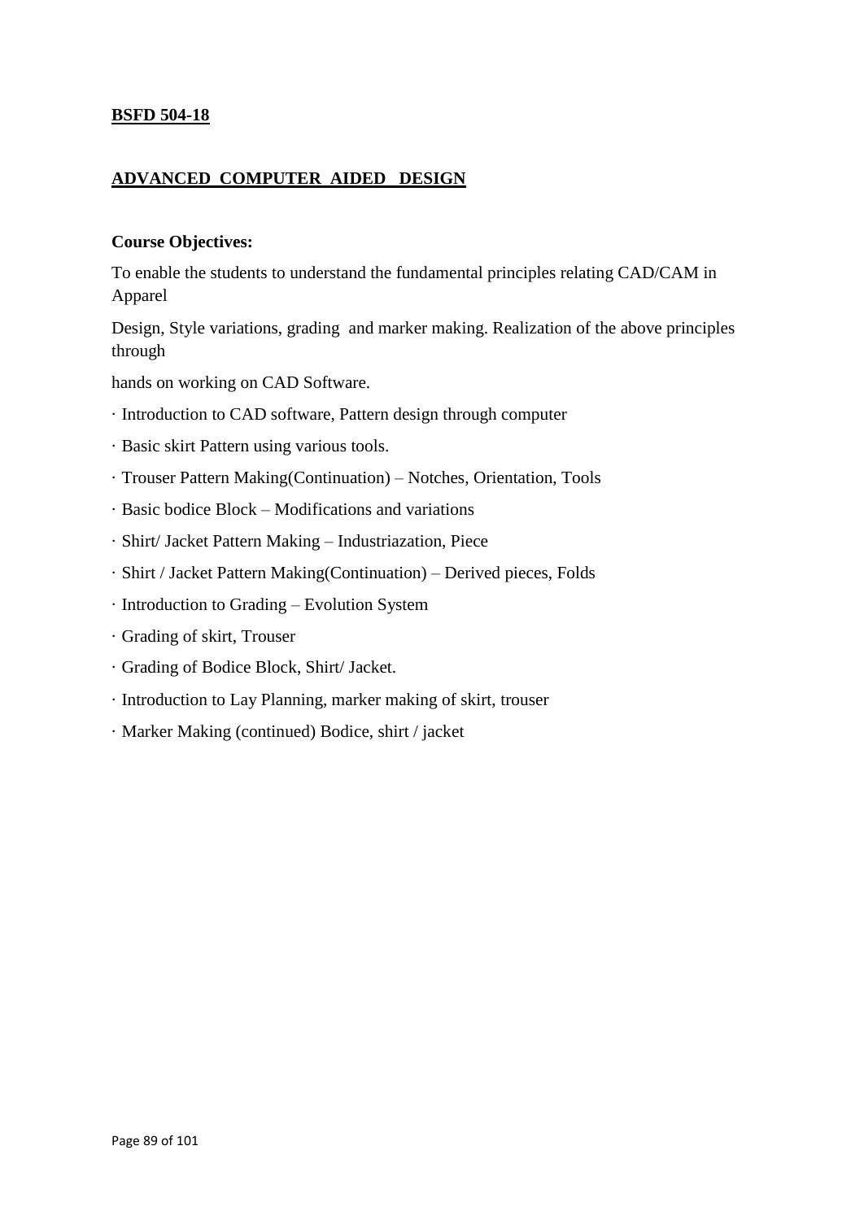**BSFD 504-18**

## **ADVANCED COMPUTER AIDED DESIGN**

**Course Objectives:**

To enable the students to understand the fundamental principles relating CAD/CAM in Apparel

Design, Style variations, grading and marker making. Realization of the above principles through

hands on working on CAD Software.

- Introduction to CAD software, Pattern design through computer
- Basic skirt Pattern using various tools.
- Trouser Pattern Making(Continuation) – Notches, Orientation, Tools
- Basic bodice Block – Modifications and variations
- Shirt/ Jacket Pattern Making – Industriazation, Piece
- Shirt / Jacket Pattern Making(Continuation) – Derived pieces, Folds
- Introduction to Grading – Evolution System
- Grading of skirt, Trouser
- Grading of Bodice Block, Shirt/ Jacket.
- Introduction to Lay Planning, marker making of skirt, trouser
- Marker Making (continued) Bodice, shirt / jacket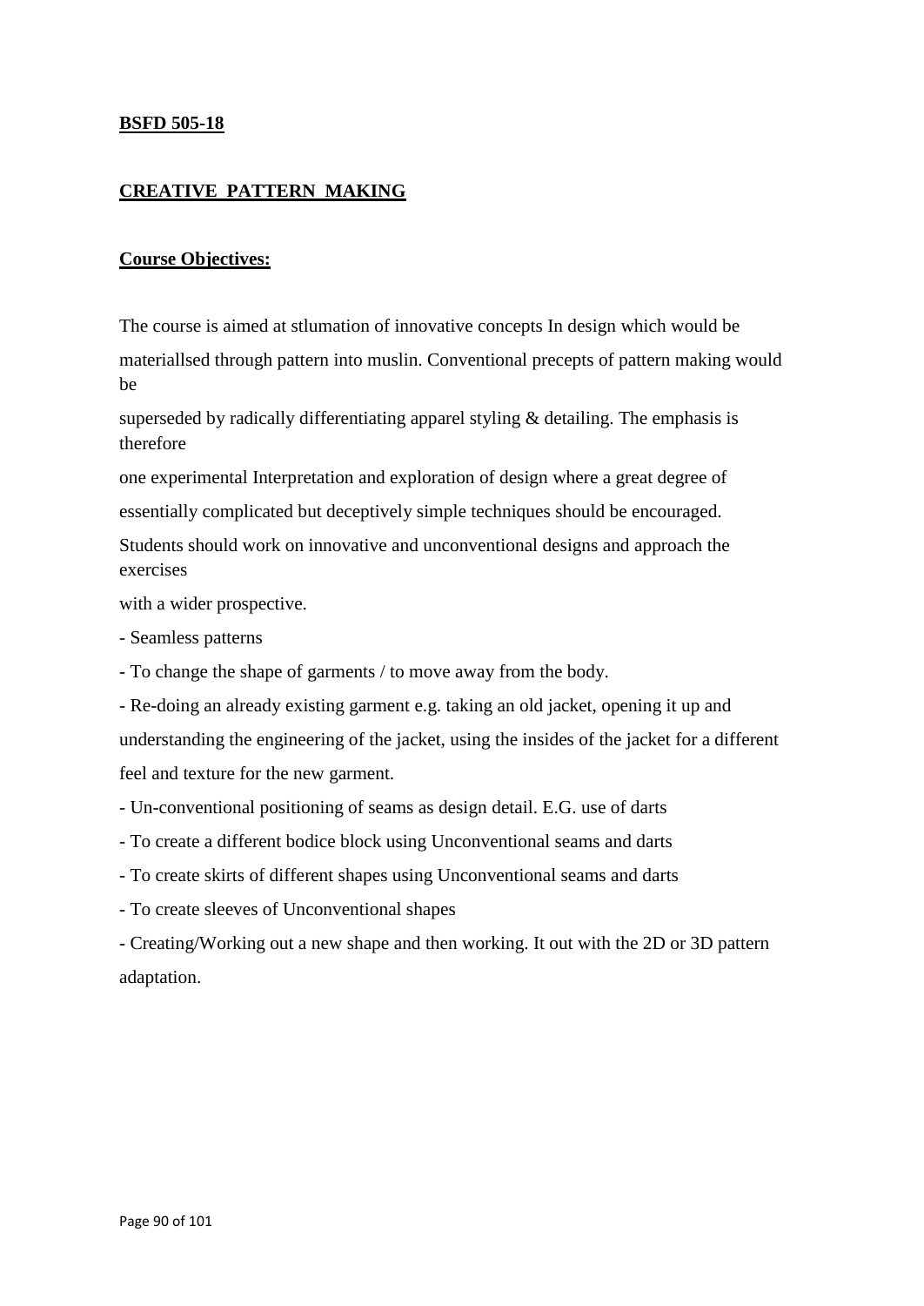**BSFD 505-18**

**CREATIVE PATTERN MAKING**

**Course Objectives:**

The course is aimed at stlumation of innovative concepts In design which would be materiallsed through pattern into muslin. Conventional precepts of pattern making would be superseded by radically differentiating apparel styling & detailing. The emphasis is therefore one experimental Interpretation and exploration of design where a great degree of essentially complicated but deceptively simple techniques should be encouraged. Students should work on innovative and unconventional designs and approach the exercises with a wider prospective.

- Seamless patterns
- To change the shape of garments / to move away from the body.
- Re-doing an already existing garment e.g. taking an old jacket, opening it up and understanding the engineering of the jacket, using the insides of the jacket for a different feel and texture for the new garment.
- Un-conventional positioning of seams as design detail. E.G. use of darts
- To create a different bodice block using Unconventional seams and darts
- To create skirts of different shapes using Unconventional seams and darts
- To create sleeves of Unconventional shapes
- Creating/Working out a new shape and then working. It out with the 2D or 3D pattern adaptation.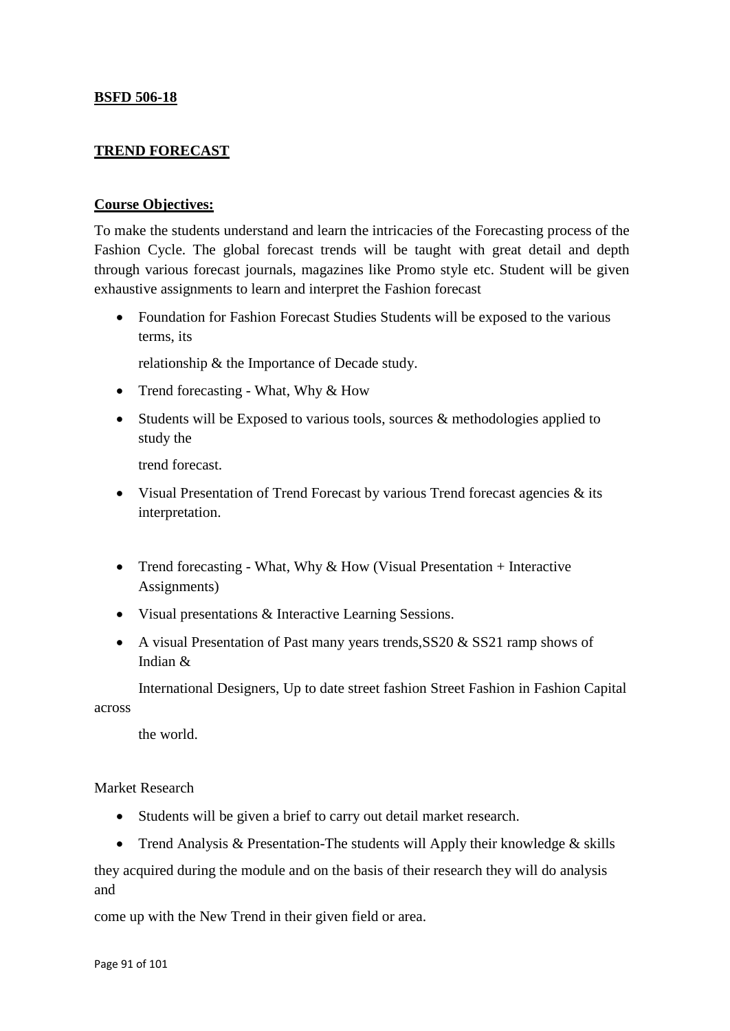**BSFD 506-18**

**TREND FORECAST**

**Course Objectives:**

To make the students understand and learn the intricacies of the Forecasting process of the Fashion Cycle. The global forecast trends will be taught with great detail and depth through various forecast journals, magazines like Promo style etc. Student will be given exhaustive assignments to learn and interpret the Fashion forecast

- Foundation for Fashion Forecast Studies Students will be exposed to the various terms, its relationship & the Importance of Decade study.
- Trend forecasting - What, Why & How
- Students will be Exposed to various tools, sources & methodologies applied to study the trend forecast.
- Visual Presentation of Trend Forecast by various Trend forecast agencies & its interpretation.
- Trend forecasting - What, Why & How (Visual Presentation + Interactive Assignments)
- Visual presentations & Interactive Learning Sessions.
- A visual Presentation of Past many years trends,SS20 & SS21 ramp shows of Indian & International Designers, Up to date street fashion Street Fashion in Fashion Capital across the world.

Market Research

- Students will be given a brief to carry out detail market research.
- Trend Analysis & Presentation-The students will Apply their knowledge & skills

they acquired during the module and on the basis of their research they will do analysis and come up with the New Trend in their given field or area.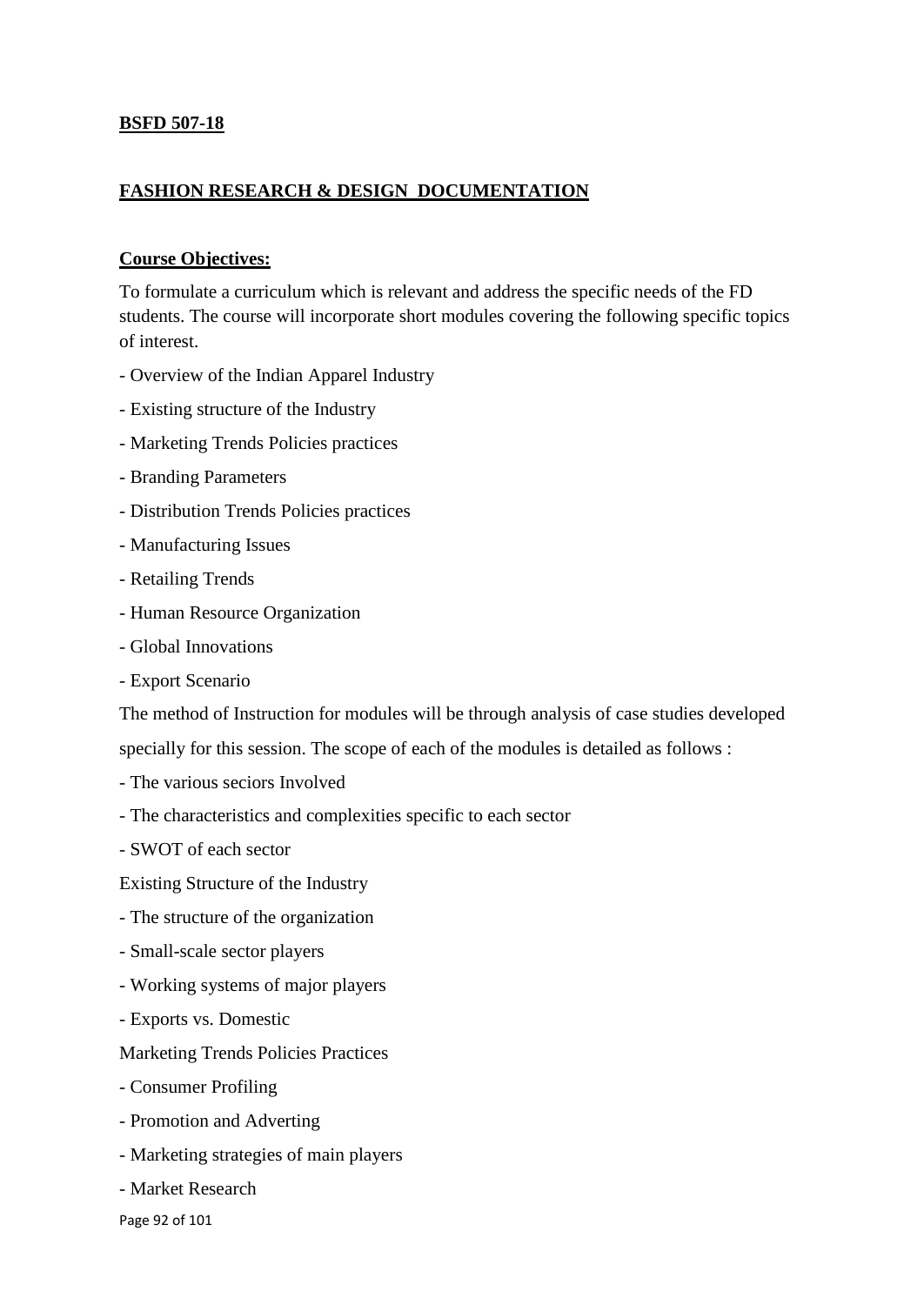**BSFD 507-18**

**FASHION RESEARCH & DESIGN DOCUMENTATION**

**Course Objectives:**

To formulate a curriculum which is relevant and address the specific needs of the FD students. The course will incorporate short modules covering the following specific topics of interest.

- Overview of the Indian Apparel Industry
- Existing structure of the Industry
- Marketing Trends Policies practices
- Branding Parameters
- Distribution Trends Policies practices
- Manufacturing Issues
- Retailing Trends
- Human Resource Organization
- Global Innovations
- Export Scenario

The method of Instruction for modules will be through analysis of case studies developed specially for this session. The scope of each of the modules is detailed as follows :

- The various seciors Involved
- The characteristics and complexities specific to each sector
- SWOT of each sector

Existing Structure of the Industry

- The structure of the organization
- Small-scale sector players
- Working systems of major players
- Exports vs. Domestic

Marketing Trends Policies Practices

- Consumer Profiling
- Promotion and Adverting
- Marketing strategies of main players
- Market Research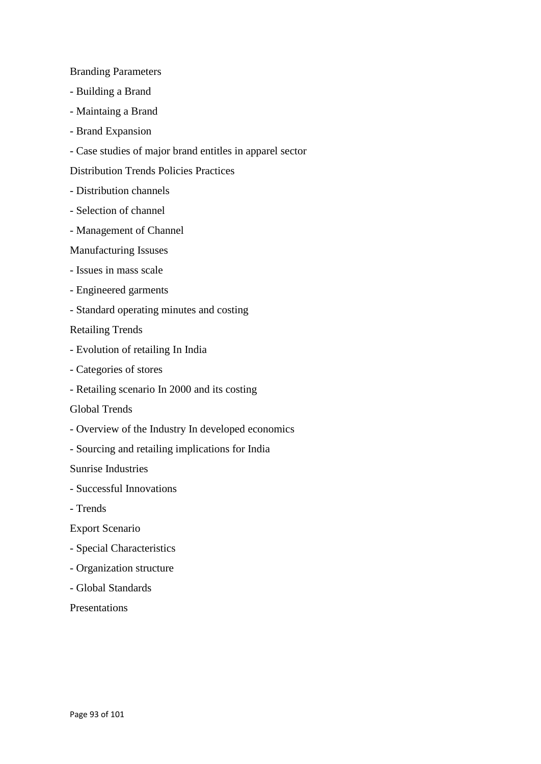Branding Parameters

- Building a Brand
- Maintaing a Brand
- Brand Expansion
- Case studies of major brand entitles in apparel sector

Distribution Trends Policies Practices

- Distribution channels
- Selection of channel
- Management of Channel

Manufacturing Issuses

- Issues in mass scale
- Engineered garments
- Standard operating minutes and costing

Retailing Trends

- Evolution of retailing In India
- Categories of stores
- Retailing scenario In 2000 and its costing

Global Trends

- Overview of the Industry In developed economics
- Sourcing and retailing implications for India

Sunrise Industries

- Successful Innovations
- Trends

Export Scenario

- Special Characteristics
- Organization structure
- Global Standards

Presentations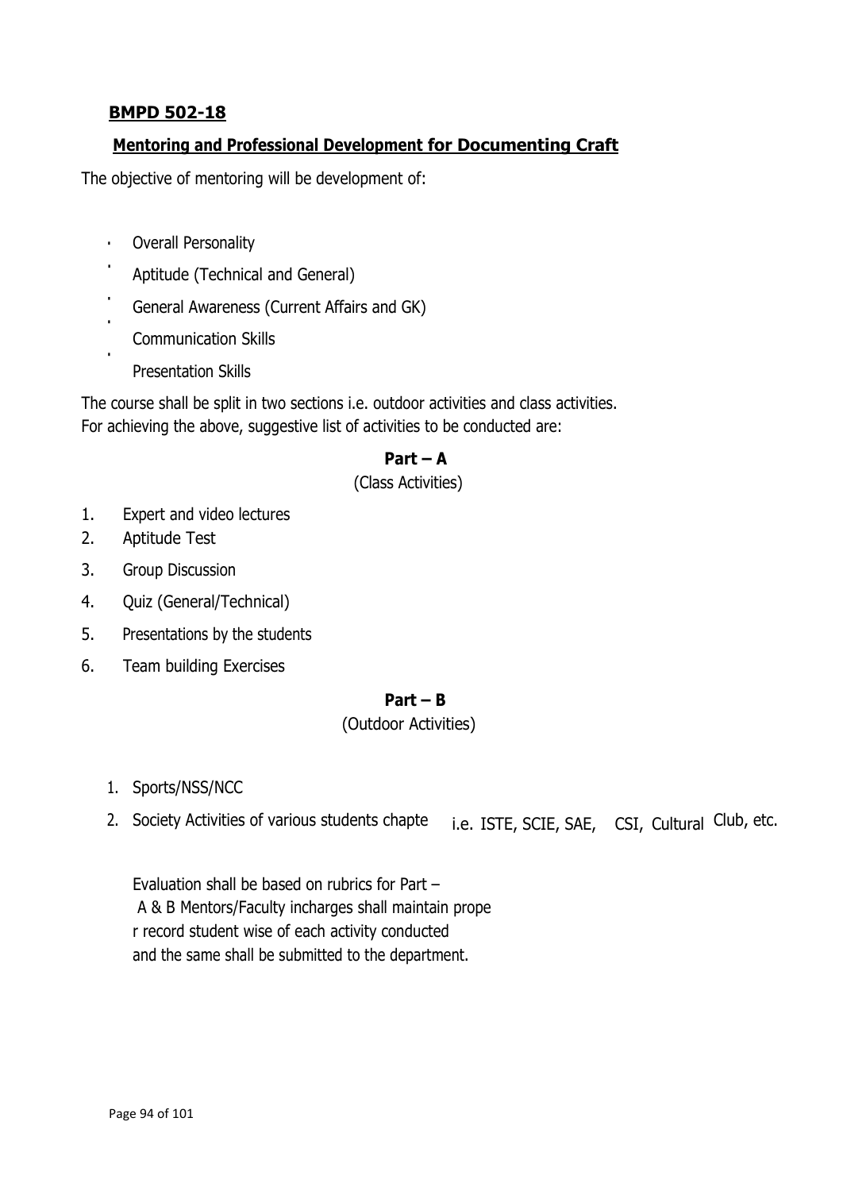**BMPD 502-18**

**Mentoring and Professional Development for Documenting Craft**

The objective of mentoring will be development of:

- Overall Personality
- Aptitude (Technical and General)
- General Awareness (Current Affairs and GK)
- Communication Skills
- Presentation Skills

The course shall be split in two sections i.e. outdoor activities and class activities.
For achieving the above, suggestive list of activities to be conducted are:

**Part – A**

(Class Activities)

1. Expert and video lectures
2. Aptitude Test
3. Group Discussion
4. Quiz (General/Technical)
5. Presentations by the students
6. Team building Exercises

**Part – B**

(Outdoor Activities)

1. Sports/NSS/NCC
2. Society Activities of various students chapte i.e. ISTE, SCIE, SAE, CSI, Cultural Club, etc.

Evaluation shall be based on rubrics for Part – A & B Mentors/Faculty incharges shall maintain prope r record student wise of each activity conducted and the same shall be submitted to the department.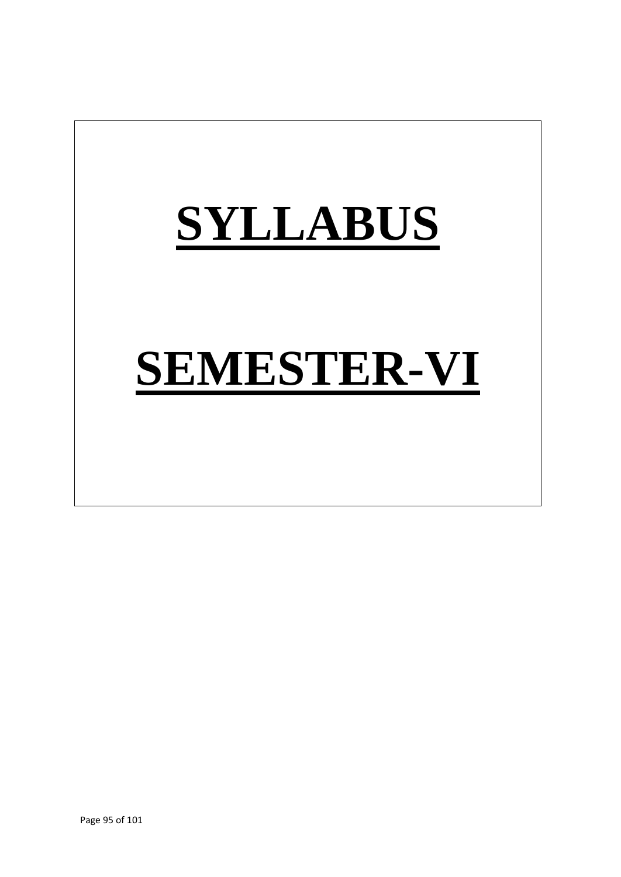# SYLLABUS

# SEMESTER-VI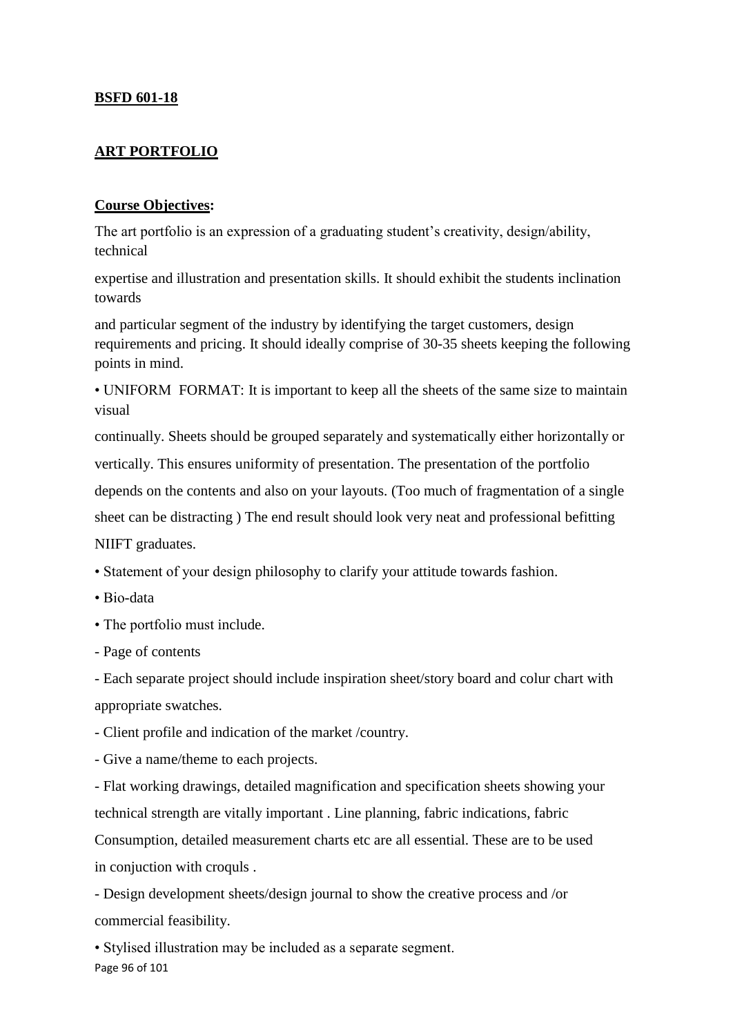**BSFD 601-18**

**ART PORTFOLIO**

**Course Objectives:**

The art portfolio is an expression of a graduating student's creativity, design/ability, technical expertise and illustration and presentation skills. It should exhibit the students inclination towards and particular segment of the industry by identifying the target customers, design requirements and pricing. It should ideally comprise of 30-35 sheets keeping the following points in mind.

- UNIFORM FORMAT: It is important to keep all the sheets of the same size to maintain visual continually. Sheets should be grouped separately and systematically either horizontally or vertically. This ensures uniformity of presentation. The presentation of the portfolio depends on the contents and also on your layouts. (Too much of fragmentation of a single sheet can be distracting ) The end result should look very neat and professional befitting NIIFT graduates.
- Statement of your design philosophy to clarify your attitude towards fashion.
- Bio-data
- The portfolio must include.
  - Page of contents
  - Each separate project should include inspiration sheet/story board and colur chart with appropriate swatches.
  - Client profile and indication of the market /country.
  - Give a name/theme to each projects.
  - Flat working drawings, detailed magnification and specification sheets showing your technical strength are vitally important . Line planning, fabric indications, fabric Consumption, detailed measurement charts etc are all essential. These are to be used in conjuction with croquls .
  - Design development sheets/design journal to show the creative process and /or commercial feasibility.
- Stylised illustration may be included as a separate segment.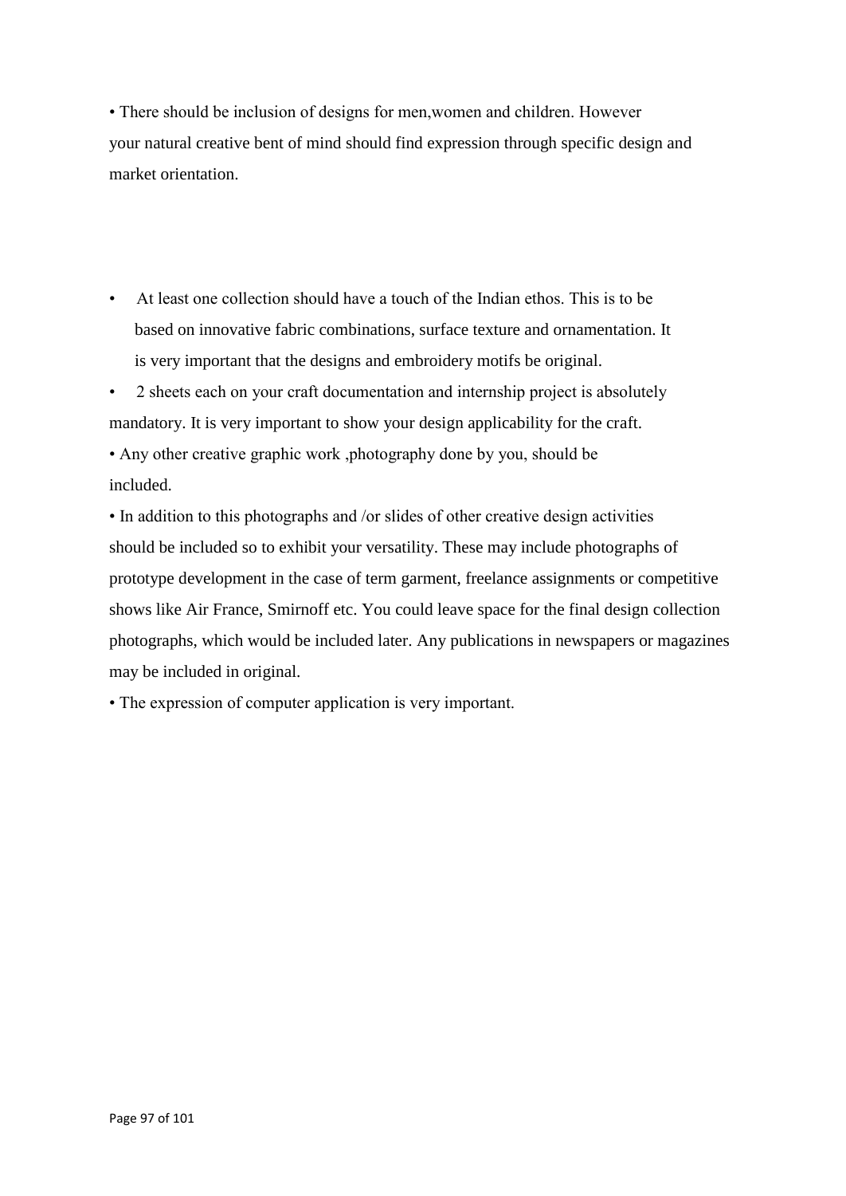- There should be inclusion of designs for men,women and children. However your natural creative bent of mind should find expression through specific design and market orientation.

- At least one collection should have a touch of the Indian ethos. This is to be based on innovative fabric combinations, surface texture and ornamentation. It is very important that the designs and embroidery motifs be original.
- 2 sheets each on your craft documentation and internship project is absolutely mandatory. It is very important to show your design applicability for the craft.
- Any other creative graphic work ,photography done by you, should be included.
- In addition to this photographs and /or slides of other creative design activities should be included so to exhibit your versatility. These may include photographs of prototype development in the case of term garment, freelance assignments or competitive shows like Air France, Smirnoff etc. You could leave space for the final design collection photographs, which would be included later. Any publications in newspapers or magazines may be included in original.
- The expression of computer application is very important.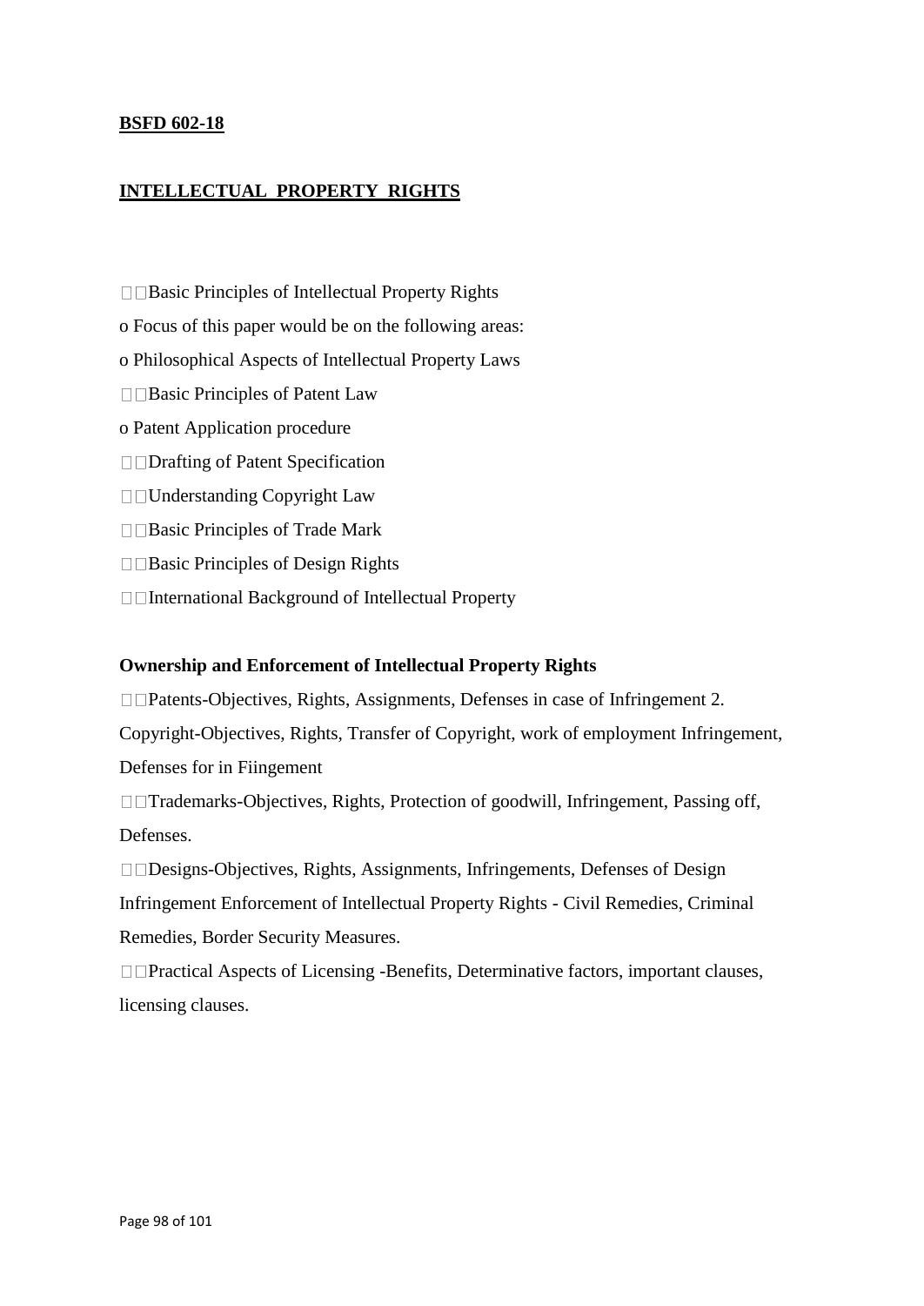**BSFD 602-18**

**INTELLECTUAL PROPERTY RIGHTS**

- Basic Principles of Intellectual Property Rights

o Focus of this paper would be on the following areas:

o Philosophical Aspects of Intellectual Property Laws

- Basic Principles of Patent Law

o Patent Application procedure

- Drafting of Patent Specification
- Understanding Copyright Law
- Basic Principles of Trade Mark
- Basic Principles of Design Rights
- International Background of Intellectual Property

**Ownership and Enforcement of Intellectual Property Rights**

- Patents-Objectives, Rights, Assignments, Defenses in case of Infringement 2. Copyright-Objectives, Rights, Transfer of Copyright, work of employment Infringement, Defenses for in Fiingement
- Trademarks-Objectives, Rights, Protection of goodwill, Infringement, Passing off, Defenses.
- Designs-Objectives, Rights, Assignments, Infringements, Defenses of Design Infringement Enforcement of Intellectual Property Rights - Civil Remedies, Criminal Remedies, Border Security Measures.
- Practical Aspects of Licensing -Benefits, Determinative factors, important clauses, licensing clauses.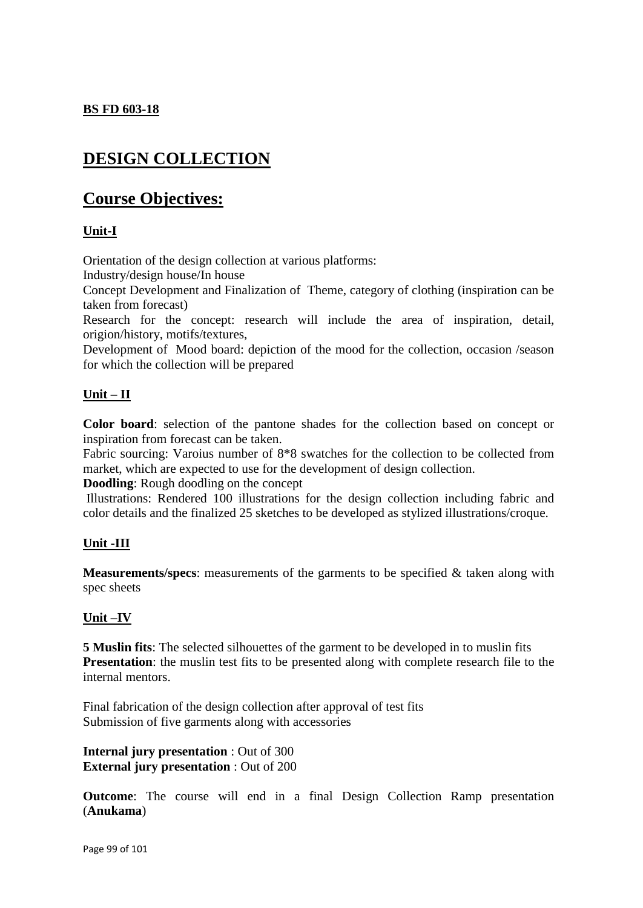**BS FD 603-18**

# DESIGN COLLECTION

# Course Objectives:

### Unit-I

Orientation of the design collection at various platforms:
Industry/design house/In house
Concept Development and Finalization of Theme, category of clothing (inspiration can be taken from forecast)
Research for the concept: research will include the area of inspiration, detail, origion/history, motifs/textures,
Development of Mood board: depiction of the mood for the collection, occasion /season for which the collection will be prepared

### Unit – II

**Color board**: selection of the pantone shades for the collection based on concept or inspiration from forecast can be taken.
Fabric sourcing: Varoius number of 8*8 swatches for the collection to be collected from market, which are expected to use for the development of design collection.
**Doodling**: Rough doodling on the concept
Illustrations: Rendered 100 illustrations for the design collection including fabric and color details and the finalized 25 sketches to be developed as stylized illustrations/croque.

### Unit -III

**Measurements/specs**: measurements of the garments to be specified & taken along with spec sheets

### Unit –IV

**5 Muslin fits**: The selected silhouettes of the garment to be developed in to muslin fits
**Presentation**: the muslin test fits to be presented along with complete research file to the internal mentors.

Final fabrication of the design collection after approval of test fits
Submission of five garments along with accessories

**Internal jury presentation** : Out of 300
**External jury presentation** : Out of 200

**Outcome**: The course will end in a final Design Collection Ramp presentation (**Anukama**)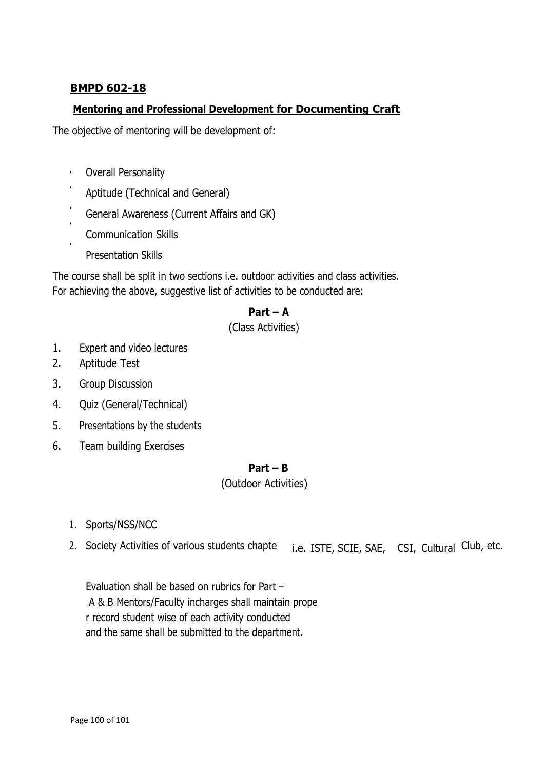**BMPD 602-18**

**Mentoring and Professional Development for Documenting Craft**

The objective of mentoring will be development of:

- Overall Personality
- Aptitude (Technical and General)
- General Awareness (Current Affairs and GK)
- Communication Skills
- Presentation Skills

The course shall be split in two sections i.e. outdoor activities and class activities.
For achieving the above, suggestive list of activities to be conducted are:

**Part – A**

(Class Activities)

1. Expert and video lectures
2. Aptitude Test
3. Group Discussion
4. Quiz (General/Technical)
5. Presentations by the students
6. Team building Exercises

**Part – B**

(Outdoor Activities)

1. Sports/NSS/NCC
2. Society Activities of various students chapte i.e. ISTE, SCIE, SAE, CSI, Cultural Club, etc.

Evaluation shall be based on rubrics for Part – A & B Mentors/Faculty incharges shall maintain prope r record student wise of each activity conducted and the same shall be submitted to the department.